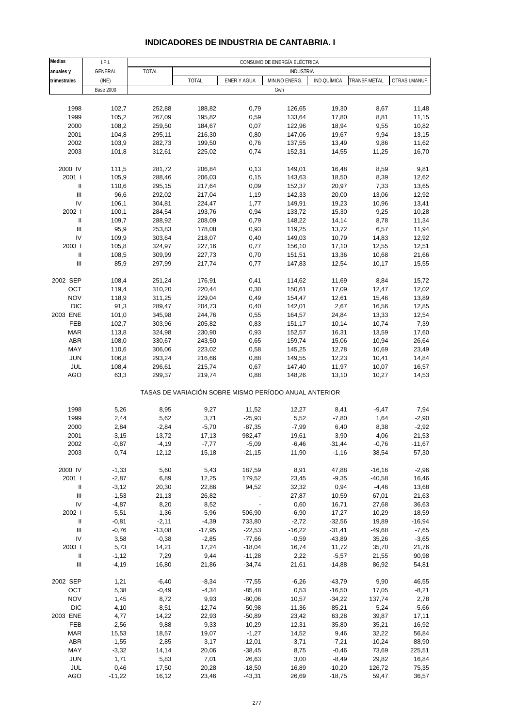# INDICADORES DE INDUSTRIA DE CANTABRIA. I

| Medias anuales y trimestrales | I.P.I. GENERAL (INE) Base 2000 | CONSUMO DE ENERGÍA ELÉCTRICA | | | | | | |
|---|---|---|---|---|---|---|---|---|
| | | TOTAL | INDUSTRIA | | | | | |
| | | | TOTAL | ENER.Y AGUA | MIN.NO ENERG. | IND.QUÍMICA | TRANSF.METAL | OTRAS I.MANUF. |
| | | Gwh | | | | | | |
| 1998 | 102,7 | 252,88 | 188,82 | 0,79 | 126,65 | 19,30 | 8,67 | 11,48 |
| 1999 | 105,2 | 267,09 | 195,82 | 0,59 | 133,64 | 17,80 | 8,81 | 11,15 |
| 2000 | 108,2 | 259,50 | 184,67 | 0,07 | 122,96 | 18,94 | 9,55 | 10,82 |
| 2001 | 104,8 | 295,11 | 216,30 | 0,80 | 147,06 | 19,67 | 9,94 | 13,15 |
| 2002 | 103,9 | 282,73 | 199,50 | 0,76 | 137,55 | 13,49 | 9,86 | 11,62 |
| 2003 | 101,8 | 312,61 | 225,02 | 0,74 | 152,31 | 14,55 | 11,25 | 16,70 |
| 2000 IV | 111,5 | 281,72 | 206,84 | 0,13 | 149,01 | 16,48 | 8,59 | 9,81 |
| 2001 I | 105,9 | 288,46 | 206,03 | 0,15 | 143,63 | 18,50 | 8,39 | 12,62 |
| II | 110,6 | 295,15 | 217,64 | 0,09 | 152,37 | 20,97 | 7,33 | 13,65 |
| III | 96,6 | 292,02 | 217,04 | 1,19 | 142,33 | 20,00 | 13,06 | 12,92 |
| IV | 106,1 | 304,81 | 224,47 | 1,77 | 149,91 | 19,23 | 10,96 | 13,41 |
| 2002 I | 100,1 | 284,54 | 193,76 | 0,94 | 133,72 | 15,30 | 9,25 | 10,28 |
| II | 109,7 | 288,92 | 208,09 | 0,79 | 148,22 | 14,14 | 8,78 | 11,34 |
| III | 95,9 | 253,83 | 178,08 | 0,93 | 119,25 | 13,72 | 6,57 | 11,94 |
| IV | 109,9 | 303,64 | 218,07 | 0,40 | 149,03 | 10,79 | 14,83 | 12,92 |
| 2003 I | 105,8 | 324,97 | 227,16 | 0,77 | 156,10 | 17,10 | 12,55 | 12,51 |
| II | 108,5 | 309,99 | 227,73 | 0,70 | 151,51 | 13,36 | 10,68 | 21,66 |
| III | 85,9 | 297,99 | 217,74 | 0,77 | 147,83 | 12,54 | 10,17 | 15,55 |
| 2002 SEP | 108,4 | 251,24 | 176,91 | 0,41 | 114,62 | 11,69 | 8,84 | 15,72 |
| OCT | 119,4 | 310,20 | 220,44 | 0,30 | 150,61 | 17,09 | 12,47 | 12,02 |
| NOV | 118,9 | 311,25 | 229,04 | 0,49 | 154,47 | 12,61 | 15,46 | 13,89 |
| DIC | 91,3 | 289,47 | 204,73 | 0,40 | 142,01 | 2,67 | 16,56 | 12,85 |
| 2003 ENE | 101,0 | 345,98 | 244,76 | 0,55 | 164,57 | 24,84 | 13,33 | 12,54 |
| FEB | 102,7 | 303,96 | 205,82 | 0,83 | 151,17 | 10,14 | 10,74 | 7,39 |
| MAR | 113,8 | 324,98 | 230,90 | 0,93 | 152,57 | 16,31 | 13,59 | 17,60 |
| ABR | 108,0 | 330,67 | 243,50 | 0,65 | 159,74 | 15,06 | 10,94 | 26,64 |
| MAY | 110,6 | 306,06 | 223,02 | 0,58 | 145,25 | 12,78 | 10,69 | 23,49 |
| JUN | 106,8 | 293,24 | 216,66 | 0,88 | 149,55 | 12,23 | 10,41 | 14,84 |
| JUL | 108,4 | 296,61 | 215,74 | 0,67 | 147,40 | 11,97 | 10,07 | 16,57 |
| AGO | 63,3 | 299,37 | 219,74 | 0,88 | 148,26 | 13,10 | 10,27 | 14,53 |
| TASAS DE VARIACIÓN SOBRE MISMO PERÍODO ANUAL ANTERIOR | | | | | | | | |
| 1998 | 5,26 | 8,95 | 9,27 | 11,52 | 12,27 | 8,41 | -9,47 | 7,94 |
| 1999 | 2,44 | 5,62 | 3,71 | -25,93 | 5,52 | -7,80 | 1,64 | -2,90 |
| 2000 | 2,84 | -2,84 | -5,70 | -87,35 | -7,99 | 6,40 | 8,38 | -2,92 |
| 2001 | -3,15 | 13,72 | 17,13 | 982,47 | 19,61 | 3,90 | 4,06 | 21,53 |
| 2002 | -0,87 | -4,19 | -7,77 | -5,09 | -6,46 | -31,44 | -0,76 | -11,67 |
| 2003 | 0,74 | 12,12 | 15,18 | -21,15 | 11,90 | -1,16 | 38,54 | 57,30 |
| 2000 IV | -1,33 | 5,60 | 5,43 | 187,59 | 8,91 | 47,88 | -16,16 | -2,96 |
| 2001 I | -2,87 | 6,89 | 12,25 | 179,52 | 23,45 | -9,35 | -40,58 | 16,46 |
| II | -3,12 | 20,30 | 22,86 | 94,52 | 32,32 | 0,94 | -4,46 | 13,68 |
| III | -1,53 | 21,13 | 26,82 | - | 27,87 | 10,59 | 67,01 | 21,63 |
| IV | -4,87 | 8,20 | 8,52 | - | 0,60 | 16,71 | 27,68 | 36,63 |
| 2002 I | -5,51 | -1,36 | -5,96 | 506,90 | -6,90 | -17,27 | 10,29 | -18,59 |
| II | -0,81 | -2,11 | -4,39 | 733,80 | -2,72 | -32,56 | 19,89 | -16,94 |
| III | -0,76 | -13,08 | -17,95 | -22,53 | -16,22 | -31,41 | -49,68 | -7,65 |
| IV | 3,58 | -0,38 | -2,85 | -77,66 | -0,59 | -43,89 | 35,26 | -3,65 |
| 2003 I | 5,73 | 14,21 | 17,24 | -18,04 | 16,74 | 11,72 | 35,70 | 21,76 |
| II | -1,12 | 7,29 | 9,44 | -11,28 | 2,22 | -5,57 | 21,55 | 90,98 |
| III | -4,19 | 16,80 | 21,86 | -34,74 | 21,61 | -14,88 | 86,92 | 54,81 |
| 2002 SEP | 1,21 | -6,40 | -8,34 | -77,55 | -6,26 | -43,79 | 9,90 | 46,55 |
| OCT | 5,38 | -0,49 | -4,34 | -85,48 | 0,53 | -16,50 | 17,05 | -8,21 |
| NOV | 1,45 | 8,72 | 9,93 | -80,06 | 10,57 | -34,22 | 137,74 | 2,78 |
| DIC | 4,10 | -8,51 | -12,74 | -50,98 | -11,36 | -85,21 | 5,24 | -5,66 |
| 2003 ENE | 4,77 | 14,22 | 22,93 | -50,89 | 23,42 | 63,28 | 39,87 | 17,11 |
| FEB | -2,56 | 9,88 | 9,33 | 10,29 | 12,31 | -35,80 | 35,21 | -16,92 |
| MAR | 15,53 | 18,57 | 19,07 | -1,27 | 14,52 | 9,46 | 32,22 | 56,84 |
| ABR | -1,55 | 2,85 | 3,17 | -12,01 | -3,71 | -7,21 | -10,24 | 88,90 |
| MAY | -3,32 | 14,14 | 20,06 | -38,45 | 8,75 | -0,46 | 73,69 | 225,51 |
| JUN | 1,71 | 5,83 | 7,01 | 26,63 | 3,00 | -8,49 | 29,82 | 16,84 |
| JUL | 0,46 | 17,50 | 20,28 | -18,50 | 16,89 | -10,20 | 126,72 | 75,35 |
| AGO | -11,22 | 16,12 | 23,46 | -43,31 | 26,69 | -18,75 | 59,47 | 36,57 |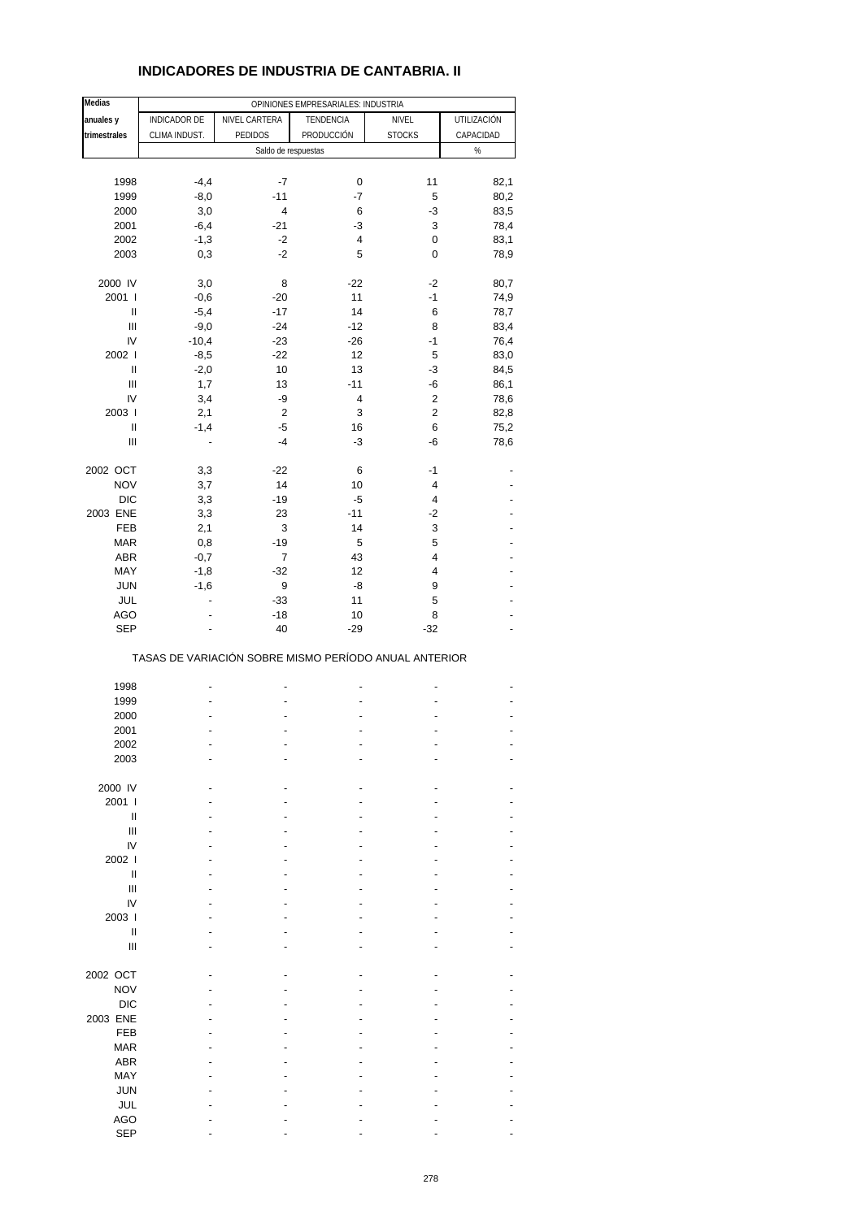# INDICADORES DE INDUSTRIA DE CANTABRIA. II

| Medias anuales y trimestrales | OPINIONES EMPRESARIALES: INDUSTRIA | | | | |
|---|---|---|---|---|---|
| | INDICADOR DE CLIMA INDUST. | NIVEL CARTERA PEDIDOS | TENDENCIA PRODUCCIÓN | NIVEL STOCKS | UTILIZACIÓN CAPACIDAD |
| | Saldo de respuestas | | | | % |
| 1998 | -4,4 | -7 | 0 | 11 | 82,1 |
| 1999 | -8,0 | -11 | -7 | 5 | 80,2 |
| 2000 | 3,0 | 4 | 6 | -3 | 83,5 |
| 2001 | -6,4 | -21 | -3 | 3 | 78,4 |
| 2002 | -1,3 | -2 | 4 | 0 | 83,1 |
| 2003 | 0,3 | -2 | 5 | 0 | 78,9 |
| 2000 IV | 3,0 | 8 | -22 | -2 | 80,7 |
| 2001 I | -0,6 | -20 | 11 | -1 | 74,9 |
| II | -5,4 | -17 | 14 | 6 | 78,7 |
| III | -9,0 | -24 | -12 | 8 | 83,4 |
| IV | -10,4 | -23 | -26 | -1 | 76,4 |
| 2002 I | -8,5 | -22 | 12 | 5 | 83,0 |
| II | -2,0 | 10 | 13 | -3 | 84,5 |
| III | 1,7 | 13 | -11 | -6 | 86,1 |
| IV | 3,4 | -9 | 4 | 2 | 78,6 |
| 2003 I | 2,1 | 2 | 3 | 2 | 82,8 |
| II | -1,4 | -5 | 16 | 6 | 75,2 |
| III | - | -4 | -3 | -6 | 78,6 |
| 2002 OCT | 3,3 | -22 | 6 | -1 | - |
| NOV | 3,7 | 14 | 10 | 4 | - |
| DIC | 3,3 | -19 | -5 | 4 | - |
| 2003 ENE | 3,3 | 23 | -11 | -2 | - |
| FEB | 2,1 | 3 | 14 | 3 | - |
| MAR | 0,8 | -19 | 5 | 5 | - |
| ABR | -0,7 | 7 | 43 | 4 | - |
| MAY | -1,8 | -32 | 12 | 4 | - |
| JUN | -1,6 | 9 | -8 | 9 | - |
| JUL | - | -33 | 11 | 5 | - |
| AGO | - | -18 | 10 | 8 | - |
| SEP | - | 40 | -29 | -32 | - |

TASAS DE VARIACIÓN SOBRE MISMO PERÍODO ANUAL ANTERIOR

| | | | | | |
|---|---|---|---|---|---|
| 1998 | - | - | - | - | - |
| 1999 | - | - | - | - | - |
| 2000 | - | - | - | - | - |
| 2001 | - | - | - | - | - |
| 2002 | - | - | - | - | - |
| 2003 | - | - | - | - | - |
| 2000 IV | - | - | - | - | - |
| 2001 I | - | - | - | - | - |
| II | - | - | - | - | - |
| III | - | - | - | - | - |
| IV | - | - | - | - | - |
| 2002 I | - | - | - | - | - |
| II | - | - | - | - | - |
| III | - | - | - | - | - |
| IV | - | - | - | - | - |
| 2003 I | - | - | - | - | - |
| II | - | - | - | - | - |
| III | - | - | - | - | - |
| 2002 OCT | - | - | - | - | - |
| NOV | - | - | - | - | - |
| DIC | - | - | - | - | - |
| 2003 ENE | - | - | - | - | - |
| FEB | - | - | - | - | - |
| MAR | - | - | - | - | - |
| ABR | - | - | - | - | - |
| MAY | - | - | - | - | - |
| JUN | - | - | - | - | - |
| JUL | - | - | - | - | - |
| AGO | - | - | - | - | - |
| SEP | - | - | - | - | - |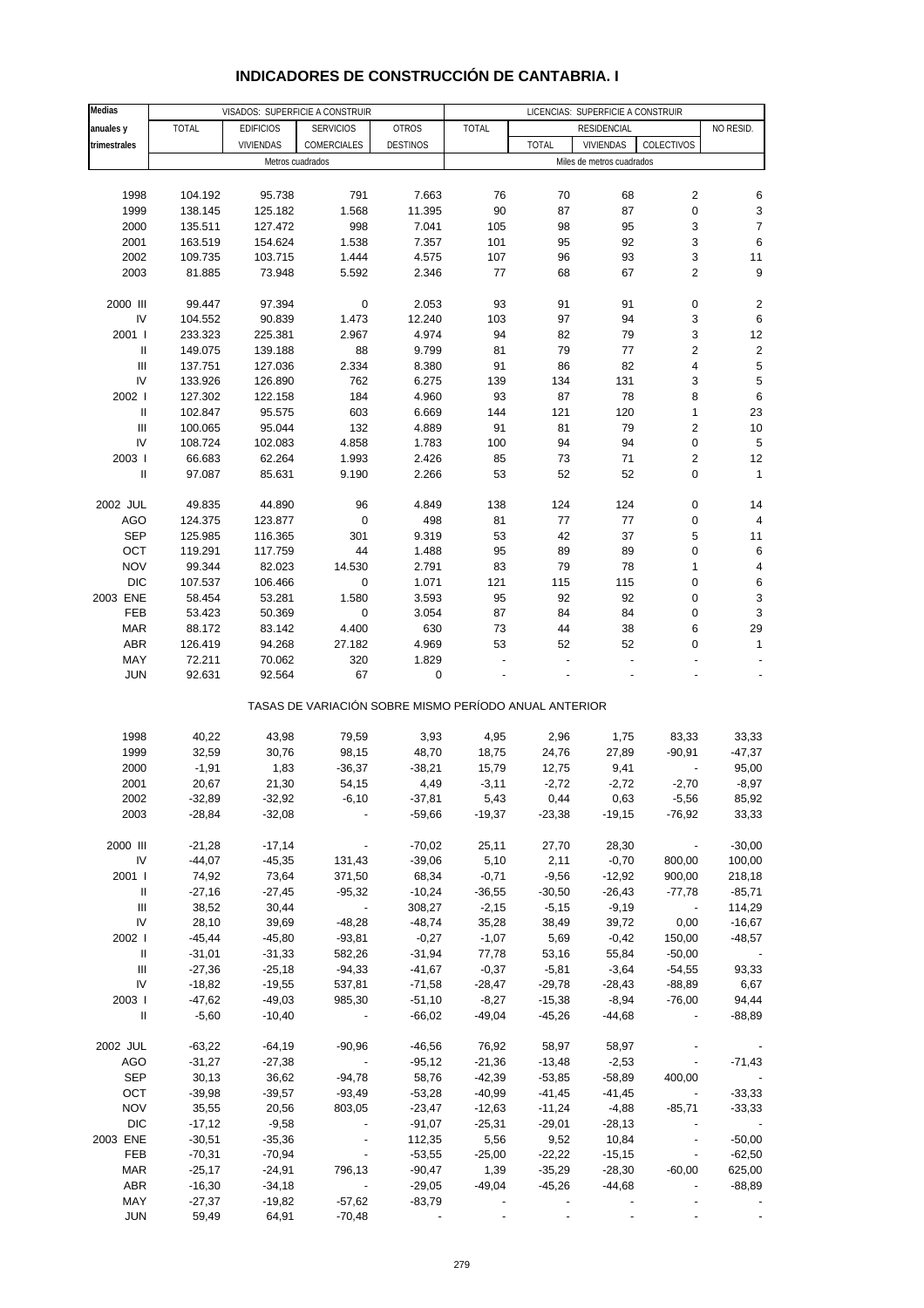# INDICADORES DE CONSTRUCCIÓN DE CANTABRIA. I

| Medias anuales y trimestrales | VISADOS: SUPERFICIE A CONSTRUIR | | | | LICENCIAS: SUPERFICIE A CONSTRUIR | | | | |
|---|---|---|---|---|---|---|---|---|---|
| | TOTAL | EDIFICIOS VIVIENDAS | SERVICIOS COMERCIALES | OTROS DESTINOS | TOTAL | RESIDENCIAL | | | NO RESID. |
| | | | | | | TOTAL | VIVIENDAS | COLECTIVOS | |
| | Metros cuadrados | | | | Miles de metros cuadrados | | | | |
| 1998 | 104.192 | 95.738 | 791 | 7.663 | 76 | 70 | 68 | 2 | 6 |
| 1999 | 138.145 | 125.182 | 1.568 | 11.395 | 90 | 87 | 87 | 0 | 3 |
| 2000 | 135.511 | 127.472 | 998 | 7.041 | 105 | 98 | 95 | 3 | 7 |
| 2001 | 163.519 | 154.624 | 1.538 | 7.357 | 101 | 95 | 92 | 3 | 6 |
| 2002 | 109.735 | 103.715 | 1.444 | 4.575 | 107 | 96 | 93 | 3 | 11 |
| 2003 | 81.885 | 73.948 | 5.592 | 2.346 | 77 | 68 | 67 | 2 | 9 |
| 2000 III | 99.447 | 97.394 | 0 | 2.053 | 93 | 91 | 91 | 0 | 2 |
| IV | 104.552 | 90.839 | 1.473 | 12.240 | 103 | 97 | 94 | 3 | 6 |
| 2001 I | 233.323 | 225.381 | 2.967 | 4.974 | 94 | 82 | 79 | 3 | 12 |
| II | 149.075 | 139.188 | 88 | 9.799 | 81 | 79 | 77 | 2 | 2 |
| III | 137.751 | 127.036 | 2.334 | 8.380 | 91 | 86 | 82 | 4 | 5 |
| IV | 133.926 | 126.890 | 762 | 6.275 | 139 | 134 | 131 | 3 | 5 |
| 2002 I | 127.302 | 122.158 | 184 | 4.960 | 93 | 87 | 78 | 8 | 6 |
| II | 102.847 | 95.575 | 603 | 6.669 | 144 | 121 | 120 | 1 | 23 |
| III | 100.065 | 95.044 | 132 | 4.889 | 91 | 81 | 79 | 2 | 10 |
| IV | 108.724 | 102.083 | 4.858 | 1.783 | 100 | 94 | 94 | 0 | 5 |
| 2003 I | 66.683 | 62.264 | 1.993 | 2.426 | 85 | 73 | 71 | 2 | 12 |
| II | 97.087 | 85.631 | 9.190 | 2.266 | 53 | 52 | 52 | 0 | 1 |
| 2002 JUL | 49.835 | 44.890 | 96 | 4.849 | 138 | 124 | 124 | 0 | 14 |
| AGO | 124.375 | 123.877 | 0 | 498 | 81 | 77 | 77 | 0 | 4 |
| SEP | 125.985 | 116.365 | 301 | 9.319 | 53 | 42 | 37 | 5 | 11 |
| OCT | 119.291 | 117.759 | 44 | 1.488 | 95 | 89 | 89 | 0 | 6 |
| NOV | 99.344 | 82.023 | 14.530 | 2.791 | 83 | 79 | 78 | 1 | 4 |
| DIC | 107.537 | 106.466 | 0 | 1.071 | 121 | 115 | 115 | 0 | 6 |
| 2003 ENE | 58.454 | 53.281 | 1.580 | 3.593 | 95 | 92 | 92 | 0 | 3 |
| FEB | 53.423 | 50.369 | 0 | 3.054 | 87 | 84 | 84 | 0 | 3 |
| MAR | 88.172 | 83.142 | 4.400 | 630 | 73 | 44 | 38 | 6 | 29 |
| ABR | 126.419 | 94.268 | 27.182 | 4.969 | 53 | 52 | 52 | 0 | 1 |
| MAY | 72.211 | 70.062 | 320 | 1.829 | - | - | - | - | - |
| JUN | 92.631 | 92.564 | 67 | 0 | - | - | - | - | - |

TASAS DE VARIACIÓN SOBRE MISMO PERÍODO ANUAL ANTERIOR

| | | | | | | | | | |
|---|---|---|---|---|---|---|---|---|---|
| 1998 | 40,22 | 43,98 | 79,59 | 3,93 | 4,95 | 2,96 | 1,75 | 83,33 | 33,33 |
| 1999 | 32,59 | 30,76 | 98,15 | 48,70 | 18,75 | 24,76 | 27,89 | -90,91 | -47,37 |
| 2000 | -1,91 | 1,83 | -36,37 | -38,21 | 15,79 | 12,75 | 9,41 | - | 95,00 |
| 2001 | 20,67 | 21,30 | 54,15 | 4,49 | -3,11 | -2,72 | -2,72 | -2,70 | -8,97 |
| 2002 | -32,89 | -32,92 | -6,10 | -37,81 | 5,43 | 0,44 | 0,63 | -5,56 | 85,92 |
| 2003 | -28,84 | -32,08 | - | -59,66 | -19,37 | -23,38 | -19,15 | -76,92 | 33,33 |
| 2000 III | -21,28 | -17,14 | - | -70,02 | 25,11 | 27,70 | 28,30 | - | -30,00 |
| IV | -44,07 | -45,35 | 131,43 | -39,06 | 5,10 | 2,11 | -0,70 | 800,00 | 100,00 |
| 2001 I | 74,92 | 73,64 | 371,50 | 68,34 | -0,71 | -9,56 | -12,92 | 900,00 | 218,18 |
| II | -27,16 | -27,45 | -95,32 | -10,24 | -36,55 | -30,50 | -26,43 | -77,78 | -85,71 |
| III | 38,52 | 30,44 | - | 308,27 | -2,15 | -5,15 | -9,19 | - | 114,29 |
| IV | 28,10 | 39,69 | -48,28 | -48,74 | 35,28 | 38,49 | 39,72 | 0,00 | -16,67 |
| 2002 I | -45,44 | -45,80 | -93,81 | -0,27 | -1,07 | 5,69 | -0,42 | 150,00 | -48,57 |
| II | -31,01 | -31,33 | 582,26 | -31,94 | 77,78 | 53,16 | 55,84 | -50,00 | - |
| III | -27,36 | -25,18 | -94,33 | -41,67 | -0,37 | -5,81 | -3,64 | -54,55 | 93,33 |
| IV | -18,82 | -19,55 | 537,81 | -71,58 | -28,47 | -29,78 | -28,43 | -88,89 | 6,67 |
| 2003 I | -47,62 | -49,03 | 985,30 | -51,10 | -8,27 | -15,38 | -8,94 | -76,00 | 94,44 |
| II | -5,60 | -10,40 | - | -66,02 | -49,04 | -45,26 | -44,68 | - | -88,89 |
| 2002 JUL | -63,22 | -64,19 | -90,96 | -46,56 | 76,92 | 58,97 | 58,97 | - | - |
| AGO | -31,27 | -27,38 | - | -95,12 | -21,36 | -13,48 | -2,53 | - | -71,43 |
| SEP | 30,13 | 36,62 | -94,78 | 58,76 | -42,39 | -53,85 | -58,89 | 400,00 | - |
| OCT | -39,98 | -39,57 | -93,49 | -53,28 | -40,99 | -41,45 | -41,45 | - | -33,33 |
| NOV | 35,55 | 20,56 | 803,05 | -23,47 | -12,63 | -11,24 | -4,88 | -85,71 | -33,33 |
| DIC | -17,12 | -9,58 | - | -91,07 | -25,31 | -29,01 | -28,13 | - | - |
| 2003 ENE | -30,51 | -35,36 | - | 112,35 | 5,56 | 9,52 | 10,84 | - | -50,00 |
| FEB | -70,31 | -70,94 | - | -53,55 | -25,00 | -22,22 | -15,15 | - | -62,50 |
| MAR | -25,17 | -24,91 | 796,13 | -90,47 | 1,39 | -35,29 | -28,30 | -60,00 | 625,00 |
| ABR | -16,30 | -34,18 | - | -29,05 | -49,04 | -45,26 | -44,68 | - | -88,89 |
| MAY | -27,37 | -19,82 | -57,62 | -83,79 | - | - | - | - | - |
| JUN | 59,49 | 64,91 | -70,48 | - | - | - | - | - | - |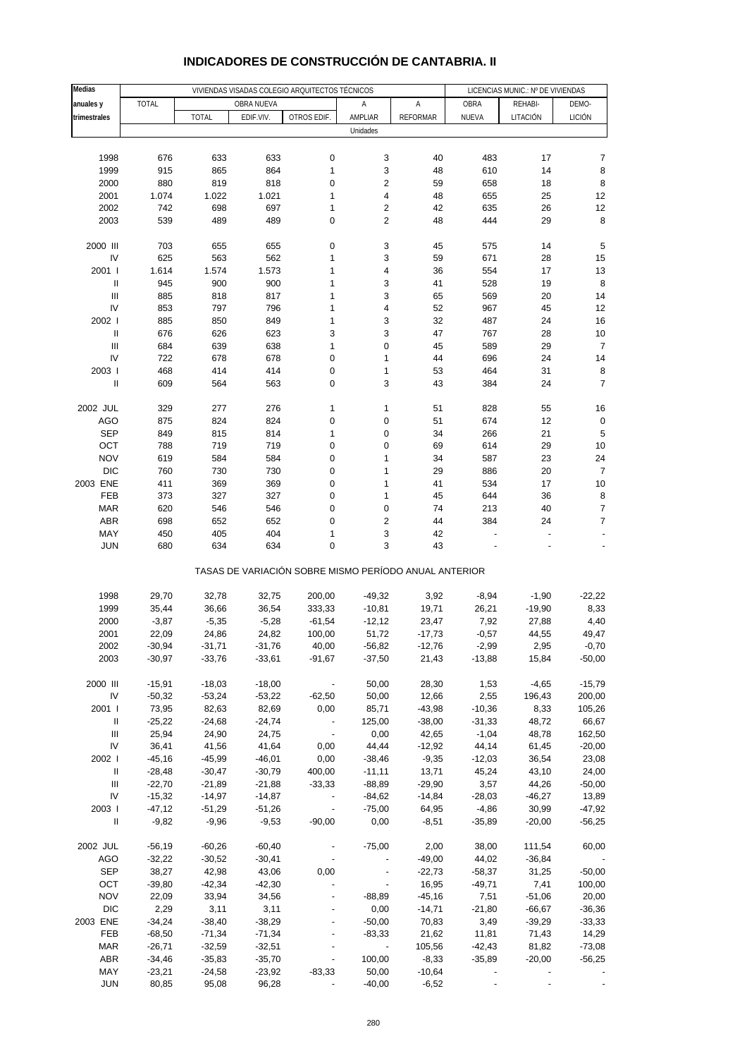# INDICADORES DE CONSTRUCCIÓN DE CANTABRIA. II

| Medias anuales y trimestrales | VIVIENDAS VISADAS COLEGIO ARQUITECTOS TÉCNICOS | | | | | | LICENCIAS MUNIC.: Nº DE VIVIENDAS | | |
|---|---|---|---|---|---|---|---|---|---|
| | TOTAL | OBRA NUEVA | | | A AMPLIAR | A REFORMAR | OBRA NUEVA | REHABI-LITACIÓN | DEMO-LICIÓN |
| | | TOTAL | EDIF.VIV. | OTROS EDIF. | | | | | |
| | Unidades | | | | | | | | |
| 1998 | 676 | 633 | 633 | 0 | 3 | 40 | 483 | 17 | 7 |
| 1999 | 915 | 865 | 864 | 1 | 3 | 48 | 610 | 14 | 8 |
| 2000 | 880 | 819 | 818 | 0 | 2 | 59 | 658 | 18 | 8 |
| 2001 | 1.074 | 1.022 | 1.021 | 1 | 4 | 48 | 655 | 25 | 12 |
| 2002 | 742 | 698 | 697 | 1 | 2 | 42 | 635 | 26 | 12 |
| 2003 | 539 | 489 | 489 | 0 | 2 | 48 | 444 | 29 | 8 |
| 2000 III | 703 | 655 | 655 | 0 | 3 | 45 | 575 | 14 | 5 |
| IV | 625 | 563 | 562 | 1 | 3 | 59 | 671 | 28 | 15 |
| 2001 I | 1.614 | 1.574 | 1.573 | 1 | 4 | 36 | 554 | 17 | 13 |
| II | 945 | 900 | 900 | 1 | 3 | 41 | 528 | 19 | 8 |
| III | 885 | 818 | 817 | 1 | 3 | 65 | 569 | 20 | 14 |
| IV | 853 | 797 | 796 | 1 | 4 | 52 | 967 | 45 | 12 |
| 2002 I | 885 | 850 | 849 | 1 | 3 | 32 | 487 | 24 | 16 |
| II | 676 | 626 | 623 | 3 | 3 | 47 | 767 | 28 | 10 |
| III | 684 | 639 | 638 | 1 | 0 | 45 | 589 | 29 | 7 |
| IV | 722 | 678 | 678 | 0 | 1 | 44 | 696 | 24 | 14 |
| 2003 I | 468 | 414 | 414 | 0 | 1 | 53 | 464 | 31 | 8 |
| II | 609 | 564 | 563 | 0 | 3 | 43 | 384 | 24 | 7 |
| 2002 JUL | 329 | 277 | 276 | 1 | 1 | 51 | 828 | 55 | 16 |
| AGO | 875 | 824 | 824 | 0 | 0 | 51 | 674 | 12 | 0 |
| SEP | 849 | 815 | 814 | 1 | 0 | 34 | 266 | 21 | 5 |
| OCT | 788 | 719 | 719 | 0 | 0 | 69 | 614 | 29 | 10 |
| NOV | 619 | 584 | 584 | 0 | 1 | 34 | 587 | 23 | 24 |
| DIC | 760 | 730 | 730 | 0 | 1 | 29 | 886 | 20 | 7 |
| 2003 ENE | 411 | 369 | 369 | 0 | 1 | 41 | 534 | 17 | 10 |
| FEB | 373 | 327 | 327 | 0 | 1 | 45 | 644 | 36 | 8 |
| MAR | 620 | 546 | 546 | 0 | 0 | 74 | 213 | 40 | 7 |
| ABR | 698 | 652 | 652 | 0 | 2 | 44 | 384 | 24 | 7 |
| MAY | 450 | 405 | 404 | 1 | 3 | 42 | - | - | - |
| JUN | 680 | 634 | 634 | 0 | 3 | 43 | - | - | - |
| | TASAS DE VARIACIÓN SOBRE MISMO PERÍODO ANUAL ANTERIOR | | | | | | | | |
| 1998 | 29,70 | 32,78 | 32,75 | 200,00 | -49,32 | 3,92 | -8,94 | -1,90 | -22,22 |
| 1999 | 35,44 | 36,66 | 36,54 | 333,33 | -10,81 | 19,71 | 26,21 | -19,90 | 8,33 |
| 2000 | -3,87 | -5,35 | -5,28 | -61,54 | -12,12 | 23,47 | 7,92 | 27,88 | 4,40 |
| 2001 | 22,09 | 24,86 | 24,82 | 100,00 | 51,72 | -17,73 | -0,57 | 44,55 | 49,47 |
| 2002 | -30,94 | -31,71 | -31,76 | 40,00 | -56,82 | -12,76 | -2,99 | 2,95 | -0,70 |
| 2003 | -30,97 | -33,76 | -33,61 | -91,67 | -37,50 | 21,43 | -13,88 | 15,84 | -50,00 |
| 2000 III | -15,91 | -18,03 | -18,00 | - | 50,00 | 28,30 | 1,53 | -4,65 | -15,79 |
| IV | -50,32 | -53,24 | -53,22 | -62,50 | 50,00 | 12,66 | 2,55 | 196,43 | 200,00 |
| 2001 I | 73,95 | 82,63 | 82,69 | 0,00 | 85,71 | -43,98 | -10,36 | 8,33 | 105,26 |
| II | -25,22 | -24,68 | -24,74 | - | 125,00 | -38,00 | -31,33 | 48,72 | 66,67 |
| III | 25,94 | 24,90 | 24,75 | - | 0,00 | 42,65 | -1,04 | 48,78 | 162,50 |
| IV | 36,41 | 41,56 | 41,64 | 0,00 | 44,44 | -12,92 | 44,14 | 61,45 | -20,00 |
| 2002 I | -45,16 | -45,99 | -46,01 | 0,00 | -38,46 | -9,35 | -12,03 | 36,54 | 23,08 |
| II | -28,48 | -30,47 | -30,79 | 400,00 | -11,11 | 13,71 | 45,24 | 43,10 | 24,00 |
| III | -22,70 | -21,89 | -21,88 | -33,33 | -88,89 | -29,90 | 3,57 | 44,26 | -50,00 |
| IV | -15,32 | -14,97 | -14,87 | - | -84,62 | -14,84 | -28,03 | -46,27 | 13,89 |
| 2003 I | -47,12 | -51,29 | -51,26 | - | -75,00 | 64,95 | -4,86 | 30,99 | -47,92 |
| II | -9,82 | -9,96 | -9,53 | -90,00 | 0,00 | -8,51 | -35,89 | -20,00 | -56,25 |
| 2002 JUL | -56,19 | -60,26 | -60,40 | - | -75,00 | 2,00 | 38,00 | 111,54 | 60,00 |
| AGO | -32,22 | -30,52 | -30,41 | - | - | -49,00 | 44,02 | -36,84 | - |
| SEP | 38,27 | 42,98 | 43,06 | 0,00 | - | -22,73 | -58,37 | 31,25 | -50,00 |
| OCT | -39,80 | -42,34 | -42,30 | - | - | 16,95 | -49,71 | 7,41 | 100,00 |
| NOV | 22,09 | 33,94 | 34,56 | - | -88,89 | -45,16 | 7,51 | -51,06 | 20,00 |
| DIC | 2,29 | 3,11 | 3,11 | - | 0,00 | -14,71 | -21,80 | -66,67 | -36,36 |
| 2003 ENE | -34,24 | -38,40 | -38,29 | - | -50,00 | 70,83 | 3,49 | -39,29 | -33,33 |
| FEB | -68,50 | -71,34 | -71,34 | - | -83,33 | 21,62 | 11,81 | 71,43 | 14,29 |
| MAR | -26,71 | -32,59 | -32,51 | - | - | 105,56 | -42,43 | 81,82 | -73,08 |
| ABR | -34,46 | -35,83 | -35,70 | - | 100,00 | -8,33 | -35,89 | -20,00 | -56,25 |
| MAY | -23,21 | -24,58 | -23,92 | -83,33 | 50,00 | -10,64 | - | - | - |
| JUN | 80,85 | 95,08 | 96,28 | - | -40,00 | -6,52 | - | - | - |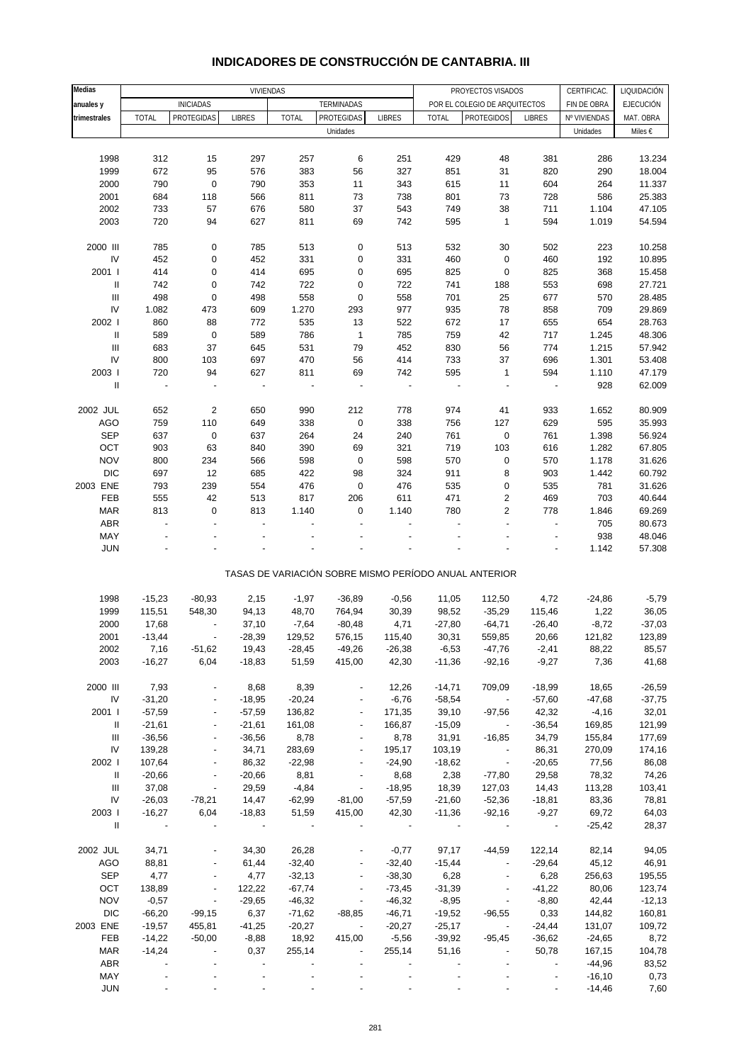# INDICADORES DE CONSTRUCCIÓN DE CANTABRIA. III

| Medias anuales y trimestrales | VIVIENDAS | | | | | | PROYECTOS VISADOS POR EL COLEGIO DE ARQUITECTOS | | | CERTIFICAC. FIN DE OBRA | LIQUIDACIÓN EJECUCIÓN |
|---|---|---|---|---|---|---|---|---|---|---|---|
| | INICIADAS | | | TERMINADAS | | | | | | | |
| | TOTAL | PROTEGIDAS | LIBRES | TOTAL | PROTEGIDAS | LIBRES | TOTAL | PROTEGIDOS | LIBRES | Nº VIVIENDAS | MAT. OBRA |
| | Unidades | | | | | | | | | Unidades | Miles € |
| 1998 | 312 | 15 | 297 | 257 | 6 | 251 | 429 | 48 | 381 | 286 | 13.234 |
| 1999 | 672 | 95 | 576 | 383 | 56 | 327 | 851 | 31 | 820 | 290 | 18.004 |
| 2000 | 790 | 0 | 790 | 353 | 11 | 343 | 615 | 11 | 604 | 264 | 11.337 |
| 2001 | 684 | 118 | 566 | 811 | 73 | 738 | 801 | 73 | 728 | 586 | 25.383 |
| 2002 | 733 | 57 | 676 | 580 | 37 | 543 | 749 | 38 | 711 | 1.104 | 47.105 |
| 2003 | 720 | 94 | 627 | 811 | 69 | 742 | 595 | 1 | 594 | 1.019 | 54.594 |
| 2000 III | 785 | 0 | 785 | 513 | 0 | 513 | 532 | 30 | 502 | 223 | 10.258 |
| IV | 452 | 0 | 452 | 331 | 0 | 331 | 460 | 0 | 460 | 192 | 10.895 |
| 2001 I | 414 | 0 | 414 | 695 | 0 | 695 | 825 | 0 | 825 | 368 | 15.458 |
| II | 742 | 0 | 742 | 722 | 0 | 722 | 741 | 188 | 553 | 698 | 27.721 |
| III | 498 | 0 | 498 | 558 | 0 | 558 | 701 | 25 | 677 | 570 | 28.485 |
| IV | 1.082 | 473 | 609 | 1.270 | 293 | 977 | 935 | 78 | 858 | 709 | 29.869 |
| 2002 I | 860 | 88 | 772 | 535 | 13 | 522 | 672 | 17 | 655 | 654 | 28.763 |
| II | 589 | 0 | 589 | 786 | 1 | 785 | 759 | 42 | 717 | 1.245 | 48.306 |
| III | 683 | 37 | 645 | 531 | 79 | 452 | 830 | 56 | 774 | 1.215 | 57.942 |
| IV | 800 | 103 | 697 | 470 | 56 | 414 | 733 | 37 | 696 | 1.301 | 53.408 |
| 2003 I | 720 | 94 | 627 | 811 | 69 | 742 | 595 | 1 | 594 | 1.110 | 47.179 |
| II | - | - | - | - | - | - | - | - | - | 928 | 62.009 |
| 2002 JUL | 652 | 2 | 650 | 990 | 212 | 778 | 974 | 41 | 933 | 1.652 | 80.909 |
| AGO | 759 | 110 | 649 | 338 | 0 | 338 | 756 | 127 | 629 | 595 | 35.993 |
| SEP | 637 | 0 | 637 | 264 | 24 | 240 | 761 | 0 | 761 | 1.398 | 56.924 |
| OCT | 903 | 63 | 840 | 390 | 69 | 321 | 719 | 103 | 616 | 1.282 | 67.805 |
| NOV | 800 | 234 | 566 | 598 | 0 | 598 | 570 | 0 | 570 | 1.178 | 31.626 |
| DIC | 697 | 12 | 685 | 422 | 98 | 324 | 911 | 8 | 903 | 1.442 | 60.792 |
| 2003 ENE | 793 | 239 | 554 | 476 | 0 | 476 | 535 | 0 | 535 | 781 | 31.626 |
| FEB | 555 | 42 | 513 | 817 | 206 | 611 | 471 | 2 | 469 | 703 | 40.644 |
| MAR | 813 | 0 | 813 | 1.140 | 0 | 1.140 | 780 | 2 | 778 | 1.846 | 69.269 |
| ABR | - | - | - | - | - | - | - | - | - | 705 | 80.673 |
| MAY | - | - | - | - | - | - | - | - | - | 938 | 48.046 |
| JUN | - | - | - | - | - | - | - | - | - | 1.142 | 57.308 |
| | TASAS DE VARIACIÓN SOBRE MISMO PERÍODO ANUAL ANTERIOR | | | | | | | | | | |
| 1998 | -15,23 | -80,93 | 2,15 | -1,97 | -36,89 | -0,56 | 11,05 | 112,50 | 4,72 | -24,86 | -5,79 |
| 1999 | 115,51 | 548,30 | 94,13 | 48,70 | 764,94 | 30,39 | 98,52 | -35,29 | 115,46 | 1,22 | 36,05 |
| 2000 | 17,68 | - | 37,10 | -7,64 | -80,48 | 4,71 | -27,80 | -64,71 | -26,40 | -8,72 | -37,03 |
| 2001 | -13,44 | - | -28,39 | 129,52 | 576,15 | 115,40 | 30,31 | 559,85 | 20,66 | 121,82 | 123,89 |
| 2002 | 7,16 | -51,62 | 19,43 | -28,45 | -49,26 | -26,38 | -6,53 | -47,76 | -2,41 | 88,22 | 85,57 |
| 2003 | -16,27 | 6,04 | -18,83 | 51,59 | 415,00 | 42,30 | -11,36 | -92,16 | -9,27 | 7,36 | 41,68 |
| 2000 III | 7,93 | - | 8,68 | 8,39 | - | 12,26 | -14,71 | 709,09 | -18,99 | 18,65 | -26,59 |
| IV | -31,20 | - | -18,95 | -20,24 | - | -6,76 | -58,54 | - | -57,60 | -47,68 | -37,75 |
| 2001 I | -57,59 | - | -57,59 | 136,82 | - | 171,35 | 39,10 | -97,56 | 42,32 | -4,16 | 32,01 |
| II | -21,61 | - | -21,61 | 161,08 | - | 166,87 | -15,09 | - | -36,54 | 169,85 | 121,99 |
| III | -36,56 | - | -36,56 | 8,78 | - | 8,78 | 31,91 | -16,85 | 34,79 | 155,84 | 177,69 |
| IV | 139,28 | - | 34,71 | 283,69 | - | 195,17 | 103,19 | - | 86,31 | 270,09 | 174,16 |
| 2002 I | 107,64 | - | 86,32 | -22,98 | - | -24,90 | -18,62 | - | -20,65 | 77,56 | 86,08 |
| II | -20,66 | - | -20,66 | 8,81 | - | 8,68 | 2,38 | -77,80 | 29,58 | 78,32 | 74,26 |
| III | 37,08 | - | 29,59 | -4,84 | - | -18,95 | 18,39 | 127,03 | 14,43 | 113,28 | 103,41 |
| IV | -26,03 | -78,21 | 14,47 | -62,99 | -81,00 | -57,59 | -21,60 | -52,36 | -18,81 | 83,36 | 78,81 |
| 2003 I | -16,27 | 6,04 | -18,83 | 51,59 | 415,00 | 42,30 | -11,36 | -92,16 | -9,27 | 69,72 | 64,03 |
| II | - | - | - | - | - | - | - | - | - | -25,42 | 28,37 |
| 2002 JUL | 34,71 | - | 34,30 | 26,28 | - | -0,77 | 97,17 | -44,59 | 122,14 | 82,14 | 94,05 |
| AGO | 88,81 | - | 61,44 | -32,40 | - | -32,40 | -15,44 | - | -29,64 | 45,12 | 46,91 |
| SEP | 4,77 | - | 4,77 | -32,13 | - | -38,30 | 6,28 | - | 6,28 | 256,63 | 195,55 |
| OCT | 138,89 | - | 122,22 | -67,74 | - | -73,45 | -31,39 | - | -41,22 | 80,06 | 123,74 |
| NOV | -0,57 | - | -29,65 | -46,32 | - | -46,32 | -8,95 | - | -8,80 | 42,44 | -12,13 |
| DIC | -66,20 | -99,15 | 6,37 | -71,62 | -88,85 | -46,71 | -19,52 | -96,55 | 0,33 | 144,82 | 160,81 |
| 2003 ENE | -19,57 | 455,81 | -41,25 | -20,27 | - | -20,27 | -25,17 | - | -24,44 | 131,07 | 109,72 |
| FEB | -14,22 | -50,00 | -8,88 | 18,92 | 415,00 | -5,56 | -39,92 | -95,45 | -36,62 | -24,65 | 8,72 |
| MAR | -14,24 | - | 0,37 | 255,14 | - | 255,14 | 51,16 | - | 50,78 | 167,15 | 104,78 |
| ABR | - | - | - | - | - | - | - | - | - | -44,96 | 83,52 |
| MAY | - | - | - | - | - | - | - | - | - | -16,10 | 0,73 |
| JUN | - | - | - | - | - | - | - | - | - | -14,46 | 7,60 |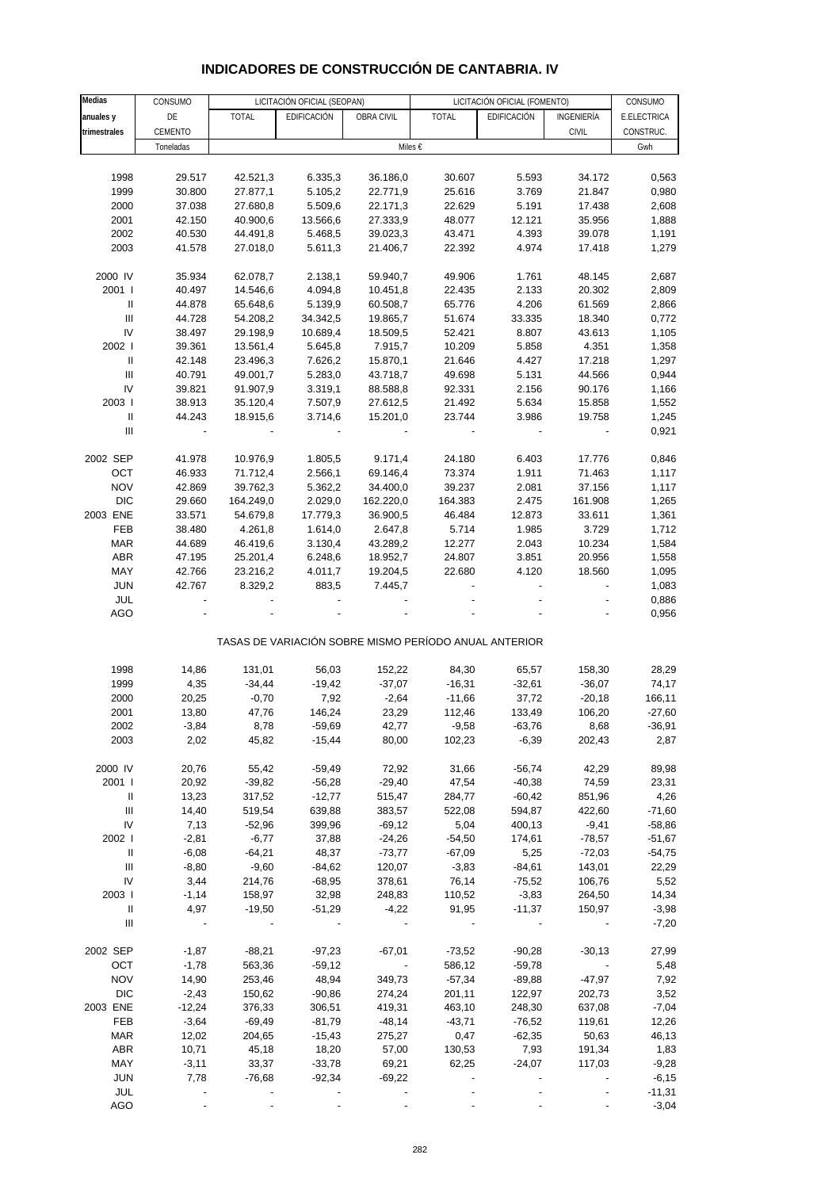# INDICADORES DE CONSTRUCCIÓN DE CANTABRIA. IV

| Medias anuales y trimestrales | CONSUMO DE CEMENTO | LICITACIÓN OFICIAL (SEOPAN) | | | LICITACIÓN OFICIAL (FOMENTO) | | | CONSUMO E.ELECTRICA CONSTRUC. |
|---|---|---|---|---|---|---|---|---|
| | | TOTAL | EDIFICACIÓN | OBRA CIVIL | TOTAL | EDIFICACIÓN | INGENIERÍA CIVIL | |
| | Toneladas | Miles € | | | | | | Gwh |
| 1998 | 29.517 | 42.521,3 | 6.335,3 | 36.186,0 | 30.607 | 5.593 | 34.172 | 0,563 |
| 1999 | 30.800 | 27.877,1 | 5.105,2 | 22.771,9 | 25.616 | 3.769 | 21.847 | 0,980 |
| 2000 | 37.038 | 27.680,8 | 5.509,6 | 22.171,3 | 22.629 | 5.191 | 17.438 | 2,608 |
| 2001 | 42.150 | 40.900,6 | 13.566,6 | 27.333,9 | 48.077 | 12.121 | 35.956 | 1,888 |
| 2002 | 40.530 | 44.491,8 | 5.468,5 | 39.023,3 | 43.471 | 4.393 | 39.078 | 1,191 |
| 2003 | 41.578 | 27.018,0 | 5.611,3 | 21.406,7 | 22.392 | 4.974 | 17.418 | 1,279 |
| 2000 IV | 35.934 | 62.078,7 | 2.138,1 | 59.940,7 | 49.906 | 1.761 | 48.145 | 2,687 |
| 2001 I | 40.497 | 14.546,6 | 4.094,8 | 10.451,8 | 22.435 | 2.133 | 20.302 | 2,809 |
| II | 44.878 | 65.648,6 | 5.139,9 | 60.508,7 | 65.776 | 4.206 | 61.569 | 2,866 |
| III | 44.728 | 54.208,2 | 34.342,5 | 19.865,7 | 51.674 | 33.335 | 18.340 | 0,772 |
| IV | 38.497 | 29.198,9 | 10.689,4 | 18.509,5 | 52.421 | 8.807 | 43.613 | 1,105 |
| 2002 I | 39.361 | 13.561,4 | 5.645,8 | 7.915,7 | 10.209 | 5.858 | 4.351 | 1,358 |
| II | 42.148 | 23.496,3 | 7.626,2 | 15.870,1 | 21.646 | 4.427 | 17.218 | 1,297 |
| III | 40.791 | 49.001,7 | 5.283,0 | 43.718,7 | 49.698 | 5.131 | 44.566 | 0,944 |
| IV | 39.821 | 91.907,9 | 3.319,1 | 88.588,8 | 92.331 | 2.156 | 90.176 | 1,166 |
| 2003 I | 38.913 | 35.120,4 | 7.507,9 | 27.612,5 | 21.492 | 5.634 | 15.858 | 1,552 |
| II | 44.243 | 18.915,6 | 3.714,6 | 15.201,0 | 23.744 | 3.986 | 19.758 | 1,245 |
| III | - | - | - | - | - | - | - | 0,921 |
| 2002 SEP | 41.978 | 10.976,9 | 1.805,5 | 9.171,4 | 24.180 | 6.403 | 17.776 | 0,846 |
| OCT | 46.933 | 71.712,4 | 2.566,1 | 69.146,4 | 73.374 | 1.911 | 71.463 | 1,117 |
| NOV | 42.869 | 39.762,3 | 5.362,2 | 34.400,0 | 39.237 | 2.081 | 37.156 | 1,117 |
| DIC | 29.660 | 164.249,0 | 2.029,0 | 162.220,0 | 164.383 | 2.475 | 161.908 | 1,265 |
| 2003 ENE | 33.571 | 54.679,8 | 17.779,3 | 36.900,5 | 46.484 | 12.873 | 33.611 | 1,361 |
| FEB | 38.480 | 4.261,8 | 1.614,0 | 2.647,8 | 5.714 | 1.985 | 3.729 | 1,712 |
| MAR | 44.689 | 46.419,6 | 3.130,4 | 43.289,2 | 12.277 | 2.043 | 10.234 | 1,584 |
| ABR | 47.195 | 25.201,4 | 6.248,6 | 18.952,7 | 24.807 | 3.851 | 20.956 | 1,558 |
| MAY | 42.766 | 23.216,2 | 4.011,7 | 19.204,5 | 22.680 | 4.120 | 18.560 | 1,095 |
| JUN | 42.767 | 8.329,2 | 883,5 | 7.445,7 | - | - | - | 1,083 |
| JUL | - | - | - | - | - | - | - | 0,886 |
| AGO | - | - | - | - | - | - | - | 0,956 |
| **TASAS DE VARIACIÓN SOBRE MISMO PERÍODO ANUAL ANTERIOR** | | | | | | | | |
| 1998 | 14,86 | 131,01 | 56,03 | 152,22 | 84,30 | 65,57 | 158,30 | 28,29 |
| 1999 | 4,35 | -34,44 | -19,42 | -37,07 | -16,31 | -32,61 | -36,07 | 74,17 |
| 2000 | 20,25 | -0,70 | 7,92 | -2,64 | -11,66 | 37,72 | -20,18 | 166,11 |
| 2001 | 13,80 | 47,76 | 146,24 | 23,29 | 112,46 | 133,49 | 106,20 | -27,60 |
| 2002 | -3,84 | 8,78 | -59,69 | 42,77 | -9,58 | -63,76 | 8,68 | -36,91 |
| 2003 | 2,02 | 45,82 | -15,44 | 80,00 | 102,23 | -6,39 | 202,43 | 2,87 |
| 2000 IV | 20,76 | 55,42 | -59,49 | 72,92 | 31,66 | -56,74 | 42,29 | 89,98 |
| 2001 I | 20,92 | -39,82 | -56,28 | -29,40 | 47,54 | -40,38 | 74,59 | 23,31 |
| II | 13,23 | 317,52 | -12,77 | 515,47 | 284,77 | -60,42 | 851,96 | 4,26 |
| III | 14,40 | 519,54 | 639,88 | 383,57 | 522,08 | 594,87 | 422,60 | -71,60 |
| IV | 7,13 | -52,96 | 399,96 | -69,12 | 5,04 | 400,13 | -9,41 | -58,86 |
| 2002 I | -2,81 | -6,77 | 37,88 | -24,26 | -54,50 | 174,61 | -78,57 | -51,67 |
| II | -6,08 | -64,21 | 48,37 | -73,77 | -67,09 | 5,25 | -72,03 | -54,75 |
| III | -8,80 | -9,60 | -84,62 | 120,07 | -3,83 | -84,61 | 143,01 | 22,29 |
| IV | 3,44 | 214,76 | -68,95 | 378,61 | 76,14 | -75,52 | 106,76 | 5,52 |
| 2003 I | -1,14 | 158,97 | 32,98 | 248,83 | 110,52 | -3,83 | 264,50 | 14,34 |
| II | 4,97 | -19,50 | -51,29 | -4,22 | 91,95 | -11,37 | 150,97 | -3,98 |
| III | - | - | - | - | - | - | - | -7,20 |
| 2002 SEP | -1,87 | -88,21 | -97,23 | -67,01 | -73,52 | -90,28 | -30,13 | 27,99 |
| OCT | -1,78 | 563,36 | -59,12 | - | 586,12 | -59,78 | - | 5,48 |
| NOV | 14,90 | 253,46 | 48,94 | 349,73 | -57,34 | -89,88 | -47,97 | 7,92 |
| DIC | -2,43 | 150,62 | -90,86 | 274,24 | 201,11 | 122,97 | 202,73 | 3,52 |
| 2003 ENE | -12,24 | 376,33 | 306,51 | 419,31 | 463,10 | 248,30 | 637,08 | -7,04 |
| FEB | -3,64 | -69,49 | -81,79 | -48,14 | -43,71 | -76,52 | 119,61 | 12,26 |
| MAR | 12,02 | 204,65 | -15,43 | 275,27 | 0,47 | -62,35 | 50,63 | 46,13 |
| ABR | 10,71 | 45,18 | 18,20 | 57,00 | 130,53 | 7,93 | 191,34 | 1,83 |
| MAY | -3,11 | 33,37 | -33,78 | 69,21 | 62,25 | -24,07 | 117,03 | -9,28 |
| JUN | 7,78 | -76,68 | -92,34 | -69,22 | - | - | - | -6,15 |
| JUL | - | - | - | - | - | - | - | -11,31 |
| AGO | - | - | - | - | - | - | - | -3,04 |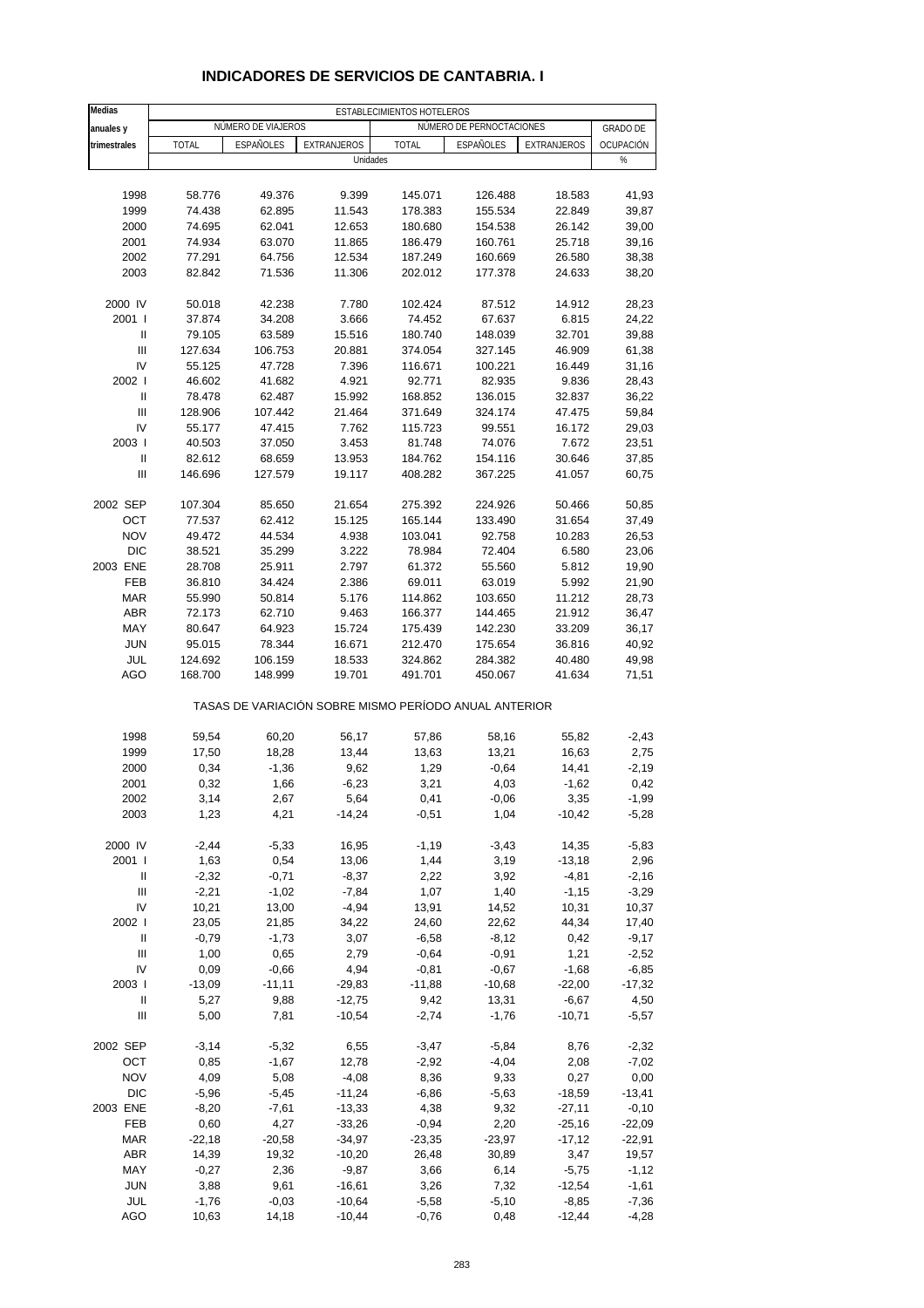# INDICADORES DE SERVICIOS DE CANTABRIA. I

| Medias anuales y trimestrales | ESTABLECIMIENTOS HOTELEROS | | | | | | |
|---|---|---|---|---|---|---|---|
| | NÚMERO DE VIAJEROS | | | NÚMERO DE PERNOCTACIONES | | | GRADO DE OCUPACIÓN |
| | TOTAL | ESPAÑOLES | EXTRANJEROS | TOTAL | ESPAÑOLES | EXTRANJEROS | |
| | Unidades | | | | | | % |
| 1998 | 58.776 | 49.376 | 9.399 | 145.071 | 126.488 | 18.583 | 41,93 |
| 1999 | 74.438 | 62.895 | 11.543 | 178.383 | 155.534 | 22.849 | 39,87 |
| 2000 | 74.695 | 62.041 | 12.653 | 180.680 | 154.538 | 26.142 | 39,00 |
| 2001 | 74.934 | 63.070 | 11.865 | 186.479 | 160.761 | 25.718 | 39,16 |
| 2002 | 77.291 | 64.756 | 12.534 | 187.249 | 160.669 | 26.580 | 38,38 |
| 2003 | 82.842 | 71.536 | 11.306 | 202.012 | 177.378 | 24.633 | 38,20 |
| 2000 IV | 50.018 | 42.238 | 7.780 | 102.424 | 87.512 | 14.912 | 28,23 |
| 2001 I | 37.874 | 34.208 | 3.666 | 74.452 | 67.637 | 6.815 | 24,22 |
| II | 79.105 | 63.589 | 15.516 | 180.740 | 148.039 | 32.701 | 39,88 |
| III | 127.634 | 106.753 | 20.881 | 374.054 | 327.145 | 46.909 | 61,38 |
| IV | 55.125 | 47.728 | 7.396 | 116.671 | 100.221 | 16.449 | 31,16 |
| 2002 I | 46.602 | 41.682 | 4.921 | 92.771 | 82.935 | 9.836 | 28,43 |
| II | 78.478 | 62.487 | 15.992 | 168.852 | 136.015 | 32.837 | 36,22 |
| III | 128.906 | 107.442 | 21.464 | 371.649 | 324.174 | 47.475 | 59,84 |
| IV | 55.177 | 47.415 | 7.762 | 115.723 | 99.551 | 16.172 | 29,03 |
| 2003 I | 40.503 | 37.050 | 3.453 | 81.748 | 74.076 | 7.672 | 23,51 |
| II | 82.612 | 68.659 | 13.953 | 184.762 | 154.116 | 30.646 | 37,85 |
| III | 146.696 | 127.579 | 19.117 | 408.282 | 367.225 | 41.057 | 60,75 |
| 2002 SEP | 107.304 | 85.650 | 21.654 | 275.392 | 224.926 | 50.466 | 50,85 |
| OCT | 77.537 | 62.412 | 15.125 | 165.144 | 133.490 | 31.654 | 37,49 |
| NOV | 49.472 | 44.534 | 4.938 | 103.041 | 92.758 | 10.283 | 26,53 |
| DIC | 38.521 | 35.299 | 3.222 | 78.984 | 72.404 | 6.580 | 23,06 |
| 2003 ENE | 28.708 | 25.911 | 2.797 | 61.372 | 55.560 | 5.812 | 19,90 |
| FEB | 36.810 | 34.424 | 2.386 | 69.011 | 63.019 | 5.992 | 21,90 |
| MAR | 55.990 | 50.814 | 5.176 | 114.862 | 103.650 | 11.212 | 28,73 |
| ABR | 72.173 | 62.710 | 9.463 | 166.377 | 144.465 | 21.912 | 36,47 |
| MAY | 80.647 | 64.923 | 15.724 | 175.439 | 142.230 | 33.209 | 36,17 |
| JUN | 95.015 | 78.344 | 16.671 | 212.470 | 175.654 | 36.816 | 40,92 |
| JUL | 124.692 | 106.159 | 18.533 | 324.862 | 284.382 | 40.480 | 49,98 |
| AGO | 168.700 | 148.999 | 19.701 | 491.701 | 450.067 | 41.634 | 71,51 |
| | TASAS DE VARIACIÓN SOBRE MISMO PERÍODO ANUAL ANTERIOR | | | | | | |
| 1998 | 59,54 | 60,20 | 56,17 | 57,86 | 58,16 | 55,82 | -2,43 |
| 1999 | 17,50 | 18,28 | 13,44 | 13,63 | 13,21 | 16,63 | 2,75 |
| 2000 | 0,34 | -1,36 | 9,62 | 1,29 | -0,64 | 14,41 | -2,19 |
| 2001 | 0,32 | 1,66 | -6,23 | 3,21 | 4,03 | -1,62 | 0,42 |
| 2002 | 3,14 | 2,67 | 5,64 | 0,41 | -0,06 | 3,35 | -1,99 |
| 2003 | 1,23 | 4,21 | -14,24 | -0,51 | 1,04 | -10,42 | -5,28 |
| 2000 IV | -2,44 | -5,33 | 16,95 | -1,19 | -3,43 | 14,35 | -5,83 |
| 2001 I | 1,63 | 0,54 | 13,06 | 1,44 | 3,19 | -13,18 | 2,96 |
| II | -2,32 | -0,71 | -8,37 | 2,22 | 3,92 | -4,81 | -2,16 |
| III | -2,21 | -1,02 | -7,84 | 1,07 | 1,40 | -1,15 | -3,29 |
| IV | 10,21 | 13,00 | -4,94 | 13,91 | 14,52 | 10,31 | 10,37 |
| 2002 I | 23,05 | 21,85 | 34,22 | 24,60 | 22,62 | 44,34 | 17,40 |
| II | -0,79 | -1,73 | 3,07 | -6,58 | -8,12 | 0,42 | -9,17 |
| III | 1,00 | 0,65 | 2,79 | -0,64 | -0,91 | 1,21 | -2,52 |
| IV | 0,09 | -0,66 | 4,94 | -0,81 | -0,67 | -1,68 | -6,85 |
| 2003 I | -13,09 | -11,11 | -29,83 | -11,88 | -10,68 | -22,00 | -17,32 |
| II | 5,27 | 9,88 | -12,75 | 9,42 | 13,31 | -6,67 | 4,50 |
| III | 5,00 | 7,81 | -10,54 | -2,74 | -1,76 | -10,71 | -5,57 |
| 2002 SEP | -3,14 | -5,32 | 6,55 | -3,47 | -5,84 | 8,76 | -2,32 |
| OCT | 0,85 | -1,67 | 12,78 | -2,92 | -4,04 | 2,08 | -7,02 |
| NOV | 4,09 | 5,08 | -4,08 | 8,36 | 9,33 | 0,27 | 0,00 |
| DIC | -5,96 | -5,45 | -11,24 | -6,86 | -5,63 | -18,59 | -13,41 |
| 2003 ENE | -8,20 | -7,61 | -13,33 | 4,38 | 9,32 | -27,11 | -0,10 |
| FEB | 0,60 | 4,27 | -33,26 | -0,94 | 2,20 | -25,16 | -22,09 |
| MAR | -22,18 | -20,58 | -34,97 | -23,35 | -23,97 | -17,12 | -22,91 |
| ABR | 14,39 | 19,32 | -10,20 | 26,48 | 30,89 | 3,47 | 19,57 |
| MAY | -0,27 | 2,36 | -9,87 | 3,66 | 6,14 | -5,75 | -1,12 |
| JUN | 3,88 | 9,61 | -16,61 | 3,26 | 7,32 | -12,54 | -1,61 |
| JUL | -1,76 | -0,03 | -10,64 | -5,58 | -5,10 | -8,85 | -7,36 |
| AGO | 10,63 | 14,18 | -10,44 | -0,76 | 0,48 | -12,44 | -4,28 |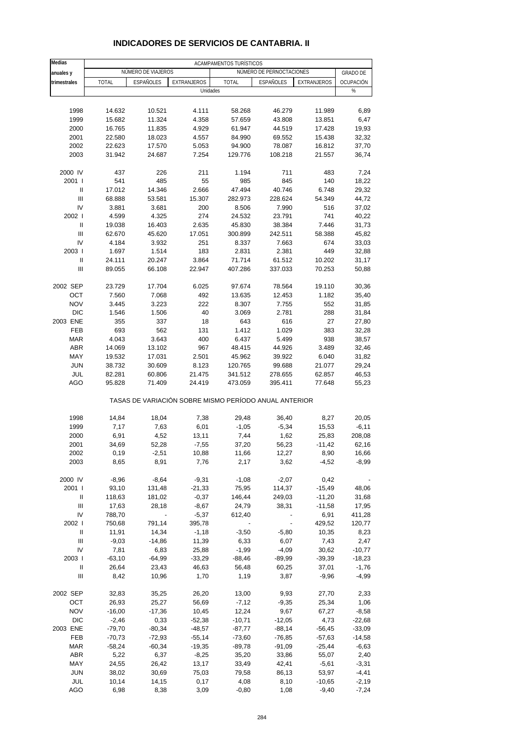## INDICADORES DE SERVICIOS DE CANTABRIA. II

| Medias anuales y trimestrales | ACAMPAMENTOS TURÍSTICOS | | | | | | |
|---|---|---|---|---|---|---|---|
| | NÚMERO DE VIAJEROS | | | NÚMERO DE PERNOCTACIONES | | | GRADO DE |
| | TOTAL | ESPAÑOLES | EXTRANJEROS | TOTAL | ESPAÑOLES | EXTRANJEROS | OCUPACIÓN |
| | Unidades | | | | | | % |
| 1998 | 14.632 | 10.521 | 4.111 | 58.268 | 46.279 | 11.989 | 6,89 |
| 1999 | 15.682 | 11.324 | 4.358 | 57.659 | 43.808 | 13.851 | 6,47 |
| 2000 | 16.765 | 11.835 | 4.929 | 61.947 | 44.519 | 17.428 | 19,93 |
| 2001 | 22.580 | 18.023 | 4.557 | 84.990 | 69.552 | 15.438 | 32,32 |
| 2002 | 22.623 | 17.570 | 5.053 | 94.900 | 78.087 | 16.812 | 37,70 |
| 2003 | 31.942 | 24.687 | 7.254 | 129.776 | 108.218 | 21.557 | 36,74 |
| 2000 IV | 437 | 226 | 211 | 1.194 | 711 | 483 | 7,24 |
| 2001 I | 541 | 485 | 55 | 985 | 845 | 140 | 18,22 |
| II | 17.012 | 14.346 | 2.666 | 47.494 | 40.746 | 6.748 | 29,32 |
| III | 68.888 | 53.581 | 15.307 | 282.973 | 228.624 | 54.349 | 44,72 |
| IV | 3.881 | 3.681 | 200 | 8.506 | 7.990 | 516 | 37,02 |
| 2002 I | 4.599 | 4.325 | 274 | 24.532 | 23.791 | 741 | 40,22 |
| II | 19.038 | 16.403 | 2.635 | 45.830 | 38.384 | 7.446 | 31,73 |
| III | 62.670 | 45.620 | 17.051 | 300.899 | 242.511 | 58.388 | 45,82 |
| IV | 4.184 | 3.932 | 251 | 8.337 | 7.663 | 674 | 33,03 |
| 2003 I | 1.697 | 1.514 | 183 | 2.831 | 2.381 | 449 | 32,88 |
| II | 24.111 | 20.247 | 3.864 | 71.714 | 61.512 | 10.202 | 31,17 |
| III | 89.055 | 66.108 | 22.947 | 407.286 | 337.033 | 70.253 | 50,88 |
| 2002 SEP | 23.729 | 17.704 | 6.025 | 97.674 | 78.564 | 19.110 | 30,36 |
| OCT | 7.560 | 7.068 | 492 | 13.635 | 12.453 | 1.182 | 35,40 |
| NOV | 3.445 | 3.223 | 222 | 8.307 | 7.755 | 552 | 31,85 |
| DIC | 1.546 | 1.506 | 40 | 3.069 | 2.781 | 288 | 31,84 |
| 2003 ENE | 355 | 337 | 18 | 643 | 616 | 27 | 27,80 |
| FEB | 693 | 562 | 131 | 1.412 | 1.029 | 383 | 32,28 |
| MAR | 4.043 | 3.643 | 400 | 6.437 | 5.499 | 938 | 38,57 |
| ABR | 14.069 | 13.102 | 967 | 48.415 | 44.926 | 3.489 | 32,46 |
| MAY | 19.532 | 17.031 | 2.501 | 45.962 | 39.922 | 6.040 | 31,82 |
| JUN | 38.732 | 30.609 | 8.123 | 120.765 | 99.688 | 21.077 | 29,24 |
| JUL | 82.281 | 60.806 | 21.475 | 341.512 | 278.655 | 62.857 | 46,53 |
| AGO | 95.828 | 71.409 | 24.419 | 473.059 | 395.411 | 77.648 | 55,23 |
| | TASAS DE VARIACIÓN SOBRE MISMO PERÍODO ANUAL ANTERIOR | | | | | | |
| 1998 | 14,84 | 18,04 | 7,38 | 29,48 | 36,40 | 8,27 | 20,05 |
| 1999 | 7,17 | 7,63 | 6,01 | -1,05 | -5,34 | 15,53 | -6,11 |
| 2000 | 6,91 | 4,52 | 13,11 | 7,44 | 1,62 | 25,83 | 208,08 |
| 2001 | 34,69 | 52,28 | -7,55 | 37,20 | 56,23 | -11,42 | 62,16 |
| 2002 | 0,19 | -2,51 | 10,88 | 11,66 | 12,27 | 8,90 | 16,66 |
| 2003 | 8,65 | 8,91 | 7,76 | 2,17 | 3,62 | -4,52 | -8,99 |
| 2000 IV | -8,96 | -8,64 | -9,31 | -1,08 | -2,07 | 0,42 | - |
| 2001 I | 93,10 | 131,48 | -21,33 | 75,95 | 114,37 | -15,49 | 48,06 |
| II | 118,63 | 181,02 | -0,37 | 146,44 | 249,03 | -11,20 | 31,68 |
| III | 17,63 | 28,18 | -8,67 | 24,79 | 38,31 | -11,58 | 17,95 |
| IV | 788,70 | - | -5,37 | 612,40 | - | 6,91 | 411,28 |
| 2002 I | 750,68 | 791,14 | 395,78 | - | - | 429,52 | 120,77 |
| II | 11,91 | 14,34 | -1,18 | -3,50 | -5,80 | 10,35 | 8,23 |
| III | -9,03 | -14,86 | 11,39 | 6,33 | 6,07 | 7,43 | 2,47 |
| IV | 7,81 | 6,83 | 25,88 | -1,99 | -4,09 | 30,62 | -10,77 |
| 2003 I | -63,10 | -64,99 | -33,29 | -88,46 | -89,99 | -39,39 | -18,23 |
| II | 26,64 | 23,43 | 46,63 | 56,48 | 60,25 | 37,01 | -1,76 |
| III | 8,42 | 10,96 | 1,70 | 1,19 | 3,87 | -9,96 | -4,99 |
| 2002 SEP | 32,83 | 35,25 | 26,20 | 13,00 | 9,93 | 27,70 | 2,33 |
| OCT | 26,93 | 25,27 | 56,69 | -7,12 | -9,35 | 25,34 | 1,06 |
| NOV | -16,00 | -17,36 | 10,45 | 12,24 | 9,67 | 67,27 | -8,58 |
| DIC | -2,46 | 0,33 | -52,38 | -10,71 | -12,05 | 4,73 | -22,68 |
| 2003 ENE | -79,70 | -80,34 | -48,57 | -87,77 | -88,14 | -56,45 | -33,09 |
| FEB | -70,73 | -72,93 | -55,14 | -73,60 | -76,85 | -57,63 | -14,58 |
| MAR | -58,24 | -60,34 | -19,35 | -89,78 | -91,09 | -25,44 | -6,63 |
| ABR | 5,22 | 6,37 | -8,25 | 35,20 | 33,86 | 55,07 | 2,40 |
| MAY | 24,55 | 26,42 | 13,17 | 33,49 | 42,41 | -5,61 | -3,31 |
| JUN | 38,02 | 30,69 | 75,03 | 79,58 | 86,13 | 53,97 | -4,41 |
| JUL | 10,14 | 14,15 | 0,17 | 4,08 | 8,10 | -10,65 | -2,19 |
| AGO | 6,98 | 8,38 | 3,09 | -0,80 | 1,08 | -9,40 | -7,24 |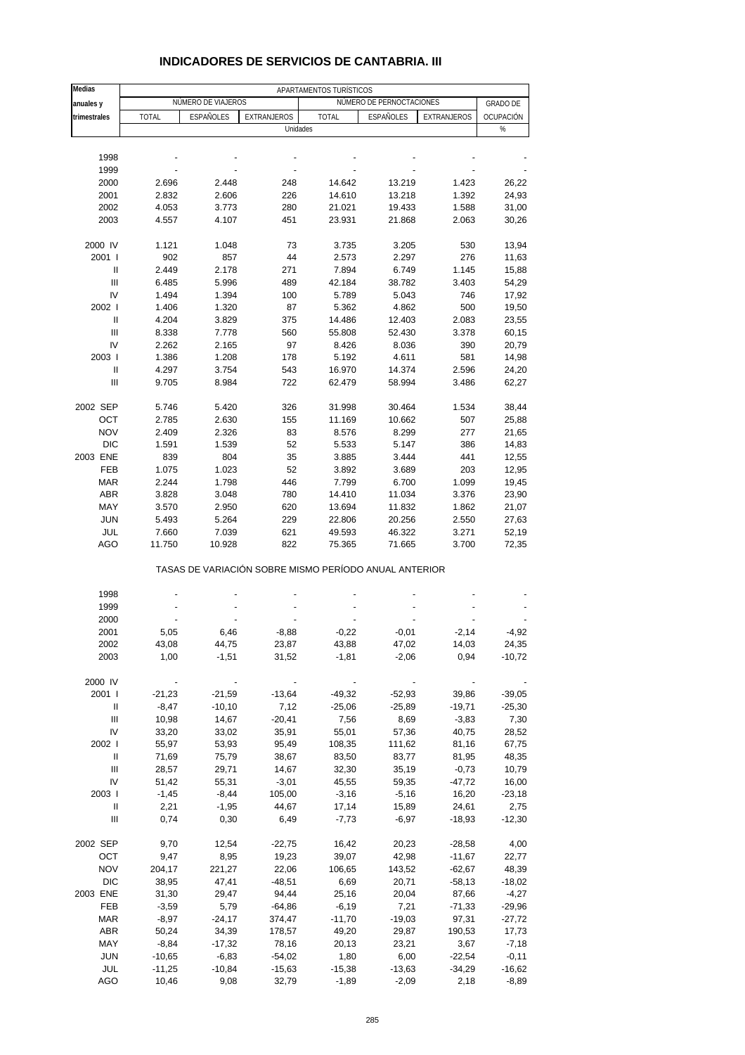# INDICADORES DE SERVICIOS DE CANTABRIA. III

| Medias anuales y trimestrales | APARTAMENTOS TURÍSTICOS | | | | | | |
|---|---|---|---|---|---|---|---|
| | NÚMERO DE VIAJEROS | | | NÚMERO DE PERNOCTACIONES | | | GRADO DE OCUPACIÓN |
| | TOTAL | ESPAÑOLES | EXTRANJEROS | TOTAL | ESPAÑOLES | EXTRANJEROS | |
| | Unidades | | | | | | % |
| 1998 | - | - | - | - | - | - | - |
| 1999 | - | - | - | - | - | - | - |
| 2000 | 2.696 | 2.448 | 248 | 14.642 | 13.219 | 1.423 | 26,22 |
| 2001 | 2.832 | 2.606 | 226 | 14.610 | 13.218 | 1.392 | 24,93 |
| 2002 | 4.053 | 3.773 | 280 | 21.021 | 19.433 | 1.588 | 31,00 |
| 2003 | 4.557 | 4.107 | 451 | 23.931 | 21.868 | 2.063 | 30,26 |
| 2000 IV | 1.121 | 1.048 | 73 | 3.735 | 3.205 | 530 | 13,94 |
| 2001 I | 902 | 857 | 44 | 2.573 | 2.297 | 276 | 11,63 |
| II | 2.449 | 2.178 | 271 | 7.894 | 6.749 | 1.145 | 15,88 |
| III | 6.485 | 5.996 | 489 | 42.184 | 38.782 | 3.403 | 54,29 |
| IV | 1.494 | 1.394 | 100 | 5.789 | 5.043 | 746 | 17,92 |
| 2002 I | 1.406 | 1.320 | 87 | 5.362 | 4.862 | 500 | 19,50 |
| II | 4.204 | 3.829 | 375 | 14.486 | 12.403 | 2.083 | 23,55 |
| III | 8.338 | 7.778 | 560 | 55.808 | 52.430 | 3.378 | 60,15 |
| IV | 2.262 | 2.165 | 97 | 8.426 | 8.036 | 390 | 20,79 |
| 2003 I | 1.386 | 1.208 | 178 | 5.192 | 4.611 | 581 | 14,98 |
| II | 4.297 | 3.754 | 543 | 16.970 | 14.374 | 2.596 | 24,20 |
| III | 9.705 | 8.984 | 722 | 62.479 | 58.994 | 3.486 | 62,27 |
| 2002 SEP | 5.746 | 5.420 | 326 | 31.998 | 30.464 | 1.534 | 38,44 |
| OCT | 2.785 | 2.630 | 155 | 11.169 | 10.662 | 507 | 25,88 |
| NOV | 2.409 | 2.326 | 83 | 8.576 | 8.299 | 277 | 21,65 |
| DIC | 1.591 | 1.539 | 52 | 5.533 | 5.147 | 386 | 14,83 |
| 2003 ENE | 839 | 804 | 35 | 3.885 | 3.444 | 441 | 12,55 |
| FEB | 1.075 | 1.023 | 52 | 3.892 | 3.689 | 203 | 12,95 |
| MAR | 2.244 | 1.798 | 446 | 7.799 | 6.700 | 1.099 | 19,45 |
| ABR | 3.828 | 3.048 | 780 | 14.410 | 11.034 | 3.376 | 23,90 |
| MAY | 3.570 | 2.950 | 620 | 13.694 | 11.832 | 1.862 | 21,07 |
| JUN | 5.493 | 5.264 | 229 | 22.806 | 20.256 | 2.550 | 27,63 |
| JUL | 7.660 | 7.039 | 621 | 49.593 | 46.322 | 3.271 | 52,19 |
| AGO | 11.750 | 10.928 | 822 | 75.365 | 71.665 | 3.700 | 72,35 |
| | TASAS DE VARIACIÓN SOBRE MISMO PERÍODO ANUAL ANTERIOR | | | | | | |
| 1998 | - | - | - | - | - | - | - |
| 1999 | - | - | - | - | - | - | - |
| 2000 | - | - | - | - | - | - | - |
| 2001 | 5,05 | 6,46 | -8,88 | -0,22 | -0,01 | -2,14 | -4,92 |
| 2002 | 43,08 | 44,75 | 23,87 | 43,88 | 47,02 | 14,03 | 24,35 |
| 2003 | 1,00 | -1,51 | 31,52 | -1,81 | -2,06 | 0,94 | -10,72 |
| 2000 IV | - | - | - | - | - | - | - |
| 2001 I | -21,23 | -21,59 | -13,64 | -49,32 | -52,93 | 39,86 | -39,05 |
| II | -8,47 | -10,10 | 7,12 | -25,06 | -25,89 | -19,71 | -25,30 |
| III | 10,98 | 14,67 | -20,41 | 7,56 | 8,69 | -3,83 | 7,30 |
| IV | 33,20 | 33,02 | 35,91 | 55,01 | 57,36 | 40,75 | 28,52 |
| 2002 I | 55,97 | 53,93 | 95,49 | 108,35 | 111,62 | 81,16 | 67,75 |
| II | 71,69 | 75,79 | 38,67 | 83,50 | 83,77 | 81,95 | 48,35 |
| III | 28,57 | 29,71 | 14,67 | 32,30 | 35,19 | -0,73 | 10,79 |
| IV | 51,42 | 55,31 | -3,01 | 45,55 | 59,35 | -47,72 | 16,00 |
| 2003 I | -1,45 | -8,44 | 105,00 | -3,16 | -5,16 | 16,20 | -23,18 |
| II | 2,21 | -1,95 | 44,67 | 17,14 | 15,89 | 24,61 | 2,75 |
| III | 0,74 | 0,30 | 6,49 | -7,73 | -6,97 | -18,93 | -12,30 |
| 2002 SEP | 9,70 | 12,54 | -22,75 | 16,42 | 20,23 | -28,58 | 4,00 |
| OCT | 9,47 | 8,95 | 19,23 | 39,07 | 42,98 | -11,67 | 22,77 |
| NOV | 204,17 | 221,27 | 22,06 | 106,65 | 143,52 | -62,67 | 48,39 |
| DIC | 38,95 | 47,41 | -48,51 | 6,69 | 20,71 | -58,13 | -18,02 |
| 2003 ENE | 31,30 | 29,47 | 94,44 | 25,16 | 20,04 | 87,66 | -4,27 |
| FEB | -3,59 | 5,79 | -64,86 | -6,19 | 7,21 | -71,33 | -29,96 |
| MAR | -8,97 | -24,17 | 374,47 | -11,70 | -19,03 | 97,31 | -27,72 |
| ABR | 50,24 | 34,39 | 178,57 | 49,20 | 29,87 | 190,53 | 17,73 |
| MAY | -8,84 | -17,32 | 78,16 | 20,13 | 23,21 | 3,67 | -7,18 |
| JUN | -10,65 | -6,83 | -54,02 | 1,80 | 6,00 | -22,54 | -0,11 |
| JUL | -11,25 | -10,84 | -15,63 | -15,38 | -13,63 | -34,29 | -16,62 |
| AGO | 10,46 | 9,08 | 32,79 | -1,89 | -2,09 | 2,18 | -8,89 |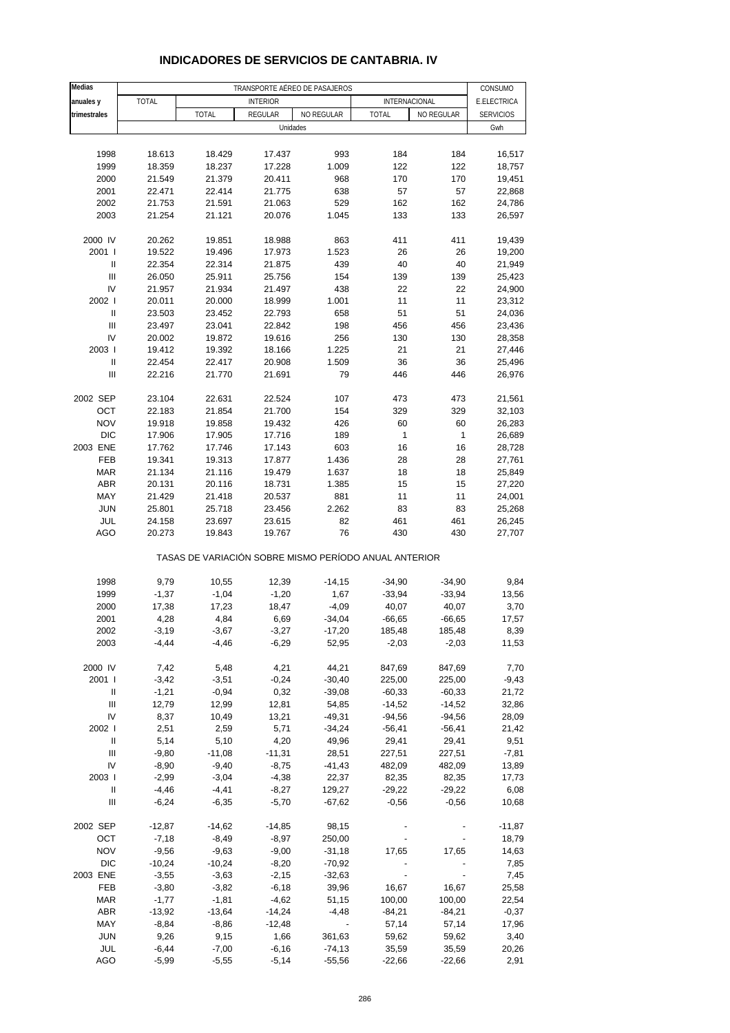# INDICADORES DE SERVICIOS DE CANTABRIA. IV

| Medias anuales y trimestrales | TRANSPORTE AÉREO DE PASAJEROS | | | | | | CONSUMO E.ELECTRICA SERVICIOS |
|---|---|---|---|---|---|---|---|
| | TOTAL | INTERIOR | | | INTERNACIONAL | | |
| | | TOTAL | REGULAR | NO REGULAR | TOTAL | NO REGULAR | |
| | Unidades | | | | | | Gwh |
| 1998 | 18.613 | 18.429 | 17.437 | 993 | 184 | 184 | 16,517 |
| 1999 | 18.359 | 18.237 | 17.228 | 1.009 | 122 | 122 | 18,757 |
| 2000 | 21.549 | 21.379 | 20.411 | 968 | 170 | 170 | 19,451 |
| 2001 | 22.471 | 22.414 | 21.775 | 638 | 57 | 57 | 22,868 |
| 2002 | 21.753 | 21.591 | 21.063 | 529 | 162 | 162 | 24,786 |
| 2003 | 21.254 | 21.121 | 20.076 | 1.045 | 133 | 133 | 26,597 |
| 2000 IV | 20.262 | 19.851 | 18.988 | 863 | 411 | 411 | 19,439 |
| 2001 I | 19.522 | 19.496 | 17.973 | 1.523 | 26 | 26 | 19,200 |
| II | 22.354 | 22.314 | 21.875 | 439 | 40 | 40 | 21,949 |
| III | 26.050 | 25.911 | 25.756 | 154 | 139 | 139 | 25,423 |
| IV | 21.957 | 21.934 | 21.497 | 438 | 22 | 22 | 24,900 |
| 2002 I | 20.011 | 20.000 | 18.999 | 1.001 | 11 | 11 | 23,312 |
| II | 23.503 | 23.452 | 22.793 | 658 | 51 | 51 | 24,036 |
| III | 23.497 | 23.041 | 22.842 | 198 | 456 | 456 | 23,436 |
| IV | 20.002 | 19.872 | 19.616 | 256 | 130 | 130 | 28,358 |
| 2003 I | 19.412 | 19.392 | 18.166 | 1.225 | 21 | 21 | 27,446 |
| II | 22.454 | 22.417 | 20.908 | 1.509 | 36 | 36 | 25,496 |
| III | 22.216 | 21.770 | 21.691 | 79 | 446 | 446 | 26,976 |
| 2002 SEP | 23.104 | 22.631 | 22.524 | 107 | 473 | 473 | 21,561 |
| OCT | 22.183 | 21.854 | 21.700 | 154 | 329 | 329 | 32,103 |
| NOV | 19.918 | 19.858 | 19.432 | 426 | 60 | 60 | 26,283 |
| DIC | 17.906 | 17.905 | 17.716 | 189 | 1 | 1 | 26,689 |
| 2003 ENE | 17.762 | 17.746 | 17.143 | 603 | 16 | 16 | 28,728 |
| FEB | 19.341 | 19.313 | 17.877 | 1.436 | 28 | 28 | 27,761 |
| MAR | 21.134 | 21.116 | 19.479 | 1.637 | 18 | 18 | 25,849 |
| ABR | 20.131 | 20.116 | 18.731 | 1.385 | 15 | 15 | 27,220 |
| MAY | 21.429 | 21.418 | 20.537 | 881 | 11 | 11 | 24,001 |
| JUN | 25.801 | 25.718 | 23.456 | 2.262 | 83 | 83 | 25,268 |
| JUL | 24.158 | 23.697 | 23.615 | 82 | 461 | 461 | 26,245 |
| AGO | 20.273 | 19.843 | 19.767 | 76 | 430 | 430 | 27,707 |
| | TASAS DE VARIACIÓN SOBRE MISMO PERÍODO ANUAL ANTERIOR | | | | | | |
| 1998 | 9,79 | 10,55 | 12,39 | -14,15 | -34,90 | -34,90 | 9,84 |
| 1999 | -1,37 | -1,04 | -1,20 | 1,67 | -33,94 | -33,94 | 13,56 |
| 2000 | 17,38 | 17,23 | 18,47 | -4,09 | 40,07 | 40,07 | 3,70 |
| 2001 | 4,28 | 4,84 | 6,69 | -34,04 | -66,65 | -66,65 | 17,57 |
| 2002 | -3,19 | -3,67 | -3,27 | -17,20 | 185,48 | 185,48 | 8,39 |
| 2003 | -4,44 | -4,46 | -6,29 | 52,95 | -2,03 | -2,03 | 11,53 |
| 2000 IV | 7,42 | 5,48 | 4,21 | 44,21 | 847,69 | 847,69 | 7,70 |
| 2001 I | -3,42 | -3,51 | -0,24 | -30,40 | 225,00 | 225,00 | -9,43 |
| II | -1,21 | -0,94 | 0,32 | -39,08 | -60,33 | -60,33 | 21,72 |
| III | 12,79 | 12,99 | 12,81 | 54,85 | -14,52 | -14,52 | 32,86 |
| IV | 8,37 | 10,49 | 13,21 | -49,31 | -94,56 | -94,56 | 28,09 |
| 2002 I | 2,51 | 2,59 | 5,71 | -34,24 | -56,41 | -56,41 | 21,42 |
| II | 5,14 | 5,10 | 4,20 | 49,96 | 29,41 | 29,41 | 9,51 |
| III | -9,80 | -11,08 | -11,31 | 28,51 | 227,51 | 227,51 | -7,81 |
| IV | -8,90 | -9,40 | -8,75 | -41,43 | 482,09 | 482,09 | 13,89 |
| 2003 I | -2,99 | -3,04 | -4,38 | 22,37 | 82,35 | 82,35 | 17,73 |
| II | -4,46 | -4,41 | -8,27 | 129,27 | -29,22 | -29,22 | 6,08 |
| III | -6,24 | -6,35 | -5,70 | -67,62 | -0,56 | -0,56 | 10,68 |
| 2002 SEP | -12,87 | -14,62 | -14,85 | 98,15 | - | - | -11,87 |
| OCT | -7,18 | -8,49 | -8,97 | 250,00 | - | - | 18,79 |
| NOV | -9,56 | -9,63 | -9,00 | -31,18 | 17,65 | 17,65 | 14,63 |
| DIC | -10,24 | -10,24 | -8,20 | -70,92 | - | - | 7,85 |
| 2003 ENE | -3,55 | -3,63 | -2,15 | -32,63 | - | - | 7,45 |
| FEB | -3,80 | -3,82 | -6,18 | 39,96 | 16,67 | 16,67 | 25,58 |
| MAR | -1,77 | -1,81 | -4,62 | 51,15 | 100,00 | 100,00 | 22,54 |
| ABR | -13,92 | -13,64 | -14,24 | -4,48 | -84,21 | -84,21 | -0,37 |
| MAY | -8,84 | -8,86 | -12,48 | - | 57,14 | 57,14 | 17,96 |
| JUN | 9,26 | 9,15 | 1,66 | 361,63 | 59,62 | 59,62 | 3,40 |
| JUL | -6,44 | -7,00 | -6,16 | -74,13 | 35,59 | 35,59 | 20,26 |
| AGO | -5,99 | -5,55 | -5,14 | -55,56 | -22,66 | -22,66 | 2,91 |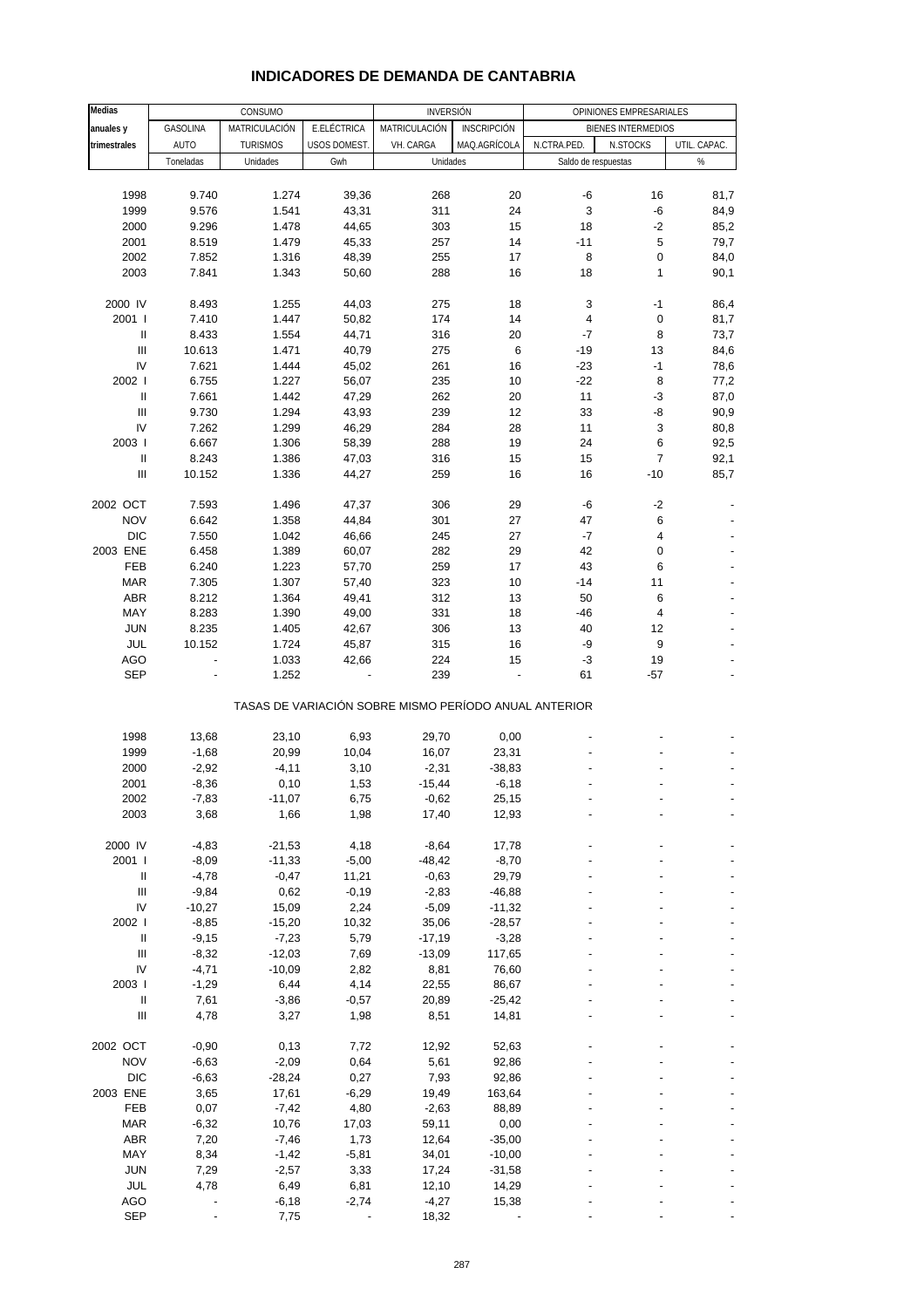## INDICADORES DE DEMANDA DE CANTABRIA

| Medias anuales y trimestrales | CONSUMO | | | INVERSIÓN | | OPINIONES EMPRESARIALES | | |
|---|---|---|---|---|---|---|---|---|
| | | | | | | BIENES INTERMEDIOS | | |
| | GASOLINA AUTO | MATRICULACIÓN TURISMOS | E.ELÉCTRICA USOS DOMEST. | MATRICULACIÓN VH. CARGA | INSCRIPCIÓN MAQ.AGRÍCOLA | N.CTRA.PED. | N.STOCKS | UTIL. CAPAC. |
| | Toneladas | Unidades | Gwh | Unidades | | Saldo de respuestas | | % |
| 1998 | 9.740 | 1.274 | 39,36 | 268 | 20 | -6 | 16 | 81,7 |
| 1999 | 9.576 | 1.541 | 43,31 | 311 | 24 | 3 | -6 | 84,9 |
| 2000 | 9.296 | 1.478 | 44,65 | 303 | 15 | 18 | -2 | 85,2 |
| 2001 | 8.519 | 1.479 | 45,33 | 257 | 14 | -11 | 5 | 79,7 |
| 2002 | 7.852 | 1.316 | 48,39 | 255 | 17 | 8 | 0 | 84,0 |
| 2003 | 7.841 | 1.343 | 50,60 | 288 | 16 | 18 | 1 | 90,1 |
| 2000 IV | 8.493 | 1.255 | 44,03 | 275 | 18 | 3 | -1 | 86,4 |
| 2001 I | 7.410 | 1.447 | 50,82 | 174 | 14 | 4 | 0 | 81,7 |
| II | 8.433 | 1.554 | 44,71 | 316 | 20 | -7 | 8 | 73,7 |
| III | 10.613 | 1.471 | 40,79 | 275 | 6 | -19 | 13 | 84,6 |
| IV | 7.621 | 1.444 | 45,02 | 261 | 16 | -23 | -1 | 78,6 |
| 2002 I | 6.755 | 1.227 | 56,07 | 235 | 10 | -22 | 8 | 77,2 |
| II | 7.661 | 1.442 | 47,29 | 262 | 20 | 11 | -3 | 87,0 |
| III | 9.730 | 1.294 | 43,93 | 239 | 12 | 33 | -8 | 90,9 |
| IV | 7.262 | 1.299 | 46,29 | 284 | 28 | 11 | 3 | 80,8 |
| 2003 I | 6.667 | 1.306 | 58,39 | 288 | 19 | 24 | 6 | 92,5 |
| II | 8.243 | 1.386 | 47,03 | 316 | 15 | 15 | 7 | 92,1 |
| III | 10.152 | 1.336 | 44,27 | 259 | 16 | 16 | -10 | 85,7 |
| 2002 OCT | 7.593 | 1.496 | 47,37 | 306 | 29 | -6 | -2 | - |
| NOV | 6.642 | 1.358 | 44,84 | 301 | 27 | 47 | 6 | - |
| DIC | 7.550 | 1.042 | 46,66 | 245 | 27 | -7 | 4 | - |
| 2003 ENE | 6.458 | 1.389 | 60,07 | 282 | 29 | 42 | 0 | - |
| FEB | 6.240 | 1.223 | 57,70 | 259 | 17 | 43 | 6 | - |
| MAR | 7.305 | 1.307 | 57,40 | 323 | 10 | -14 | 11 | - |
| ABR | 8.212 | 1.364 | 49,41 | 312 | 13 | 50 | 6 | - |
| MAY | 8.283 | 1.390 | 49,00 | 331 | 18 | -46 | 4 | - |
| JUN | 8.235 | 1.405 | 42,67 | 306 | 13 | 40 | 12 | - |
| JUL | 10.152 | 1.724 | 45,87 | 315 | 16 | -9 | 9 | - |
| AGO | - | 1.033 | 42,66 | 224 | 15 | -3 | 19 | - |
| SEP | - | 1.252 | - | 239 | - | 61 | -57 | - |
| | TASAS DE VARIACIÓN SOBRE MISMO PERÍODO ANUAL ANTERIOR | | | | | | | |
| 1998 | 13,68 | 23,10 | 6,93 | 29,70 | 0,00 | - | - | - |
| 1999 | -1,68 | 20,99 | 10,04 | 16,07 | 23,31 | - | - | - |
| 2000 | -2,92 | -4,11 | 3,10 | -2,31 | -38,83 | - | - | - |
| 2001 | -8,36 | 0,10 | 1,53 | -15,44 | -6,18 | - | - | - |
| 2002 | -7,83 | -11,07 | 6,75 | -0,62 | 25,15 | - | - | - |
| 2003 | 3,68 | 1,66 | 1,98 | 17,40 | 12,93 | - | - | - |
| 2000 IV | -4,83 | -21,53 | 4,18 | -8,64 | 17,78 | - | - | - |
| 2001 I | -8,09 | -11,33 | -5,00 | -48,42 | -8,70 | - | - | - |
| II | -4,78 | -0,47 | 11,21 | -0,63 | 29,79 | - | - | - |
| III | -9,84 | 0,62 | -0,19 | -2,83 | -46,88 | - | - | - |
| IV | -10,27 | 15,09 | 2,24 | -5,09 | -11,32 | - | - | - |
| 2002 I | -8,85 | -15,20 | 10,32 | 35,06 | -28,57 | - | - | - |
| II | -9,15 | -7,23 | 5,79 | -17,19 | -3,28 | - | - | - |
| III | -8,32 | -12,03 | 7,69 | -13,09 | 117,65 | - | - | - |
| IV | -4,71 | -10,09 | 2,82 | 8,81 | 76,60 | - | - | - |
| 2003 I | -1,29 | 6,44 | 4,14 | 22,55 | 86,67 | - | - | - |
| II | 7,61 | -3,86 | -0,57 | 20,89 | -25,42 | - | - | - |
| III | 4,78 | 3,27 | 1,98 | 8,51 | 14,81 | - | - | - |
| 2002 OCT | -0,90 | 0,13 | 7,72 | 12,92 | 52,63 | - | - | - |
| NOV | -6,63 | -2,09 | 0,64 | 5,61 | 92,86 | - | - | - |
| DIC | -6,63 | -28,24 | 0,27 | 7,93 | 92,86 | - | - | - |
| 2003 ENE | 3,65 | 17,61 | -6,29 | 19,49 | 163,64 | - | - | - |
| FEB | 0,07 | -7,42 | 4,80 | -2,63 | 88,89 | - | - | - |
| MAR | -6,32 | 10,76 | 17,03 | 59,11 | 0,00 | - | - | - |
| ABR | 7,20 | -7,46 | 1,73 | 12,64 | -35,00 | - | - | - |
| MAY | 8,34 | -1,42 | -5,81 | 34,01 | -10,00 | - | - | - |
| JUN | 7,29 | -2,57 | 3,33 | 17,24 | -31,58 | - | - | - |
| JUL | 4,78 | 6,49 | 6,81 | 12,10 | 14,29 | - | - | - |
| AGO | - | -6,18 | -2,74 | -4,27 | 15,38 | - | - | - |
| SEP | - | 7,75 | - | 18,32 | - | - | - | - |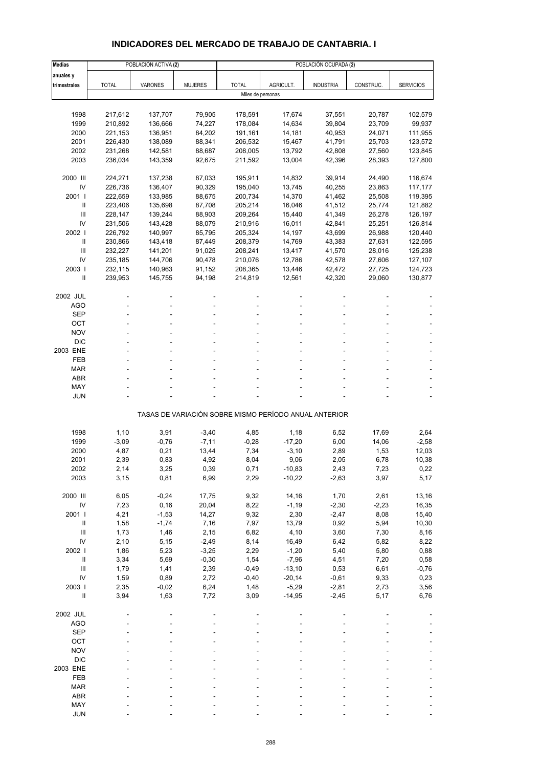# INDICADORES DEL MERCADO DE TRABAJO DE CANTABRIA. I

| Medias anuales y trimestrales | POBLACIÓN ACTIVA (2) | | | POBLACIÓN OCUPADA (2) | | | | |
|---|---|---|---|---|---|---|---|---|
| | TOTAL | VARONES | MUJERES | TOTAL | AGRICULT. | INDUSTRIA | CONSTRUC. | SERVICIOS |
| | Miles de personas | | | | | | | |
| 1998 | 217,612 | 137,707 | 79,905 | 178,591 | 17,674 | 37,551 | 20,787 | 102,579 |
| 1999 | 210,892 | 136,666 | 74,227 | 178,084 | 14,634 | 39,804 | 23,709 | 99,937 |
| 2000 | 221,153 | 136,951 | 84,202 | 191,161 | 14,181 | 40,953 | 24,071 | 111,955 |
| 2001 | 226,430 | 138,089 | 88,341 | 206,532 | 15,467 | 41,791 | 25,703 | 123,572 |
| 2002 | 231,268 | 142,581 | 88,687 | 208,005 | 13,792 | 42,808 | 27,560 | 123,845 |
| 2003 | 236,034 | 143,359 | 92,675 | 211,592 | 13,004 | 42,396 | 28,393 | 127,800 |
| 2000 III | 224,271 | 137,238 | 87,033 | 195,911 | 14,832 | 39,914 | 24,490 | 116,674 |
| IV | 226,736 | 136,407 | 90,329 | 195,040 | 13,745 | 40,255 | 23,863 | 117,177 |
| 2001 I | 222,659 | 133,985 | 88,675 | 200,734 | 14,370 | 41,462 | 25,508 | 119,395 |
| II | 223,406 | 135,698 | 87,708 | 205,214 | 16,046 | 41,512 | 25,774 | 121,882 |
| III | 228,147 | 139,244 | 88,903 | 209,264 | 15,440 | 41,349 | 26,278 | 126,197 |
| IV | 231,506 | 143,428 | 88,079 | 210,916 | 16,011 | 42,841 | 25,251 | 126,814 |
| 2002 I | 226,792 | 140,997 | 85,795 | 205,324 | 14,197 | 43,699 | 26,988 | 120,440 |
| II | 230,866 | 143,418 | 87,449 | 208,379 | 14,769 | 43,383 | 27,631 | 122,595 |
| III | 232,227 | 141,201 | 91,025 | 208,241 | 13,417 | 41,570 | 28,016 | 125,238 |
| IV | 235,185 | 144,706 | 90,478 | 210,076 | 12,786 | 42,578 | 27,606 | 127,107 |
| 2003 I | 232,115 | 140,963 | 91,152 | 208,365 | 13,446 | 42,472 | 27,725 | 124,723 |
| II | 239,953 | 145,755 | 94,198 | 214,819 | 12,561 | 42,320 | 29,060 | 130,877 |
| 2002 JUL | - | - | - | - | - | - | - | - |
| AGO | - | - | - | - | - | - | - | - |
| SEP | - | - | - | - | - | - | - | - |
| OCT | - | - | - | - | - | - | - | - |
| NOV | - | - | - | - | - | - | - | - |
| DIC | - | - | - | - | - | - | - | - |
| 2003 ENE | - | - | - | - | - | - | - | - |
| FEB | - | - | - | - | - | - | - | - |
| MAR | - | - | - | - | - | - | - | - |
| ABR | - | - | - | - | - | - | - | - |
| MAY | - | - | - | - | - | - | - | - |
| JUN | - | - | - | - | - | - | - | - |
| | TASAS DE VARIACIÓN SOBRE MISMO PERÍODO ANUAL ANTERIOR | | | | | | | |
| 1998 | 1,10 | 3,91 | -3,40 | 4,85 | 1,18 | 6,52 | 17,69 | 2,64 |
| 1999 | -3,09 | -0,76 | -7,11 | -0,28 | -17,20 | 6,00 | 14,06 | -2,58 |
| 2000 | 4,87 | 0,21 | 13,44 | 7,34 | -3,10 | 2,89 | 1,53 | 12,03 |
| 2001 | 2,39 | 0,83 | 4,92 | 8,04 | 9,06 | 2,05 | 6,78 | 10,38 |
| 2002 | 2,14 | 3,25 | 0,39 | 0,71 | -10,83 | 2,43 | 7,23 | 0,22 |
| 2003 | 3,15 | 0,81 | 6,99 | 2,29 | -10,22 | -2,63 | 3,97 | 5,17 |
| 2000 III | 6,05 | -0,24 | 17,75 | 9,32 | 14,16 | 1,70 | 2,61 | 13,16 |
| IV | 7,23 | 0,16 | 20,04 | 8,22 | -1,19 | -2,30 | -2,23 | 16,35 |
| 2001 I | 4,21 | -1,53 | 14,27 | 9,32 | 2,30 | -2,47 | 8,08 | 15,40 |
| II | 1,58 | -1,74 | 7,16 | 7,97 | 13,79 | 0,92 | 5,94 | 10,30 |
| III | 1,73 | 1,46 | 2,15 | 6,82 | 4,10 | 3,60 | 7,30 | 8,16 |
| IV | 2,10 | 5,15 | -2,49 | 8,14 | 16,49 | 6,42 | 5,82 | 8,22 |
| 2002 I | 1,86 | 5,23 | -3,25 | 2,29 | -1,20 | 5,40 | 5,80 | 0,88 |
| II | 3,34 | 5,69 | -0,30 | 1,54 | -7,96 | 4,51 | 7,20 | 0,58 |
| III | 1,79 | 1,41 | 2,39 | -0,49 | -13,10 | 0,53 | 6,61 | -0,76 |
| IV | 1,59 | 0,89 | 2,72 | -0,40 | -20,14 | -0,61 | 9,33 | 0,23 |
| 2003 I | 2,35 | -0,02 | 6,24 | 1,48 | -5,29 | -2,81 | 2,73 | 3,56 |
| II | 3,94 | 1,63 | 7,72 | 3,09 | -14,95 | -2,45 | 5,17 | 6,76 |
| 2002 JUL | - | - | - | - | - | - | - | - |
| AGO | - | - | - | - | - | - | - | - |
| SEP | - | - | - | - | - | - | - | - |
| OCT | - | - | - | - | - | - | - | - |
| NOV | - | - | - | - | - | - | - | - |
| DIC | - | - | - | - | - | - | - | - |
| 2003 ENE | - | - | - | - | - | - | - | - |
| FEB | - | - | - | - | - | - | - | - |
| MAR | - | - | - | - | - | - | - | - |
| ABR | - | - | - | - | - | - | - | - |
| MAY | - | - | - | - | - | - | - | - |
| JUN | - | - | - | - | - | - | - | - |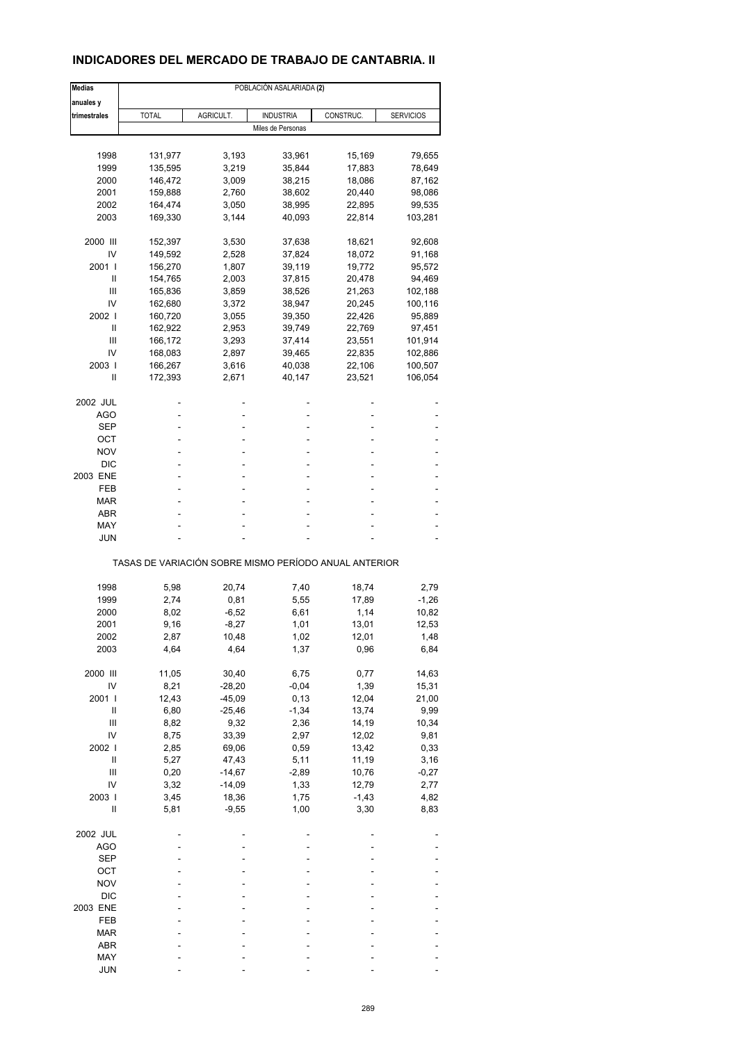## INDICADORES DEL MERCADO DE TRABAJO DE CANTABRIA. II

| Medias anuales y trimestrales | POBLACIÓN ASALARIADA (2) | | | | |
|---|---|---|---|---|---|
| | TOTAL | AGRICULT. | INDUSTRIA | CONSTRUC. | SERVICIOS |
| | Miles de Personas | | | | |
| 1998 | 131,977 | 3,193 | 33,961 | 15,169 | 79,655 |
| 1999 | 135,595 | 3,219 | 35,844 | 17,883 | 78,649 |
| 2000 | 146,472 | 3,009 | 38,215 | 18,086 | 87,162 |
| 2001 | 159,888 | 2,760 | 38,602 | 20,440 | 98,086 |
| 2002 | 164,474 | 3,050 | 38,995 | 22,895 | 99,535 |
| 2003 | 169,330 | 3,144 | 40,093 | 22,814 | 103,281 |
| 2000 III | 152,397 | 3,530 | 37,638 | 18,621 | 92,608 |
| IV | 149,592 | 2,528 | 37,824 | 18,072 | 91,168 |
| 2001 I | 156,270 | 1,807 | 39,119 | 19,772 | 95,572 |
| II | 154,765 | 2,003 | 37,815 | 20,478 | 94,469 |
| III | 165,836 | 3,859 | 38,526 | 21,263 | 102,188 |
| IV | 162,680 | 3,372 | 38,947 | 20,245 | 100,116 |
| 2002 I | 160,720 | 3,055 | 39,350 | 22,426 | 95,889 |
| II | 162,922 | 2,953 | 39,749 | 22,769 | 97,451 |
| III | 166,172 | 3,293 | 37,414 | 23,551 | 101,914 |
| IV | 168,083 | 2,897 | 39,465 | 22,835 | 102,886 |
| 2003 I | 166,267 | 3,616 | 40,038 | 22,106 | 100,507 |
| II | 172,393 | 2,671 | 40,147 | 23,521 | 106,054 |
| 2002 JUL | - | - | - | - | - |
| AGO | - | - | - | - | - |
| SEP | - | - | - | - | - |
| OCT | - | - | - | - | - |
| NOV | - | - | - | - | - |
| DIC | - | - | - | - | - |
| 2003 ENE | - | - | - | - | - |
| FEB | - | - | - | - | - |
| MAR | - | - | - | - | - |
| ABR | - | - | - | - | - |
| MAY | - | - | - | - | - |
| JUN | - | - | - | - | - |
| | TASAS DE VARIACIÓN SOBRE MISMO PERÍODO ANUAL ANTERIOR | | | | |
| 1998 | 5,98 | 20,74 | 7,40 | 18,74 | 2,79 |
| 1999 | 2,74 | 0,81 | 5,55 | 17,89 | -1,26 |
| 2000 | 8,02 | -6,52 | 6,61 | 1,14 | 10,82 |
| 2001 | 9,16 | -8,27 | 1,01 | 13,01 | 12,53 |
| 2002 | 2,87 | 10,48 | 1,02 | 12,01 | 1,48 |
| 2003 | 4,64 | 4,64 | 1,37 | 0,96 | 6,84 |
| 2000 III | 11,05 | 30,40 | 6,75 | 0,77 | 14,63 |
| IV | 8,21 | -28,20 | -0,04 | 1,39 | 15,31 |
| 2001 I | 12,43 | -45,09 | 0,13 | 12,04 | 21,00 |
| II | 6,80 | -25,46 | -1,34 | 13,74 | 9,99 |
| III | 8,82 | 9,32 | 2,36 | 14,19 | 10,34 |
| IV | 8,75 | 33,39 | 2,97 | 12,02 | 9,81 |
| 2002 I | 2,85 | 69,06 | 0,59 | 13,42 | 0,33 |
| II | 5,27 | 47,43 | 5,11 | 11,19 | 3,16 |
| III | 0,20 | -14,67 | -2,89 | 10,76 | -0,27 |
| IV | 3,32 | -14,09 | 1,33 | 12,79 | 2,77 |
| 2003 I | 3,45 | 18,36 | 1,75 | -1,43 | 4,82 |
| II | 5,81 | -9,55 | 1,00 | 3,30 | 8,83 |
| 2002 JUL | - | - | - | - | - |
| AGO | - | - | - | - | - |
| SEP | - | - | - | - | - |
| OCT | - | - | - | - | - |
| NOV | - | - | - | - | - |
| DIC | - | - | - | - | - |
| 2003 ENE | - | - | - | - | - |
| FEB | - | - | - | - | - |
| MAR | - | - | - | - | - |
| ABR | - | - | - | - | - |
| MAY | - | - | - | - | - |
| JUN | - | - | - | - | - |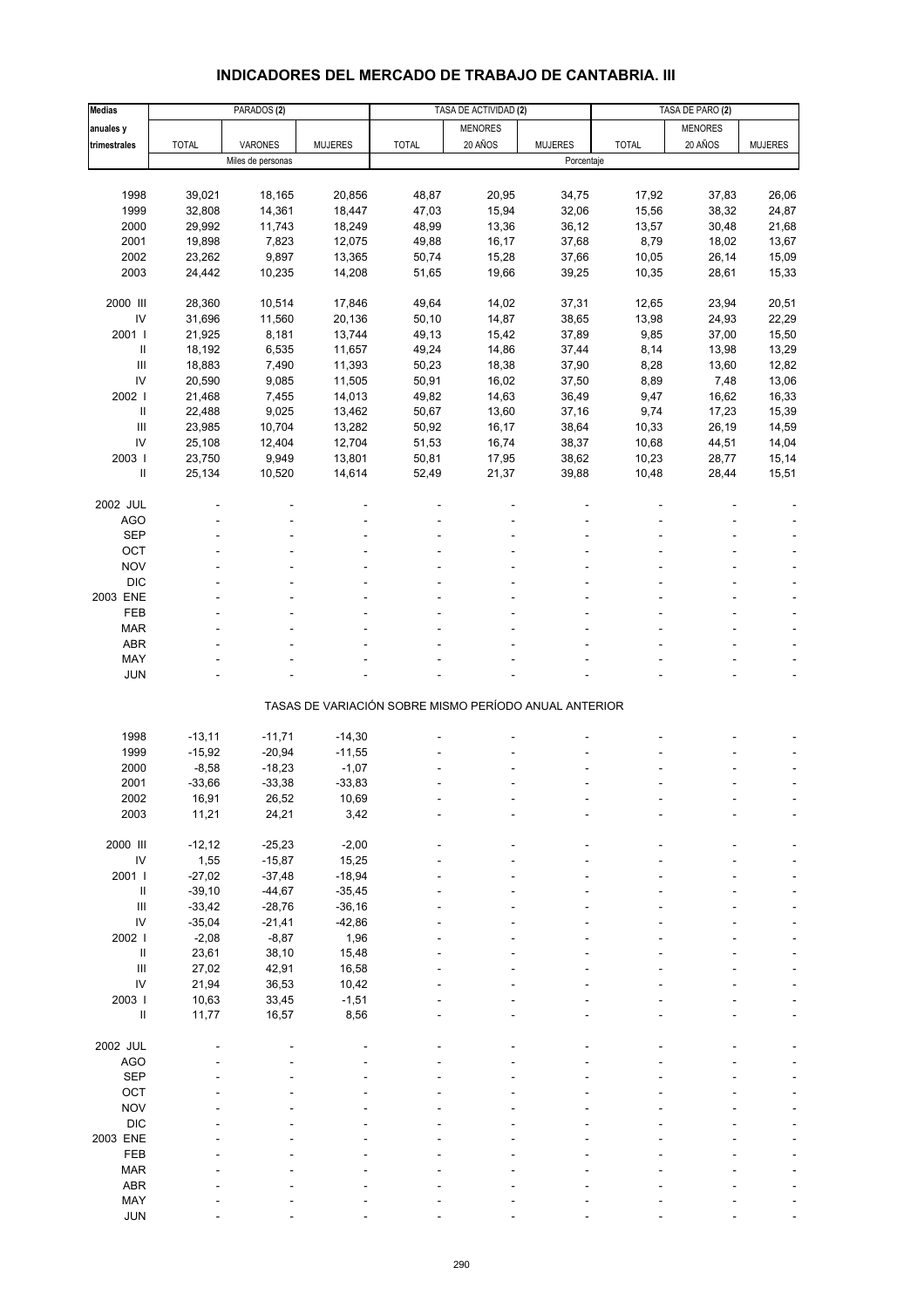# INDICADORES DEL MERCADO DE TRABAJO DE CANTABRIA. III

| Medias anuales y trimestrales | PARADOS (2) | | | TASA DE ACTIVIDAD (2) | | | TASA DE PARO (2) | | |
|---|---|---|---|---|---|---|---|---|---|
| | TOTAL | VARONES | MUJERES | TOTAL | MENORES 20 AÑOS | MUJERES | TOTAL | MENORES 20 AÑOS | MUJERES |
| | Miles de personas | | | Porcentaje | | | | | |
| 1998 | 39,021 | 18,165 | 20,856 | 48,87 | 20,95 | 34,75 | 17,92 | 37,83 | 26,06 |
| 1999 | 32,808 | 14,361 | 18,447 | 47,03 | 15,94 | 32,06 | 15,56 | 38,32 | 24,87 |
| 2000 | 29,992 | 11,743 | 18,249 | 48,99 | 13,36 | 36,12 | 13,57 | 30,48 | 21,68 |
| 2001 | 19,898 | 7,823 | 12,075 | 49,88 | 16,17 | 37,68 | 8,79 | 18,02 | 13,67 |
| 2002 | 23,262 | 9,897 | 13,365 | 50,74 | 15,28 | 37,66 | 10,05 | 26,14 | 15,09 |
| 2003 | 24,442 | 10,235 | 14,208 | 51,65 | 19,66 | 39,25 | 10,35 | 28,61 | 15,33 |
| 2000 III | 28,360 | 10,514 | 17,846 | 49,64 | 14,02 | 37,31 | 12,65 | 23,94 | 20,51 |
| IV | 31,696 | 11,560 | 20,136 | 50,10 | 14,87 | 38,65 | 13,98 | 24,93 | 22,29 |
| 2001 I | 21,925 | 8,181 | 13,744 | 49,13 | 15,42 | 37,89 | 9,85 | 37,00 | 15,50 |
| II | 18,192 | 6,535 | 11,657 | 49,24 | 14,86 | 37,44 | 8,14 | 13,98 | 13,29 |
| III | 18,883 | 7,490 | 11,393 | 50,23 | 18,38 | 37,90 | 8,28 | 13,60 | 12,82 |
| IV | 20,590 | 9,085 | 11,505 | 50,91 | 16,02 | 37,50 | 8,89 | 7,48 | 13,06 |
| 2002 I | 21,468 | 7,455 | 14,013 | 49,82 | 14,63 | 36,49 | 9,47 | 16,62 | 16,33 |
| II | 22,488 | 9,025 | 13,462 | 50,67 | 13,60 | 37,16 | 9,74 | 17,23 | 15,39 |
| III | 23,985 | 10,704 | 13,282 | 50,92 | 16,17 | 38,64 | 10,33 | 26,19 | 14,59 |
| IV | 25,108 | 12,404 | 12,704 | 51,53 | 16,74 | 38,37 | 10,68 | 44,51 | 14,04 |
| 2003 I | 23,750 | 9,949 | 13,801 | 50,81 | 17,95 | 38,62 | 10,23 | 28,77 | 15,14 |
| II | 25,134 | 10,520 | 14,614 | 52,49 | 21,37 | 39,88 | 10,48 | 28,44 | 15,51 |
| 2002 JUL | - | - | - | - | - | - | - | - | - |
| AGO | - | - | - | - | - | - | - | - | - |
| SEP | - | - | - | - | - | - | - | - | - |
| OCT | - | - | - | - | - | - | - | - | - |
| NOV | - | - | - | - | - | - | - | - | - |
| DIC | - | - | - | - | - | - | - | - | - |
| 2003 ENE | - | - | - | - | - | - | - | - | - |
| FEB | - | - | - | - | - | - | - | - | - |
| MAR | - | - | - | - | - | - | - | - | - |
| ABR | - | - | - | - | - | - | - | - | - |
| MAY | - | - | - | - | - | - | - | - | - |
| JUN | - | - | - | - | - | - | - | - | - |
| TASAS DE VARIACIÓN SOBRE MISMO PERÍODO ANUAL ANTERIOR | | | | | | | | | |
| 1998 | -13,11 | -11,71 | -14,30 | - | - | - | - | - | - |
| 1999 | -15,92 | -20,94 | -11,55 | - | - | - | - | - | - |
| 2000 | -8,58 | -18,23 | -1,07 | - | - | - | - | - | - |
| 2001 | -33,66 | -33,38 | -33,83 | - | - | - | - | - | - |
| 2002 | 16,91 | 26,52 | 10,69 | - | - | - | - | - | - |
| 2003 | 11,21 | 24,21 | 3,42 | - | - | - | - | - | - |
| 2000 III | -12,12 | -25,23 | -2,00 | - | - | - | - | - | - |
| IV | 1,55 | -15,87 | 15,25 | - | - | - | - | - | - |
| 2001 I | -27,02 | -37,48 | -18,94 | - | - | - | - | - | - |
| II | -39,10 | -44,67 | -35,45 | - | - | - | - | - | - |
| III | -33,42 | -28,76 | -36,16 | - | - | - | - | - | - |
| IV | -35,04 | -21,41 | -42,86 | - | - | - | - | - | - |
| 2002 I | -2,08 | -8,87 | 1,96 | - | - | - | - | - | - |
| II | 23,61 | 38,10 | 15,48 | - | - | - | - | - | - |
| III | 27,02 | 42,91 | 16,58 | - | - | - | - | - | - |
| IV | 21,94 | 36,53 | 10,42 | - | - | - | - | - | - |
| 2003 I | 10,63 | 33,45 | -1,51 | - | - | - | - | - | - |
| II | 11,77 | 16,57 | 8,56 | - | - | - | - | - | - |
| 2002 JUL | - | - | - | - | - | - | - | - | - |
| AGO | - | - | - | - | - | - | - | - | - |
| SEP | - | - | - | - | - | - | - | - | - |
| OCT | - | - | - | - | - | - | - | - | - |
| NOV | - | - | - | - | - | - | - | - | - |
| DIC | - | - | - | - | - | - | - | - | - |
| 2003 ENE | - | - | - | - | - | - | - | - | - |
| FEB | - | - | - | - | - | - | - | - | - |
| MAR | - | - | - | - | - | - | - | - | - |
| ABR | - | - | - | - | - | - | - | - | - |
| MAY | - | - | - | - | - | - | - | - | - |
| JUN | - | - | - | - | - | - | - | - | - |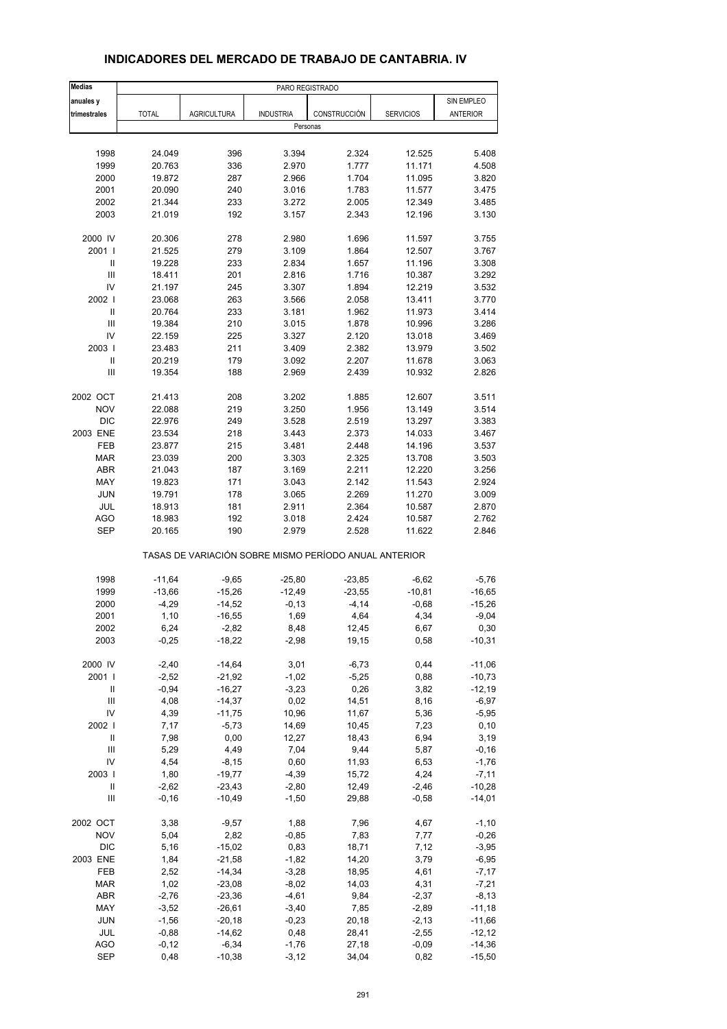## INDICADORES DEL MERCADO DE TRABAJO DE CANTABRIA. IV

| Medias anuales y trimestrales | PARO REGISTRADO | | | | | |
|---|---|---|---|---|---|---|
| | TOTAL | AGRICULTURA | INDUSTRIA | CONSTRUCCIÓN | SERVICIOS | SIN EMPLEO ANTERIOR |
| | Personas | | | | | |
| 1998 | 24.049 | 396 | 3.394 | 2.324 | 12.525 | 5.408 |
| 1999 | 20.763 | 336 | 2.970 | 1.777 | 11.171 | 4.508 |
| 2000 | 19.872 | 287 | 2.966 | 1.704 | 11.095 | 3.820 |
| 2001 | 20.090 | 240 | 3.016 | 1.783 | 11.577 | 3.475 |
| 2002 | 21.344 | 233 | 3.272 | 2.005 | 12.349 | 3.485 |
| 2003 | 21.019 | 192 | 3.157 | 2.343 | 12.196 | 3.130 |
| 2000 IV | 20.306 | 278 | 2.980 | 1.696 | 11.597 | 3.755 |
| 2001 I | 21.525 | 279 | 3.109 | 1.864 | 12.507 | 3.767 |
| II | 19.228 | 233 | 2.834 | 1.657 | 11.196 | 3.308 |
| III | 18.411 | 201 | 2.816 | 1.716 | 10.387 | 3.292 |
| IV | 21.197 | 245 | 3.307 | 1.894 | 12.219 | 3.532 |
| 2002 I | 23.068 | 263 | 3.566 | 2.058 | 13.411 | 3.770 |
| II | 20.764 | 233 | 3.181 | 1.962 | 11.973 | 3.414 |
| III | 19.384 | 210 | 3.015 | 1.878 | 10.996 | 3.286 |
| IV | 22.159 | 225 | 3.327 | 2.120 | 13.018 | 3.469 |
| 2003 I | 23.483 | 211 | 3.409 | 2.382 | 13.979 | 3.502 |
| II | 20.219 | 179 | 3.092 | 2.207 | 11.678 | 3.063 |
| III | 19.354 | 188 | 2.969 | 2.439 | 10.932 | 2.826 |
| 2002 OCT | 21.413 | 208 | 3.202 | 1.885 | 12.607 | 3.511 |
| NOV | 22.088 | 219 | 3.250 | 1.956 | 13.149 | 3.514 |
| DIC | 22.976 | 249 | 3.528 | 2.519 | 13.297 | 3.383 |
| 2003 ENE | 23.534 | 218 | 3.443 | 2.373 | 14.033 | 3.467 |
| FEB | 23.877 | 215 | 3.481 | 2.448 | 14.196 | 3.537 |
| MAR | 23.039 | 200 | 3.303 | 2.325 | 13.708 | 3.503 |
| ABR | 21.043 | 187 | 3.169 | 2.211 | 12.220 | 3.256 |
| MAY | 19.823 | 171 | 3.043 | 2.142 | 11.543 | 2.924 |
| JUN | 19.791 | 178 | 3.065 | 2.269 | 11.270 | 3.009 |
| JUL | 18.913 | 181 | 2.911 | 2.364 | 10.587 | 2.870 |
| AGO | 18.983 | 192 | 3.018 | 2.424 | 10.587 | 2.762 |
| SEP | 20.165 | 190 | 2.979 | 2.528 | 11.622 | 2.846 |
| | TASAS DE VARIACIÓN SOBRE MISMO PERÍODO ANUAL ANTERIOR | | | | | |
| 1998 | -11,64 | -9,65 | -25,80 | -23,85 | -6,62 | -5,76 |
| 1999 | -13,66 | -15,26 | -12,49 | -23,55 | -10,81 | -16,65 |
| 2000 | -4,29 | -14,52 | -0,13 | -4,14 | -0,68 | -15,26 |
| 2001 | 1,10 | -16,55 | 1,69 | 4,64 | 4,34 | -9,04 |
| 2002 | 6,24 | -2,82 | 8,48 | 12,45 | 6,67 | 0,30 |
| 2003 | -0,25 | -18,22 | -2,98 | 19,15 | 0,58 | -10,31 |
| 2000 IV | -2,40 | -14,64 | 3,01 | -6,73 | 0,44 | -11,06 |
| 2001 I | -2,52 | -21,92 | -1,02 | -5,25 | 0,88 | -10,73 |
| II | -0,94 | -16,27 | -3,23 | 0,26 | 3,82 | -12,19 |
| III | 4,08 | -14,37 | 0,02 | 14,51 | 8,16 | -6,97 |
| IV | 4,39 | -11,75 | 10,96 | 11,67 | 5,36 | -5,95 |
| 2002 I | 7,17 | -5,73 | 14,69 | 10,45 | 7,23 | 0,10 |
| II | 7,98 | 0,00 | 12,27 | 18,43 | 6,94 | 3,19 |
| III | 5,29 | 4,49 | 7,04 | 9,44 | 5,87 | -0,16 |
| IV | 4,54 | -8,15 | 0,60 | 11,93 | 6,53 | -1,76 |
| 2003 I | 1,80 | -19,77 | -4,39 | 15,72 | 4,24 | -7,11 |
| II | -2,62 | -23,43 | -2,80 | 12,49 | -2,46 | -10,28 |
| III | -0,16 | -10,49 | -1,50 | 29,88 | -0,58 | -14,01 |
| 2002 OCT | 3,38 | -9,57 | 1,88 | 7,96 | 4,67 | -1,10 |
| NOV | 5,04 | 2,82 | -0,85 | 7,83 | 7,77 | -0,26 |
| DIC | 5,16 | -15,02 | 0,83 | 18,71 | 7,12 | -3,95 |
| 2003 ENE | 1,84 | -21,58 | -1,82 | 14,20 | 3,79 | -6,95 |
| FEB | 2,52 | -14,34 | -3,28 | 18,95 | 4,61 | -7,17 |
| MAR | 1,02 | -23,08 | -8,02 | 14,03 | 4,31 | -7,21 |
| ABR | -2,76 | -23,36 | -4,61 | 9,84 | -2,37 | -8,13 |
| MAY | -3,52 | -26,61 | -3,40 | 7,85 | -2,89 | -11,18 |
| JUN | -1,56 | -20,18 | -0,23 | 20,18 | -2,13 | -11,66 |
| JUL | -0,88 | -14,62 | 0,48 | 28,41 | -2,55 | -12,12 |
| AGO | -0,12 | -6,34 | -1,76 | 27,18 | -0,09 | -14,36 |
| SEP | 0,48 | -10,38 | -3,12 | 34,04 | 0,82 | -15,50 |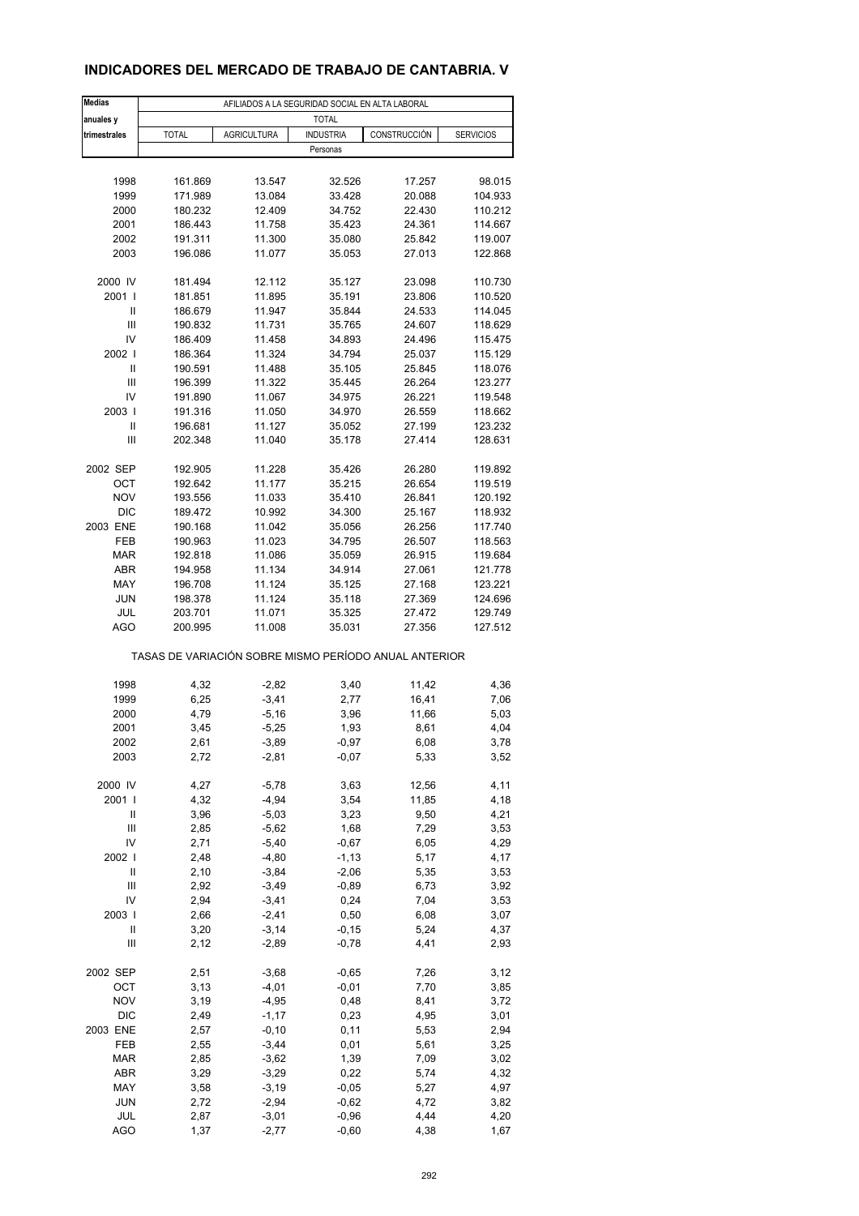## INDICADORES DEL MERCADO DE TRABAJO DE CANTABRIA. V

| Medias anuales y trimestrales | AFILIADOS A LA SEGURIDAD SOCIAL EN ALTA LABORAL | | | | |
|---|---|---|---|---|---|
| | TOTAL | | | | |
| | TOTAL | AGRICULTURA | INDUSTRIA | CONSTRUCCIÓN | SERVICIOS |
| | Personas | | | | |
| 1998 | 161.869 | 13.547 | 32.526 | 17.257 | 98.015 |
| 1999 | 171.989 | 13.084 | 33.428 | 20.088 | 104.933 |
| 2000 | 180.232 | 12.409 | 34.752 | 22.430 | 110.212 |
| 2001 | 186.443 | 11.758 | 35.423 | 24.361 | 114.667 |
| 2002 | 191.311 | 11.300 | 35.080 | 25.842 | 119.007 |
| 2003 | 196.086 | 11.077 | 35.053 | 27.013 | 122.868 |
| 2000 IV | 181.494 | 12.112 | 35.127 | 23.098 | 110.730 |
| 2001 I | 181.851 | 11.895 | 35.191 | 23.806 | 110.520 |
| II | 186.679 | 11.947 | 35.844 | 24.533 | 114.045 |
| III | 190.832 | 11.731 | 35.765 | 24.607 | 118.629 |
| IV | 186.409 | 11.458 | 34.893 | 24.496 | 115.475 |
| 2002 I | 186.364 | 11.324 | 34.794 | 25.037 | 115.129 |
| II | 190.591 | 11.488 | 35.105 | 25.845 | 118.076 |
| III | 196.399 | 11.322 | 35.445 | 26.264 | 123.277 |
| IV | 191.890 | 11.067 | 34.975 | 26.221 | 119.548 |
| 2003 I | 191.316 | 11.050 | 34.970 | 26.559 | 118.662 |
| II | 196.681 | 11.127 | 35.052 | 27.199 | 123.232 |
| III | 202.348 | 11.040 | 35.178 | 27.414 | 128.631 |
| 2002 SEP | 192.905 | 11.228 | 35.426 | 26.280 | 119.892 |
| OCT | 192.642 | 11.177 | 35.215 | 26.654 | 119.519 |
| NOV | 193.556 | 11.033 | 35.410 | 26.841 | 120.192 |
| DIC | 189.472 | 10.992 | 34.300 | 25.167 | 118.932 |
| 2003 ENE | 190.168 | 11.042 | 35.056 | 26.256 | 117.740 |
| FEB | 190.963 | 11.023 | 34.795 | 26.507 | 118.563 |
| MAR | 192.818 | 11.086 | 35.059 | 26.915 | 119.684 |
| ABR | 194.958 | 11.134 | 34.914 | 27.061 | 121.778 |
| MAY | 196.708 | 11.124 | 35.125 | 27.168 | 123.221 |
| JUN | 198.378 | 11.124 | 35.118 | 27.369 | 124.696 |
| JUL | 203.701 | 11.071 | 35.325 | 27.472 | 129.749 |
| AGO | 200.995 | 11.008 | 35.031 | 27.356 | 127.512 |
| | TASAS DE VARIACIÓN SOBRE MISMO PERÍODO ANUAL ANTERIOR | | | | |
| 1998 | 4,32 | -2,82 | 3,40 | 11,42 | 4,36 |
| 1999 | 6,25 | -3,41 | 2,77 | 16,41 | 7,06 |
| 2000 | 4,79 | -5,16 | 3,96 | 11,66 | 5,03 |
| 2001 | 3,45 | -5,25 | 1,93 | 8,61 | 4,04 |
| 2002 | 2,61 | -3,89 | -0,97 | 6,08 | 3,78 |
| 2003 | 2,72 | -2,81 | -0,07 | 5,33 | 3,52 |
| 2000 IV | 4,27 | -5,78 | 3,63 | 12,56 | 4,11 |
| 2001 I | 4,32 | -4,94 | 3,54 | 11,85 | 4,18 |
| II | 3,96 | -5,03 | 3,23 | 9,50 | 4,21 |
| III | 2,85 | -5,62 | 1,68 | 7,29 | 3,53 |
| IV | 2,71 | -5,40 | -0,67 | 6,05 | 4,29 |
| 2002 I | 2,48 | -4,80 | -1,13 | 5,17 | 4,17 |
| II | 2,10 | -3,84 | -2,06 | 5,35 | 3,53 |
| III | 2,92 | -3,49 | -0,89 | 6,73 | 3,92 |
| IV | 2,94 | -3,41 | 0,24 | 7,04 | 3,53 |
| 2003 I | 2,66 | -2,41 | 0,50 | 6,08 | 3,07 |
| II | 3,20 | -3,14 | -0,15 | 5,24 | 4,37 |
| III | 2,12 | -2,89 | -0,78 | 4,41 | 2,93 |
| 2002 SEP | 2,51 | -3,68 | -0,65 | 7,26 | 3,12 |
| OCT | 3,13 | -4,01 | -0,01 | 7,70 | 3,85 |
| NOV | 3,19 | -4,95 | 0,48 | 8,41 | 3,72 |
| DIC | 2,49 | -1,17 | 0,23 | 4,95 | 3,01 |
| 2003 ENE | 2,57 | -0,10 | 0,11 | 5,53 | 2,94 |
| FEB | 2,55 | -3,44 | 0,01 | 5,61 | 3,25 |
| MAR | 2,85 | -3,62 | 1,39 | 7,09 | 3,02 |
| ABR | 3,29 | -3,29 | 0,22 | 5,74 | 4,32 |
| MAY | 3,58 | -3,19 | -0,05 | 5,27 | 4,97 |
| JUN | 2,72 | -2,94 | -0,62 | 4,72 | 3,82 |
| JUL | 2,87 | -3,01 | -0,96 | 4,44 | 4,20 |
| AGO | 1,37 | -2,77 | -0,60 | 4,38 | 1,67 |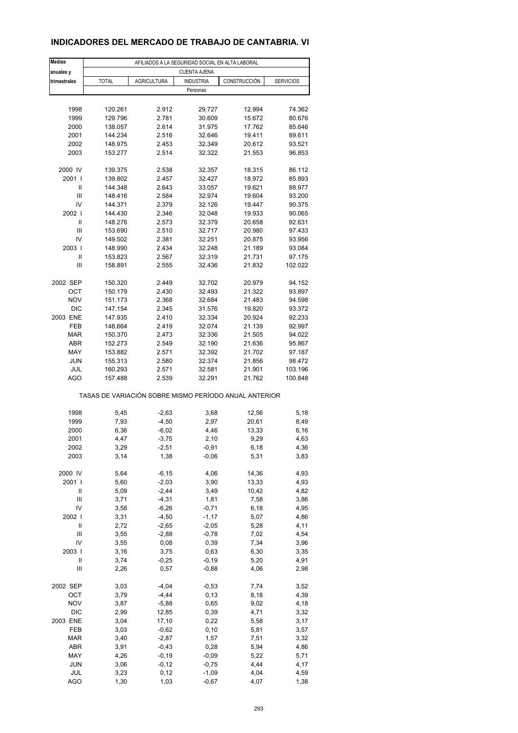## INDICADORES DEL MERCADO DE TRABAJO DE CANTABRIA. VI

| Medias anuales y trimestrales | AFILIADOS A LA SEGURIDAD SOCIAL EN ALTA LABORAL | | | | |
|---|---|---|---|---|---|
| | CUENTA AJENA | | | | |
| | TOTAL | AGRICULTURA | INDUSTRIA | CONSTRUCCIÓN | SERVICIOS |
| | Personas | | | | |
| 1998 | 120.261 | 2.912 | 29.727 | 12.994 | 74.362 |
| 1999 | 129.796 | 2.781 | 30.609 | 15.672 | 80.676 |
| 2000 | 138.057 | 2.614 | 31.975 | 17.762 | 85.646 |
| 2001 | 144.234 | 2.516 | 32.646 | 19.411 | 89.611 |
| 2002 | 148.975 | 2.453 | 32.349 | 20.612 | 93.521 |
| 2003 | 153.277 | 2.514 | 32.322 | 21.553 | 96.853 |
| 2000 IV | 139.375 | 2.538 | 32.357 | 18.315 | 86.112 |
| 2001 I | 139.802 | 2.457 | 32.427 | 18.972 | 85.893 |
| II | 144.348 | 2.643 | 33.057 | 19.621 | 88.977 |
| III | 148.416 | 2.584 | 32.974 | 19.604 | 93.200 |
| IV | 144.371 | 2.379 | 32.126 | 19.447 | 90.375 |
| 2002 I | 144.430 | 2.346 | 32.048 | 19.933 | 90.065 |
| II | 148.276 | 2.573 | 32.379 | 20.658 | 92.631 |
| III | 153.690 | 2.510 | 32.717 | 20.980 | 97.433 |
| IV | 149.502 | 2.381 | 32.251 | 20.875 | 93.956 |
| 2003 I | 148.990 | 2.434 | 32.248 | 21.189 | 93.084 |
| II | 153.823 | 2.567 | 32.319 | 21.731 | 97.175 |
| III | 158.891 | 2.555 | 32.436 | 21.832 | 102.022 |
| 2002 SEP | 150.320 | 2.449 | 32.702 | 20.979 | 94.152 |
| OCT | 150.179 | 2.430 | 32.493 | 21.322 | 93.897 |
| NOV | 151.173 | 2.368 | 32.684 | 21.483 | 94.598 |
| DIC | 147.154 | 2.345 | 31.576 | 19.820 | 93.372 |
| 2003 ENE | 147.935 | 2.410 | 32.334 | 20.924 | 92.233 |
| FEB | 148.664 | 2.419 | 32.074 | 21.139 | 92.997 |
| MAR | 150.370 | 2.473 | 32.336 | 21.505 | 94.022 |
| ABR | 152.273 | 2.549 | 32.190 | 21.636 | 95.867 |
| MAY | 153.882 | 2.571 | 32.392 | 21.702 | 97.187 |
| JUN | 155.313 | 2.580 | 32.374 | 21.856 | 98.472 |
| JUL | 160.293 | 2.571 | 32.581 | 21.901 | 103.196 |
| AGO | 157.488 | 2.539 | 32.291 | 21.762 | 100.848 |
| | TASAS DE VARIACIÓN SOBRE MISMO PERÍODO ANUAL ANTERIOR | | | | |
| 1998 | 5,45 | -2,63 | 3,68 | 12,56 | 5,18 |
| 1999 | 7,93 | -4,50 | 2,97 | 20,61 | 8,49 |
| 2000 | 6,36 | -6,02 | 4,46 | 13,33 | 6,16 |
| 2001 | 4,47 | -3,75 | 2,10 | 9,29 | 4,63 |
| 2002 | 3,29 | -2,51 | -0,91 | 6,18 | 4,36 |
| 2003 | 3,14 | 1,38 | -0,06 | 5,31 | 3,83 |
| 2000 IV | 5,64 | -6,15 | 4,06 | 14,36 | 4,93 |
| 2001 I | 5,60 | -2,03 | 3,90 | 13,33 | 4,93 |
| II | 5,09 | -2,44 | 3,49 | 10,42 | 4,82 |
| III | 3,71 | -4,31 | 1,81 | 7,58 | 3,86 |
| IV | 3,58 | -6,26 | -0,71 | 6,18 | 4,95 |
| 2002 I | 3,31 | -4,50 | -1,17 | 5,07 | 4,86 |
| II | 2,72 | -2,65 | -2,05 | 5,28 | 4,11 |
| III | 3,55 | -2,88 | -0,78 | 7,02 | 4,54 |
| IV | 3,55 | 0,08 | 0,39 | 7,34 | 3,96 |
| 2003 I | 3,16 | 3,75 | 0,63 | 6,30 | 3,35 |
| II | 3,74 | -0,25 | -0,19 | 5,20 | 4,91 |
| III | 2,26 | 0,57 | -0,88 | 4,06 | 2,98 |
| 2002 SEP | 3,03 | -4,04 | -0,53 | 7,74 | 3,52 |
| OCT | 3,79 | -4,44 | 0,13 | 8,18 | 4,39 |
| NOV | 3,87 | -5,88 | 0,65 | 9,02 | 4,18 |
| DIC | 2,99 | 12,85 | 0,39 | 4,71 | 3,32 |
| 2003 ENE | 3,04 | 17,10 | 0,22 | 5,58 | 3,17 |
| FEB | 3,03 | -0,62 | 0,10 | 5,81 | 3,57 |
| MAR | 3,40 | -2,87 | 1,57 | 7,51 | 3,32 |
| ABR | 3,91 | -0,43 | 0,28 | 5,94 | 4,86 |
| MAY | 4,26 | -0,19 | -0,09 | 5,22 | 5,71 |
| JUN | 3,06 | -0,12 | -0,75 | 4,44 | 4,17 |
| JUL | 3,23 | 0,12 | -1,09 | 4,04 | 4,59 |
| AGO | 1,30 | 1,03 | -0,67 | 4,07 | 1,38 |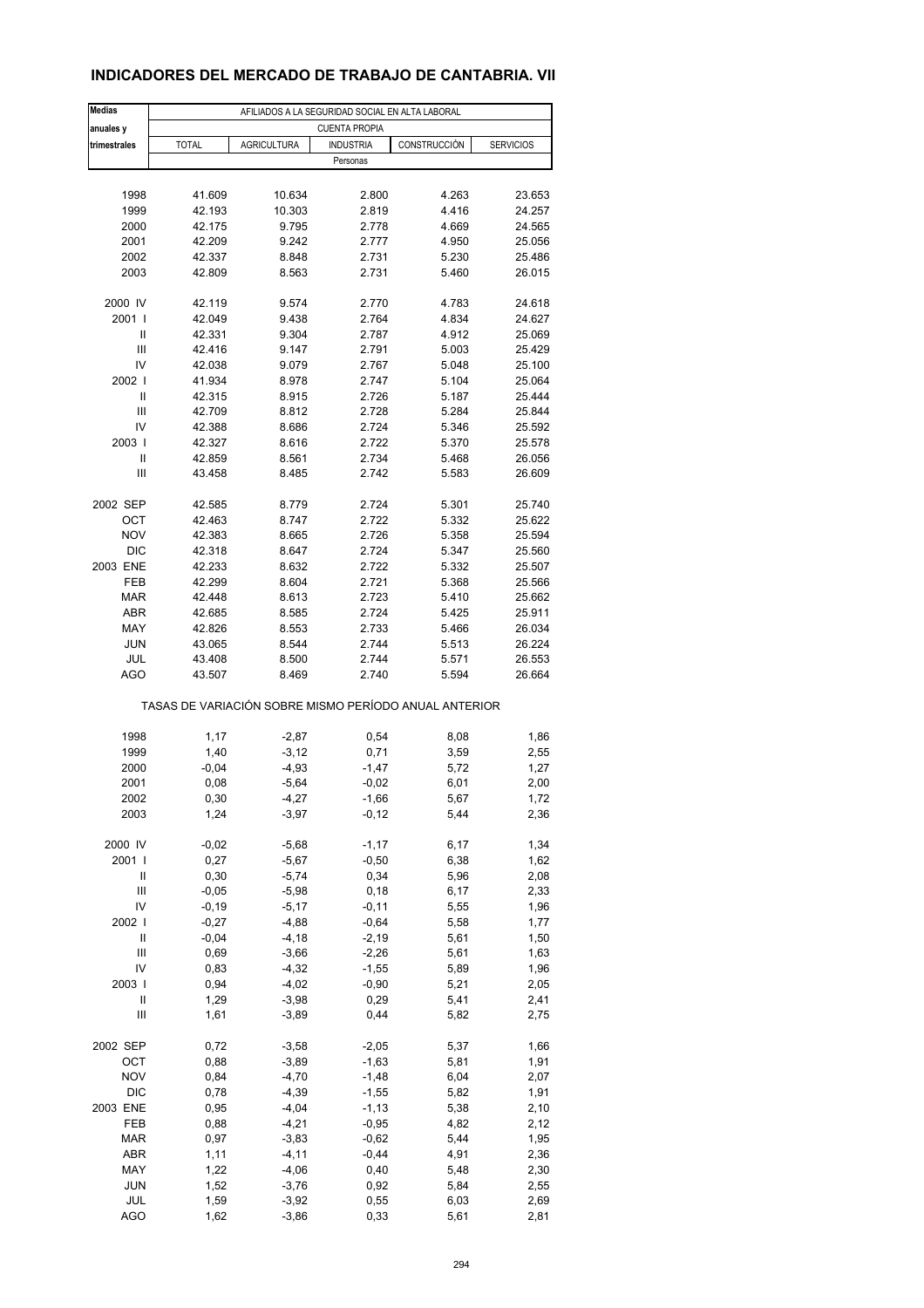## INDICADORES DEL MERCADO DE TRABAJO DE CANTABRIA. VII

| Medias anuales y trimestrales | AFILIADOS A LA SEGURIDAD SOCIAL EN ALTA LABORAL | | | | |
|---|---|---|---|---|---|
| | CUENTA PROPIA | | | | |
| | TOTAL | AGRICULTURA | INDUSTRIA | CONSTRUCCIÓN | SERVICIOS |
| | Personas | | | | |
| 1998 | 41.609 | 10.634 | 2.800 | 4.263 | 23.653 |
| 1999 | 42.193 | 10.303 | 2.819 | 4.416 | 24.257 |
| 2000 | 42.175 | 9.795 | 2.778 | 4.669 | 24.565 |
| 2001 | 42.209 | 9.242 | 2.777 | 4.950 | 25.056 |
| 2002 | 42.337 | 8.848 | 2.731 | 5.230 | 25.486 |
| 2003 | 42.809 | 8.563 | 2.731 | 5.460 | 26.015 |
| 2000 IV | 42.119 | 9.574 | 2.770 | 4.783 | 24.618 |
| 2001 I | 42.049 | 9.438 | 2.764 | 4.834 | 24.627 |
| II | 42.331 | 9.304 | 2.787 | 4.912 | 25.069 |
| III | 42.416 | 9.147 | 2.791 | 5.003 | 25.429 |
| IV | 42.038 | 9.079 | 2.767 | 5.048 | 25.100 |
| 2002 I | 41.934 | 8.978 | 2.747 | 5.104 | 25.064 |
| II | 42.315 | 8.915 | 2.726 | 5.187 | 25.444 |
| III | 42.709 | 8.812 | 2.728 | 5.284 | 25.844 |
| IV | 42.388 | 8.686 | 2.724 | 5.346 | 25.592 |
| 2003 I | 42.327 | 8.616 | 2.722 | 5.370 | 25.578 |
| II | 42.859 | 8.561 | 2.734 | 5.468 | 26.056 |
| III | 43.458 | 8.485 | 2.742 | 5.583 | 26.609 |
| 2002 SEP | 42.585 | 8.779 | 2.724 | 5.301 | 25.740 |
| OCT | 42.463 | 8.747 | 2.722 | 5.332 | 25.622 |
| NOV | 42.383 | 8.665 | 2.726 | 5.358 | 25.594 |
| DIC | 42.318 | 8.647 | 2.724 | 5.347 | 25.560 |
| 2003 ENE | 42.233 | 8.632 | 2.722 | 5.332 | 25.507 |
| FEB | 42.299 | 8.604 | 2.721 | 5.368 | 25.566 |
| MAR | 42.448 | 8.613 | 2.723 | 5.410 | 25.662 |
| ABR | 42.685 | 8.585 | 2.724 | 5.425 | 25.911 |
| MAY | 42.826 | 8.553 | 2.733 | 5.466 | 26.034 |
| JUN | 43.065 | 8.544 | 2.744 | 5.513 | 26.224 |
| JUL | 43.408 | 8.500 | 2.744 | 5.571 | 26.553 |
| AGO | 43.507 | 8.469 | 2.740 | 5.594 | 26.664 |
| | TASAS DE VARIACIÓN SOBRE MISMO PERÍODO ANUAL ANTERIOR | | | | |
| 1998 | 1,17 | -2,87 | 0,54 | 8,08 | 1,86 |
| 1999 | 1,40 | -3,12 | 0,71 | 3,59 | 2,55 |
| 2000 | -0,04 | -4,93 | -1,47 | 5,72 | 1,27 |
| 2001 | 0,08 | -5,64 | -0,02 | 6,01 | 2,00 |
| 2002 | 0,30 | -4,27 | -1,66 | 5,67 | 1,72 |
| 2003 | 1,24 | -3,97 | -0,12 | 5,44 | 2,36 |
| 2000 IV | -0,02 | -5,68 | -1,17 | 6,17 | 1,34 |
| 2001 I | 0,27 | -5,67 | -0,50 | 6,38 | 1,62 |
| II | 0,30 | -5,74 | 0,34 | 5,96 | 2,08 |
| III | -0,05 | -5,98 | 0,18 | 6,17 | 2,33 |
| IV | -0,19 | -5,17 | -0,11 | 5,55 | 1,96 |
| 2002 I | -0,27 | -4,88 | -0,64 | 5,58 | 1,77 |
| II | -0,04 | -4,18 | -2,19 | 5,61 | 1,50 |
| III | 0,69 | -3,66 | -2,26 | 5,61 | 1,63 |
| IV | 0,83 | -4,32 | -1,55 | 5,89 | 1,96 |
| 2003 I | 0,94 | -4,02 | -0,90 | 5,21 | 2,05 |
| II | 1,29 | -3,98 | 0,29 | 5,41 | 2,41 |
| III | 1,61 | -3,89 | 0,44 | 5,82 | 2,75 |
| 2002 SEP | 0,72 | -3,58 | -2,05 | 5,37 | 1,66 |
| OCT | 0,88 | -3,89 | -1,63 | 5,81 | 1,91 |
| NOV | 0,84 | -4,70 | -1,48 | 6,04 | 2,07 |
| DIC | 0,78 | -4,39 | -1,55 | 5,82 | 1,91 |
| 2003 ENE | 0,95 | -4,04 | -1,13 | 5,38 | 2,10 |
| FEB | 0,88 | -4,21 | -0,95 | 4,82 | 2,12 |
| MAR | 0,97 | -3,83 | -0,62 | 5,44 | 1,95 |
| ABR | 1,11 | -4,11 | -0,44 | 4,91 | 2,36 |
| MAY | 1,22 | -4,06 | 0,40 | 5,48 | 2,30 |
| JUN | 1,52 | -3,76 | 0,92 | 5,84 | 2,55 |
| JUL | 1,59 | -3,92 | 0,55 | 6,03 | 2,69 |
| AGO | 1,62 | -3,86 | 0,33 | 5,61 | 2,81 |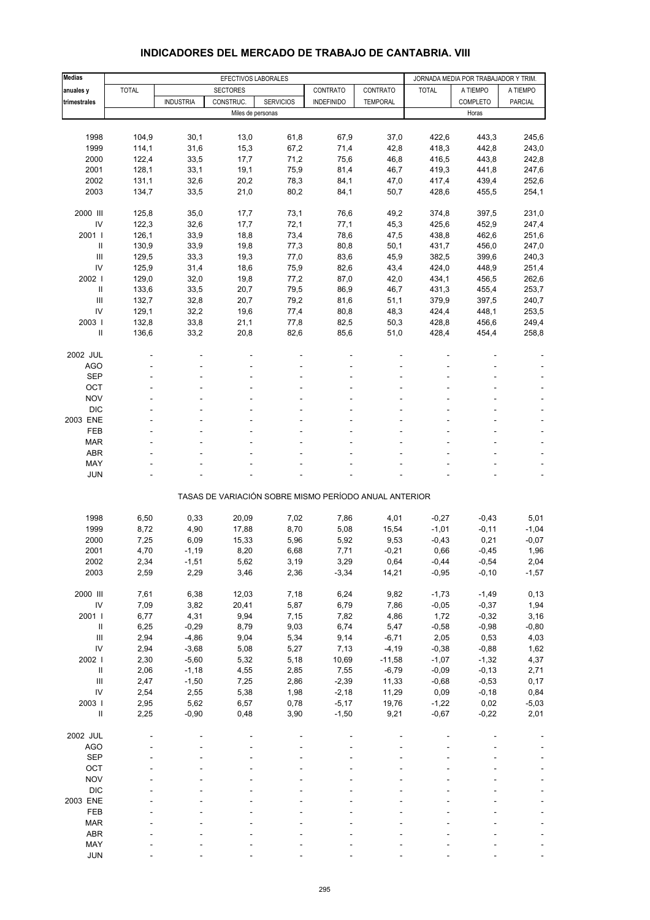# INDICADORES DEL MERCADO DE TRABAJO DE CANTABRIA. VIII

| Medias anuales y trimestrales | EFECTIVOS LABORALES | | | | | | JORNADA MEDIA POR TRABAJADOR Y TRIM. | | |
|---|---|---|---|---|---|---|---|---|---|
| | TOTAL | SECTORES | | | CONTRATO | CONTRATO | TOTAL | A TIEMPO | A TIEMPO |
| | | INDUSTRIA | CONSTRUC. | SERVICIOS | INDEFINIDO | TEMPORAL | | COMPLETO | PARCIAL |
| | Miles de personas | | | | | | Horas | | |
| 1998 | 104,9 | 30,1 | 13,0 | 61,8 | 67,9 | 37,0 | 422,6 | 443,3 | 245,6 |
| 1999 | 114,1 | 31,6 | 15,3 | 67,2 | 71,4 | 42,8 | 418,3 | 442,8 | 243,0 |
| 2000 | 122,4 | 33,5 | 17,7 | 71,2 | 75,6 | 46,8 | 416,5 | 443,8 | 242,8 |
| 2001 | 128,1 | 33,1 | 19,1 | 75,9 | 81,4 | 46,7 | 419,3 | 441,8 | 247,6 |
| 2002 | 131,1 | 32,6 | 20,2 | 78,3 | 84,1 | 47,0 | 417,4 | 439,4 | 252,6 |
| 2003 | 134,7 | 33,5 | 21,0 | 80,2 | 84,1 | 50,7 | 428,6 | 455,5 | 254,1 |
| 2000 III | 125,8 | 35,0 | 17,7 | 73,1 | 76,6 | 49,2 | 374,8 | 397,5 | 231,0 |
| IV | 122,3 | 32,6 | 17,7 | 72,1 | 77,1 | 45,3 | 425,6 | 452,9 | 247,4 |
| 2001 I | 126,1 | 33,9 | 18,8 | 73,4 | 78,6 | 47,5 | 438,8 | 462,6 | 251,6 |
| II | 130,9 | 33,9 | 19,8 | 77,3 | 80,8 | 50,1 | 431,7 | 456,0 | 247,0 |
| III | 129,5 | 33,3 | 19,3 | 77,0 | 83,6 | 45,9 | 382,5 | 399,6 | 240,3 |
| IV | 125,9 | 31,4 | 18,6 | 75,9 | 82,6 | 43,4 | 424,0 | 448,9 | 251,4 |
| 2002 I | 129,0 | 32,0 | 19,8 | 77,2 | 87,0 | 42,0 | 434,1 | 456,5 | 262,6 |
| II | 133,6 | 33,5 | 20,7 | 79,5 | 86,9 | 46,7 | 431,3 | 455,4 | 253,7 |
| III | 132,7 | 32,8 | 20,7 | 79,2 | 81,6 | 51,1 | 379,9 | 397,5 | 240,7 |
| IV | 129,1 | 32,2 | 19,6 | 77,4 | 80,8 | 48,3 | 424,4 | 448,1 | 253,5 |
| 2003 I | 132,8 | 33,8 | 21,1 | 77,8 | 82,5 | 50,3 | 428,8 | 456,6 | 249,4 |
| II | 136,6 | 33,2 | 20,8 | 82,6 | 85,6 | 51,0 | 428,4 | 454,4 | 258,8 |
| 2002 JUL | - | - | - | - | - | - | - | - | - |
| AGO | - | - | - | - | - | - | - | - | - |
| SEP | - | - | - | - | - | - | - | - | - |
| OCT | - | - | - | - | - | - | - | - | - |
| NOV | - | - | - | - | - | - | - | - | - |
| DIC | - | - | - | - | - | - | - | - | - |
| 2003 ENE | - | - | - | - | - | - | - | - | - |
| FEB | - | - | - | - | - | - | - | - | - |
| MAR | - | - | - | - | - | - | - | - | - |
| ABR | - | - | - | - | - | - | - | - | - |
| MAY | - | - | - | - | - | - | - | - | - |
| JUN | - | - | - | - | - | - | - | - | - |
| | TASAS DE VARIACIÓN SOBRE MISMO PERÍODO ANUAL ANTERIOR | | | | | | | | |
| 1998 | 6,50 | 0,33 | 20,09 | 7,02 | 7,86 | 4,01 | -0,27 | -0,43 | 5,01 |
| 1999 | 8,72 | 4,90 | 17,88 | 8,70 | 5,08 | 15,54 | -1,01 | -0,11 | -1,04 |
| 2000 | 7,25 | 6,09 | 15,33 | 5,96 | 5,92 | 9,53 | -0,43 | 0,21 | -0,07 |
| 2001 | 4,70 | -1,19 | 8,20 | 6,68 | 7,71 | -0,21 | 0,66 | -0,45 | 1,96 |
| 2002 | 2,34 | -1,51 | 5,62 | 3,19 | 3,29 | 0,64 | -0,44 | -0,54 | 2,04 |
| 2003 | 2,59 | 2,29 | 3,46 | 2,36 | -3,34 | 14,21 | -0,95 | -0,10 | -1,57 |
| 2000 III | 7,61 | 6,38 | 12,03 | 7,18 | 6,24 | 9,82 | -1,73 | -1,49 | 0,13 |
| IV | 7,09 | 3,82 | 20,41 | 5,87 | 6,79 | 7,86 | -0,05 | -0,37 | 1,94 |
| 2001 I | 6,77 | 4,31 | 9,94 | 7,15 | 7,82 | 4,86 | 1,72 | -0,32 | 3,16 |
| II | 6,25 | -0,29 | 8,79 | 9,03 | 6,74 | 5,47 | -0,58 | -0,98 | -0,80 |
| III | 2,94 | -4,86 | 9,04 | 5,34 | 9,14 | -6,71 | 2,05 | 0,53 | 4,03 |
| IV | 2,94 | -3,68 | 5,08 | 5,27 | 7,13 | -4,19 | -0,38 | -0,88 | 1,62 |
| 2002 I | 2,30 | -5,60 | 5,32 | 5,18 | 10,69 | -11,58 | -1,07 | -1,32 | 4,37 |
| II | 2,06 | -1,18 | 4,55 | 2,85 | 7,55 | -6,79 | -0,09 | -0,13 | 2,71 |
| III | 2,47 | -1,50 | 7,25 | 2,86 | -2,39 | 11,33 | -0,68 | -0,53 | 0,17 |
| IV | 2,54 | 2,55 | 5,38 | 1,98 | -2,18 | 11,29 | 0,09 | -0,18 | 0,84 |
| 2003 I | 2,95 | 5,62 | 6,57 | 0,78 | -5,17 | 19,76 | -1,22 | 0,02 | -5,03 |
| II | 2,25 | -0,90 | 0,48 | 3,90 | -1,50 | 9,21 | -0,67 | -0,22 | 2,01 |
| 2002 JUL | - | - | - | - | - | - | - | - | - |
| AGO | - | - | - | - | - | - | - | - | - |
| SEP | - | - | - | - | - | - | - | - | - |
| OCT | - | - | - | - | - | - | - | - | - |
| NOV | - | - | - | - | - | - | - | - | - |
| DIC | - | - | - | - | - | - | - | - | - |
| 2003 ENE | - | - | - | - | - | - | - | - | - |
| FEB | - | - | - | - | - | - | - | - | - |
| MAR | - | - | - | - | - | - | - | - | - |
| ABR | - | - | - | - | - | - | - | - | - |
| MAY | - | - | - | - | - | - | - | - | - |
| JUN | - | - | - | - | - | - | - | - | - |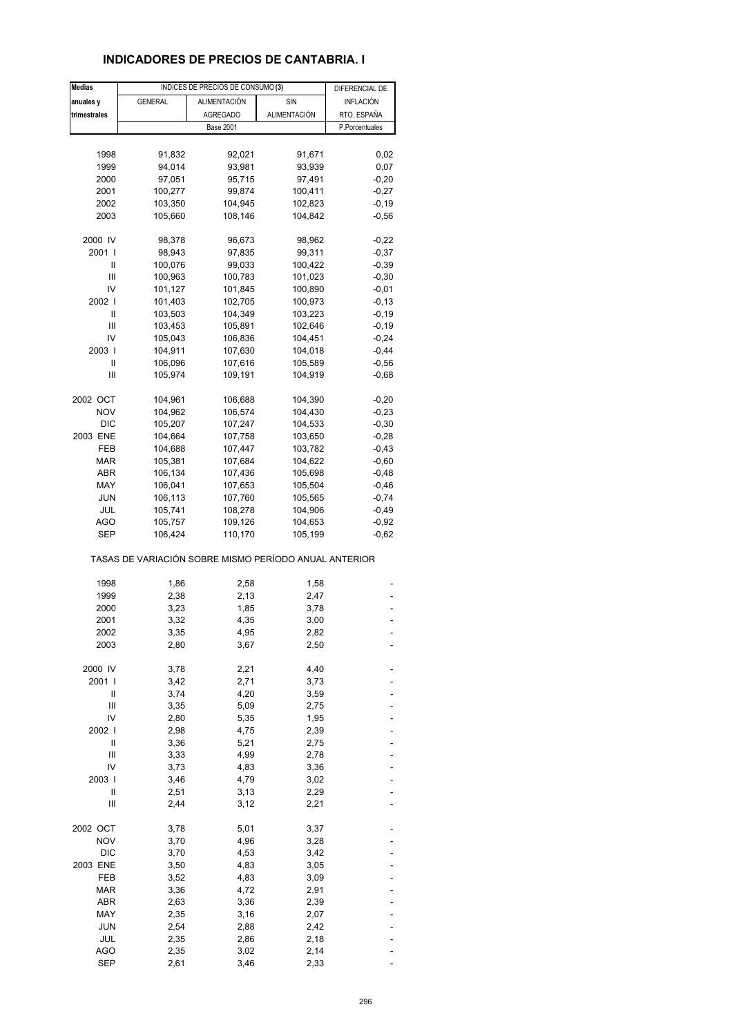## INDICADORES DE PRECIOS DE CANTABRIA. I

| Medias anuales y trimestrales | INDICES DE PRECIOS DE CONSUMO (3) | | | DIFERENCIAL DE INFLACIÓN RTO. ESPAÑA |
|---|---|---|---|---|
| | GENERAL | ALIMENTACIÓN AGREGADO | SIN ALIMENTACIÓN | |
| | Base 2001 | | | P.Porcentuales |
| 1998 | 91,832 | 92,021 | 91,671 | 0,02 |
| 1999 | 94,014 | 93,981 | 93,939 | 0,07 |
| 2000 | 97,051 | 95,715 | 97,491 | -0,20 |
| 2001 | 100,277 | 99,874 | 100,411 | -0,27 |
| 2002 | 103,350 | 104,945 | 102,823 | -0,19 |
| 2003 | 105,660 | 108,146 | 104,842 | -0,56 |
| 2000 IV | 98,378 | 96,673 | 98,962 | -0,22 |
| 2001 I | 98,943 | 97,835 | 99,311 | -0,37 |
| II | 100,076 | 99,033 | 100,422 | -0,39 |
| III | 100,963 | 100,783 | 101,023 | -0,30 |
| IV | 101,127 | 101,845 | 100,890 | -0,01 |
| 2002 I | 101,403 | 102,705 | 100,973 | -0,13 |
| II | 103,503 | 104,349 | 103,223 | -0,19 |
| III | 103,453 | 105,891 | 102,646 | -0,19 |
| IV | 105,043 | 106,836 | 104,451 | -0,24 |
| 2003 I | 104,911 | 107,630 | 104,018 | -0,44 |
| II | 106,096 | 107,616 | 105,589 | -0,56 |
| III | 105,974 | 109,191 | 104,919 | -0,68 |
| 2002 OCT | 104,961 | 106,688 | 104,390 | -0,20 |
| NOV | 104,962 | 106,574 | 104,430 | -0,23 |
| DIC | 105,207 | 107,247 | 104,533 | -0,30 |
| 2003 ENE | 104,664 | 107,758 | 103,650 | -0,28 |
| FEB | 104,688 | 107,447 | 103,782 | -0,43 |
| MAR | 105,381 | 107,684 | 104,622 | -0,60 |
| ABR | 106,134 | 107,436 | 105,698 | -0,48 |
| MAY | 106,041 | 107,653 | 105,504 | -0,46 |
| JUN | 106,113 | 107,760 | 105,565 | -0,74 |
| JUL | 105,741 | 108,278 | 104,906 | -0,49 |
| AGO | 105,757 | 109,126 | 104,653 | -0,92 |
| SEP | 106,424 | 110,170 | 105,199 | -0,62 |
| TASAS DE VARIACIÓN SOBRE MISMO PERÍODO ANUAL ANTERIOR | | | | |
| 1998 | 1,86 | 2,58 | 1,58 | - |
| 1999 | 2,38 | 2,13 | 2,47 | - |
| 2000 | 3,23 | 1,85 | 3,78 | - |
| 2001 | 3,32 | 4,35 | 3,00 | - |
| 2002 | 3,35 | 4,95 | 2,82 | - |
| 2003 | 2,80 | 3,67 | 2,50 | - |
| 2000 IV | 3,78 | 2,21 | 4,40 | - |
| 2001 I | 3,42 | 2,71 | 3,73 | - |
| II | 3,74 | 4,20 | 3,59 | - |
| III | 3,35 | 5,09 | 2,75 | - |
| IV | 2,80 | 5,35 | 1,95 | - |
| 2002 I | 2,98 | 4,75 | 2,39 | - |
| II | 3,36 | 5,21 | 2,75 | - |
| III | 3,33 | 4,99 | 2,78 | - |
| IV | 3,73 | 4,83 | 3,36 | - |
| 2003 I | 3,46 | 4,79 | 3,02 | - |
| II | 2,51 | 3,13 | 2,29 | - |
| III | 2,44 | 3,12 | 2,21 | - |
| 2002 OCT | 3,78 | 5,01 | 3,37 | - |
| NOV | 3,70 | 4,96 | 3,28 | - |
| DIC | 3,70 | 4,53 | 3,42 | - |
| 2003 ENE | 3,50 | 4,83 | 3,05 | - |
| FEB | 3,52 | 4,83 | 3,09 | - |
| MAR | 3,36 | 4,72 | 2,91 | - |
| ABR | 2,63 | 3,36 | 2,39 | - |
| MAY | 2,35 | 3,16 | 2,07 | - |
| JUN | 2,54 | 2,88 | 2,42 | - |
| JUL | 2,35 | 2,86 | 2,18 | - |
| AGO | 2,35 | 3,02 | 2,14 | - |
| SEP | 2,61 | 3,46 | 2,33 | - |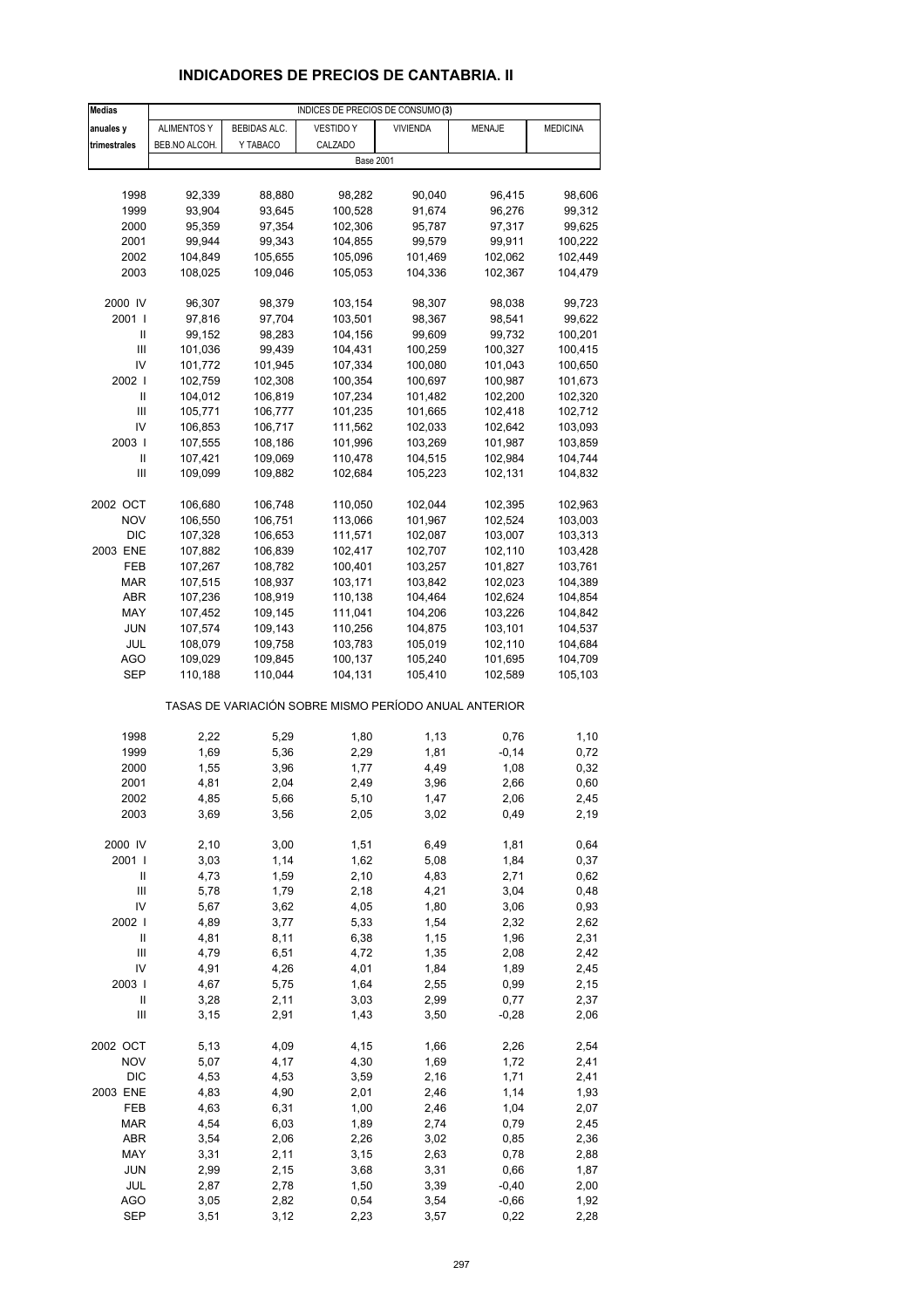# INDICADORES DE PRECIOS DE CANTABRIA. II

| Medias anuales y trimestrales | INDICES DE PRECIOS DE CONSUMO (3) | | | | | |
|---|---|---|---|---|---|---|
| | ALIMENTOS Y BEB.NO ALCOH. | BEBIDAS ALC. Y TABACO | VESTIDO Y CALZADO | VIVIENDA | MENAJE | MEDICINA |
| | Base 2001 | | | | | |
| 1998 | 92,339 | 88,880 | 98,282 | 90,040 | 96,415 | 98,606 |
| 1999 | 93,904 | 93,645 | 100,528 | 91,674 | 96,276 | 99,312 |
| 2000 | 95,359 | 97,354 | 102,306 | 95,787 | 97,317 | 99,625 |
| 2001 | 99,944 | 99,343 | 104,855 | 99,579 | 99,911 | 100,222 |
| 2002 | 104,849 | 105,655 | 105,096 | 101,469 | 102,062 | 102,449 |
| 2003 | 108,025 | 109,046 | 105,053 | 104,336 | 102,367 | 104,479 |
| 2000 IV | 96,307 | 98,379 | 103,154 | 98,307 | 98,038 | 99,723 |
| 2001 I | 97,816 | 97,704 | 103,501 | 98,367 | 98,541 | 99,622 |
| II | 99,152 | 98,283 | 104,156 | 99,609 | 99,732 | 100,201 |
| III | 101,036 | 99,439 | 104,431 | 100,259 | 100,327 | 100,415 |
| IV | 101,772 | 101,945 | 107,334 | 100,080 | 101,043 | 100,650 |
| 2002 I | 102,759 | 102,308 | 100,354 | 100,697 | 100,987 | 101,673 |
| II | 104,012 | 106,819 | 107,234 | 101,482 | 102,200 | 102,320 |
| III | 105,771 | 106,777 | 101,235 | 101,665 | 102,418 | 102,712 |
| IV | 106,853 | 106,717 | 111,562 | 102,033 | 102,642 | 103,093 |
| 2003 I | 107,555 | 108,186 | 101,996 | 103,269 | 101,987 | 103,859 |
| II | 107,421 | 109,069 | 110,478 | 104,515 | 102,984 | 104,744 |
| III | 109,099 | 109,882 | 102,684 | 105,223 | 102,131 | 104,832 |
| 2002 OCT | 106,680 | 106,748 | 110,050 | 102,044 | 102,395 | 102,963 |
| NOV | 106,550 | 106,751 | 113,066 | 101,967 | 102,524 | 103,003 |
| DIC | 107,328 | 106,653 | 111,571 | 102,087 | 103,007 | 103,313 |
| 2003 ENE | 107,882 | 106,839 | 102,417 | 102,707 | 102,110 | 103,428 |
| FEB | 107,267 | 108,782 | 100,401 | 103,257 | 101,827 | 103,761 |
| MAR | 107,515 | 108,937 | 103,171 | 103,842 | 102,023 | 104,389 |
| ABR | 107,236 | 108,919 | 110,138 | 104,464 | 102,624 | 104,854 |
| MAY | 107,452 | 109,145 | 111,041 | 104,206 | 103,226 | 104,842 |
| JUN | 107,574 | 109,143 | 110,256 | 104,875 | 103,101 | 104,537 |
| JUL | 108,079 | 109,758 | 103,783 | 105,019 | 102,110 | 104,684 |
| AGO | 109,029 | 109,845 | 100,137 | 105,240 | 101,695 | 104,709 |
| SEP | 110,188 | 110,044 | 104,131 | 105,410 | 102,589 | 105,103 |
| | TASAS DE VARIACIÓN SOBRE MISMO PERÍODO ANUAL ANTERIOR | | | | | |
| 1998 | 2,22 | 5,29 | 1,80 | 1,13 | 0,76 | 1,10 |
| 1999 | 1,69 | 5,36 | 2,29 | 1,81 | -0,14 | 0,72 |
| 2000 | 1,55 | 3,96 | 1,77 | 4,49 | 1,08 | 0,32 |
| 2001 | 4,81 | 2,04 | 2,49 | 3,96 | 2,66 | 0,60 |
| 2002 | 4,85 | 5,66 | 5,10 | 1,47 | 2,06 | 2,45 |
| 2003 | 3,69 | 3,56 | 2,05 | 3,02 | 0,49 | 2,19 |
| 2000 IV | 2,10 | 3,00 | 1,51 | 6,49 | 1,81 | 0,64 |
| 2001 I | 3,03 | 1,14 | 1,62 | 5,08 | 1,84 | 0,37 |
| II | 4,73 | 1,59 | 2,10 | 4,83 | 2,71 | 0,62 |
| III | 5,78 | 1,79 | 2,18 | 4,21 | 3,04 | 0,48 |
| IV | 5,67 | 3,62 | 4,05 | 1,80 | 3,06 | 0,93 |
| 2002 I | 4,89 | 3,77 | 5,33 | 1,54 | 2,32 | 2,62 |
| II | 4,81 | 8,11 | 6,38 | 1,15 | 1,96 | 2,31 |
| III | 4,79 | 6,51 | 4,72 | 1,35 | 2,08 | 2,42 |
| IV | 4,91 | 4,26 | 4,01 | 1,84 | 1,89 | 2,45 |
| 2003 I | 4,67 | 5,75 | 1,64 | 2,55 | 0,99 | 2,15 |
| II | 3,28 | 2,11 | 3,03 | 2,99 | 0,77 | 2,37 |
| III | 3,15 | 2,91 | 1,43 | 3,50 | -0,28 | 2,06 |
| 2002 OCT | 5,13 | 4,09 | 4,15 | 1,66 | 2,26 | 2,54 |
| NOV | 5,07 | 4,17 | 4,30 | 1,69 | 1,72 | 2,41 |
| DIC | 4,53 | 4,53 | 3,59 | 2,16 | 1,71 | 2,41 |
| 2003 ENE | 4,83 | 4,90 | 2,01 | 2,46 | 1,14 | 1,93 |
| FEB | 4,63 | 6,31 | 1,00 | 2,46 | 1,04 | 2,07 |
| MAR | 4,54 | 6,03 | 1,89 | 2,74 | 0,79 | 2,45 |
| ABR | 3,54 | 2,06 | 2,26 | 3,02 | 0,85 | 2,36 |
| MAY | 3,31 | 2,11 | 3,15 | 2,63 | 0,78 | 2,88 |
| JUN | 2,99 | 2,15 | 3,68 | 3,31 | 0,66 | 1,87 |
| JUL | 2,87 | 2,78 | 1,50 | 3,39 | -0,40 | 2,00 |
| AGO | 3,05 | 2,82 | 0,54 | 3,54 | -0,66 | 1,92 |
| SEP | 3,51 | 3,12 | 2,23 | 3,57 | 0,22 | 2,28 |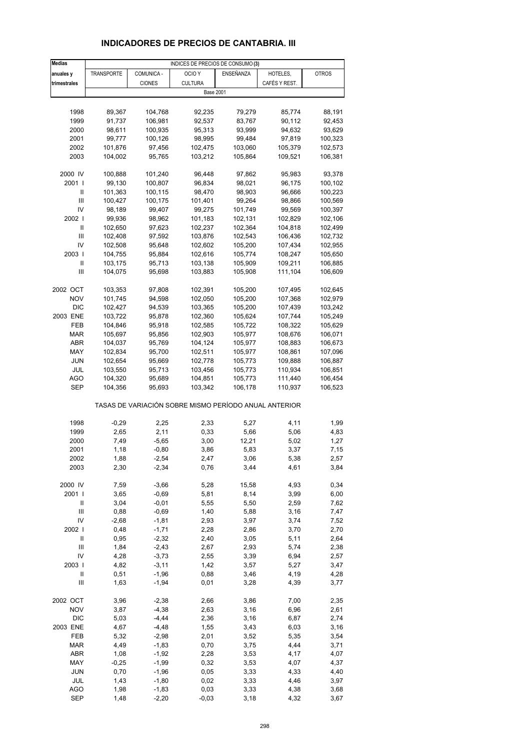# INDICADORES DE PRECIOS DE CANTABRIA. III

| Medias anuales y trimestrales | INDICES DE PRECIOS DE CONSUMO (3) | | | | | |
|---|---|---|---|---|---|---|
| | TRANSPORTE | COMUNICA - CIONES | OCIO Y CULTURA | ENSEÑANZA | HOTELES, CAFÉS Y REST. | OTROS |
| | Base 2001 | | | | | |
| 1998 | 89,367 | 104,768 | 92,235 | 79,279 | 85,774 | 88,191 |
| 1999 | 91,737 | 106,981 | 92,537 | 83,767 | 90,112 | 92,453 |
| 2000 | 98,611 | 100,935 | 95,313 | 93,999 | 94,632 | 93,629 |
| 2001 | 99,777 | 100,126 | 98,995 | 99,484 | 97,819 | 100,323 |
| 2002 | 101,876 | 97,456 | 102,475 | 103,060 | 105,379 | 102,573 |
| 2003 | 104,002 | 95,765 | 103,212 | 105,864 | 109,521 | 106,381 |
| 2000 IV | 100,888 | 101,240 | 96,448 | 97,862 | 95,983 | 93,378 |
| 2001 I | 99,130 | 100,807 | 96,834 | 98,021 | 96,175 | 100,102 |
| II | 101,363 | 100,115 | 98,470 | 98,903 | 96,666 | 100,223 |
| III | 100,427 | 100,175 | 101,401 | 99,264 | 98,866 | 100,569 |
| IV | 98,189 | 99,407 | 99,275 | 101,749 | 99,569 | 100,397 |
| 2002 I | 99,936 | 98,962 | 101,183 | 102,131 | 102,829 | 102,106 |
| II | 102,650 | 97,623 | 102,237 | 102,364 | 104,818 | 102,499 |
| III | 102,408 | 97,592 | 103,876 | 102,543 | 106,436 | 102,732 |
| IV | 102,508 | 95,648 | 102,602 | 105,200 | 107,434 | 102,955 |
| 2003 I | 104,755 | 95,884 | 102,616 | 105,774 | 108,247 | 105,650 |
| II | 103,175 | 95,713 | 103,138 | 105,909 | 109,211 | 106,885 |
| III | 104,075 | 95,698 | 103,883 | 105,908 | 111,104 | 106,609 |
| 2002 OCT | 103,353 | 97,808 | 102,391 | 105,200 | 107,495 | 102,645 |
| NOV | 101,745 | 94,598 | 102,050 | 105,200 | 107,368 | 102,979 |
| DIC | 102,427 | 94,539 | 103,365 | 105,200 | 107,439 | 103,242 |
| 2003 ENE | 103,722 | 95,878 | 102,360 | 105,624 | 107,744 | 105,249 |
| FEB | 104,846 | 95,918 | 102,585 | 105,722 | 108,322 | 105,629 |
| MAR | 105,697 | 95,856 | 102,903 | 105,977 | 108,676 | 106,071 |
| ABR | 104,037 | 95,769 | 104,124 | 105,977 | 108,883 | 106,673 |
| MAY | 102,834 | 95,700 | 102,511 | 105,977 | 108,861 | 107,096 |
| JUN | 102,654 | 95,669 | 102,778 | 105,773 | 109,888 | 106,887 |
| JUL | 103,550 | 95,713 | 103,456 | 105,773 | 110,934 | 106,851 |
| AGO | 104,320 | 95,689 | 104,851 | 105,773 | 111,440 | 106,454 |
| SEP | 104,356 | 95,693 | 103,342 | 106,178 | 110,937 | 106,523 |
| | TASAS DE VARIACIÓN SOBRE MISMO PERÍODO ANUAL ANTERIOR | | | | | |
| 1998 | -0,29 | 2,25 | 2,33 | 5,27 | 4,11 | 1,99 |
| 1999 | 2,65 | 2,11 | 0,33 | 5,66 | 5,06 | 4,83 |
| 2000 | 7,49 | -5,65 | 3,00 | 12,21 | 5,02 | 1,27 |
| 2001 | 1,18 | -0,80 | 3,86 | 5,83 | 3,37 | 7,15 |
| 2002 | 1,88 | -2,54 | 2,47 | 3,06 | 5,38 | 2,57 |
| 2003 | 2,30 | -2,34 | 0,76 | 3,44 | 4,61 | 3,84 |
| 2000 IV | 7,59 | -3,66 | 5,28 | 15,58 | 4,93 | 0,34 |
| 2001 I | 3,65 | -0,69 | 5,81 | 8,14 | 3,99 | 6,00 |
| II | 3,04 | -0,01 | 5,55 | 5,50 | 2,59 | 7,62 |
| III | 0,88 | -0,69 | 1,40 | 5,88 | 3,16 | 7,47 |
| IV | -2,68 | -1,81 | 2,93 | 3,97 | 3,74 | 7,52 |
| 2002 I | 0,48 | -1,71 | 2,28 | 2,86 | 3,70 | 2,70 |
| II | 0,95 | -2,32 | 2,40 | 3,05 | 5,11 | 2,64 |
| III | 1,84 | -2,43 | 2,67 | 2,93 | 5,74 | 2,38 |
| IV | 4,28 | -3,73 | 2,55 | 3,39 | 6,94 | 2,57 |
| 2003 I | 4,82 | -3,11 | 1,42 | 3,57 | 5,27 | 3,47 |
| II | 0,51 | -1,96 | 0,88 | 3,46 | 4,19 | 4,28 |
| III | 1,63 | -1,94 | 0,01 | 3,28 | 4,39 | 3,77 |
| 2002 OCT | 3,96 | -2,38 | 2,66 | 3,86 | 7,00 | 2,35 |
| NOV | 3,87 | -4,38 | 2,63 | 3,16 | 6,96 | 2,61 |
| DIC | 5,03 | -4,44 | 2,36 | 3,16 | 6,87 | 2,74 |
| 2003 ENE | 4,67 | -4,48 | 1,55 | 3,43 | 6,03 | 3,16 |
| FEB | 5,32 | -2,98 | 2,01 | 3,52 | 5,35 | 3,54 |
| MAR | 4,49 | -1,83 | 0,70 | 3,75 | 4,44 | 3,71 |
| ABR | 1,08 | -1,92 | 2,28 | 3,53 | 4,17 | 4,07 |
| MAY | -0,25 | -1,99 | 0,32 | 3,53 | 4,07 | 4,37 |
| JUN | 0,70 | -1,96 | 0,05 | 3,33 | 4,33 | 4,40 |
| JUL | 1,43 | -1,80 | 0,02 | 3,33 | 4,46 | 3,97 |
| AGO | 1,98 | -1,83 | 0,03 | 3,33 | 4,38 | 3,68 |
| SEP | 1,48 | -2,20 | -0,03 | 3,18 | 4,32 | 3,67 |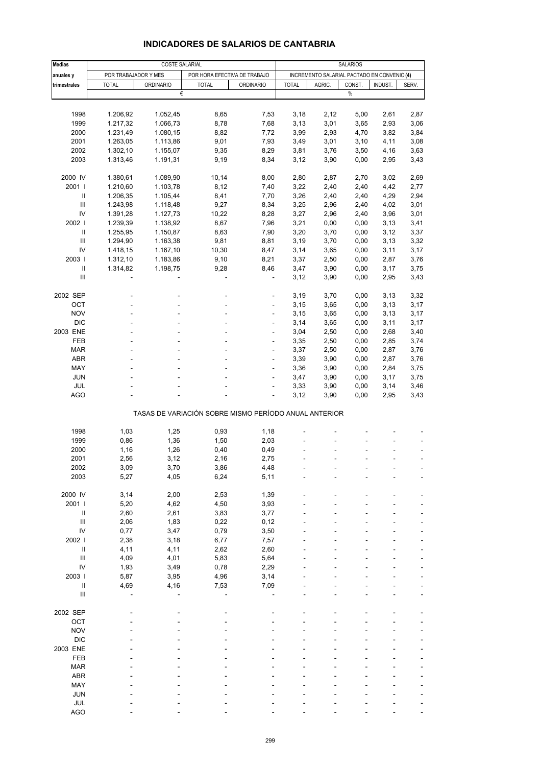# INDICADORES DE SALARIOS DE CANTABRIA

| Medias anuales y trimestrales | COSTE SALARIAL | | | | SALARIOS | | | | |
|---|---|---|---|---|---|---|---|---|---|
| | POR TRABAJADOR Y MES | | POR HORA EFECTIVA DE TRABAJO | | INCREMENTO SALARIAL PACTADO EN CONVENIO (4) | | | | |
| | TOTAL | ORDINARIO | TOTAL | ORDINARIO | TOTAL | AGRIC. | CONST. | INDUST. | SERV. |
| | € | | | | % | | | | |
| 1998 | 1.206,92 | 1.052,45 | 8,65 | 7,53 | 3,18 | 2,12 | 5,00 | 2,61 | 2,87 |
| 1999 | 1.217,32 | 1.066,73 | 8,78 | 7,68 | 3,13 | 3,01 | 3,65 | 2,93 | 3,06 |
| 2000 | 1.231,49 | 1.080,15 | 8,82 | 7,72 | 3,99 | 2,93 | 4,70 | 3,82 | 3,84 |
| 2001 | 1.263,05 | 1.113,86 | 9,01 | 7,93 | 3,49 | 3,01 | 3,10 | 4,11 | 3,08 |
| 2002 | 1.302,10 | 1.155,07 | 9,35 | 8,29 | 3,81 | 3,76 | 3,50 | 4,16 | 3,63 |
| 2003 | 1.313,46 | 1.191,31 | 9,19 | 8,34 | 3,12 | 3,90 | 0,00 | 2,95 | 3,43 |
| 2000 IV | 1.380,61 | 1.089,90 | 10,14 | 8,00 | 2,80 | 2,87 | 2,70 | 3,02 | 2,69 |
| 2001 I | 1.210,60 | 1.103,78 | 8,12 | 7,40 | 3,22 | 2,40 | 2,40 | 4,42 | 2,77 |
| II | 1.206,35 | 1.105,44 | 8,41 | 7,70 | 3,26 | 2,40 | 2,40 | 4,29 | 2,94 |
| III | 1.243,98 | 1.118,48 | 9,27 | 8,34 | 3,25 | 2,96 | 2,40 | 4,02 | 3,01 |
| IV | 1.391,28 | 1.127,73 | 10,22 | 8,28 | 3,27 | 2,96 | 2,40 | 3,96 | 3,01 |
| 2002 I | 1.239,39 | 1.138,92 | 8,67 | 7,96 | 3,21 | 0,00 | 0,00 | 3,13 | 3,41 |
| II | 1.255,95 | 1.150,87 | 8,63 | 7,90 | 3,20 | 3,70 | 0,00 | 3,12 | 3,37 |
| III | 1.294,90 | 1.163,38 | 9,81 | 8,81 | 3,19 | 3,70 | 0,00 | 3,13 | 3,32 |
| IV | 1.418,15 | 1.167,10 | 10,30 | 8,47 | 3,14 | 3,65 | 0,00 | 3,11 | 3,17 |
| 2003 I | 1.312,10 | 1.183,86 | 9,10 | 8,21 | 3,37 | 2,50 | 0,00 | 2,87 | 3,76 |
| II | 1.314,82 | 1.198,75 | 9,28 | 8,46 | 3,47 | 3,90 | 0,00 | 3,17 | 3,75 |
| III | - | - | - | - | 3,12 | 3,90 | 0,00 | 2,95 | 3,43 |
| 2002 SEP | - | - | - | - | 3,19 | 3,70 | 0,00 | 3,13 | 3,32 |
| OCT | - | - | - | - | 3,15 | 3,65 | 0,00 | 3,13 | 3,17 |
| NOV | - | - | - | - | 3,15 | 3,65 | 0,00 | 3,13 | 3,17 |
| DIC | - | - | - | - | 3,14 | 3,65 | 0,00 | 3,11 | 3,17 |
| 2003 ENE | - | - | - | - | 3,04 | 2,50 | 0,00 | 2,68 | 3,40 |
| FEB | - | - | - | - | 3,35 | 2,50 | 0,00 | 2,85 | 3,74 |
| MAR | - | - | - | - | 3,37 | 2,50 | 0,00 | 2,87 | 3,76 |
| ABR | - | - | - | - | 3,39 | 3,90 | 0,00 | 2,87 | 3,76 |
| MAY | - | - | - | - | 3,36 | 3,90 | 0,00 | 2,84 | 3,75 |
| JUN | - | - | - | - | 3,47 | 3,90 | 0,00 | 3,17 | 3,75 |
| JUL | - | - | - | - | 3,33 | 3,90 | 0,00 | 3,14 | 3,46 |
| AGO | - | - | - | - | 3,12 | 3,90 | 0,00 | 2,95 | 3,43 |
| **TASAS DE VARIACIÓN SOBRE MISMO PERÍODO ANUAL ANTERIOR** | | | | | | | | | |
| 1998 | 1,03 | 1,25 | 0,93 | 1,18 | - | - | - | - | - |
| 1999 | 0,86 | 1,36 | 1,50 | 2,03 | - | - | - | - | - |
| 2000 | 1,16 | 1,26 | 0,40 | 0,49 | - | - | - | - | - |
| 2001 | 2,56 | 3,12 | 2,16 | 2,75 | - | - | - | - | - |
| 2002 | 3,09 | 3,70 | 3,86 | 4,48 | - | - | - | - | - |
| 2003 | 5,27 | 4,05 | 6,24 | 5,11 | - | - | - | - | - |
| 2000 IV | 3,14 | 2,00 | 2,53 | 1,39 | - | - | - | - | - |
| 2001 I | 5,20 | 4,62 | 4,50 | 3,93 | - | - | - | - | - |
| II | 2,60 | 2,61 | 3,83 | 3,77 | - | - | - | - | - |
| III | 2,06 | 1,83 | 0,22 | 0,12 | - | - | - | - | - |
| IV | 0,77 | 3,47 | 0,79 | 3,50 | - | - | - | - | - |
| 2002 I | 2,38 | 3,18 | 6,77 | 7,57 | - | - | - | - | - |
| II | 4,11 | 4,11 | 2,62 | 2,60 | - | - | - | - | - |
| III | 4,09 | 4,01 | 5,83 | 5,64 | - | - | - | - | - |
| IV | 1,93 | 3,49 | 0,78 | 2,29 | - | - | - | - | - |
| 2003 I | 5,87 | 3,95 | 4,96 | 3,14 | - | - | - | - | - |
| II | 4,69 | 4,16 | 7,53 | 7,09 | - | - | - | - | - |
| III | - | - | - | - | - | - | - | - | - |
| 2002 SEP | - | - | - | - | - | - | - | - | - |
| OCT | - | - | - | - | - | - | - | - | - |
| NOV | - | - | - | - | - | - | - | - | - |
| DIC | - | - | - | - | - | - | - | - | - |
| 2003 ENE | - | - | - | - | - | - | - | - | - |
| FEB | - | - | - | - | - | - | - | - | - |
| MAR | - | - | - | - | - | - | - | - | - |
| ABR | - | - | - | - | - | - | - | - | - |
| MAY | - | - | - | - | - | - | - | - | - |
| JUN | - | - | - | - | - | - | - | - | - |
| JUL | - | - | - | - | - | - | - | - | - |
| AGO | - | - | - | - | - | - | - | - | - |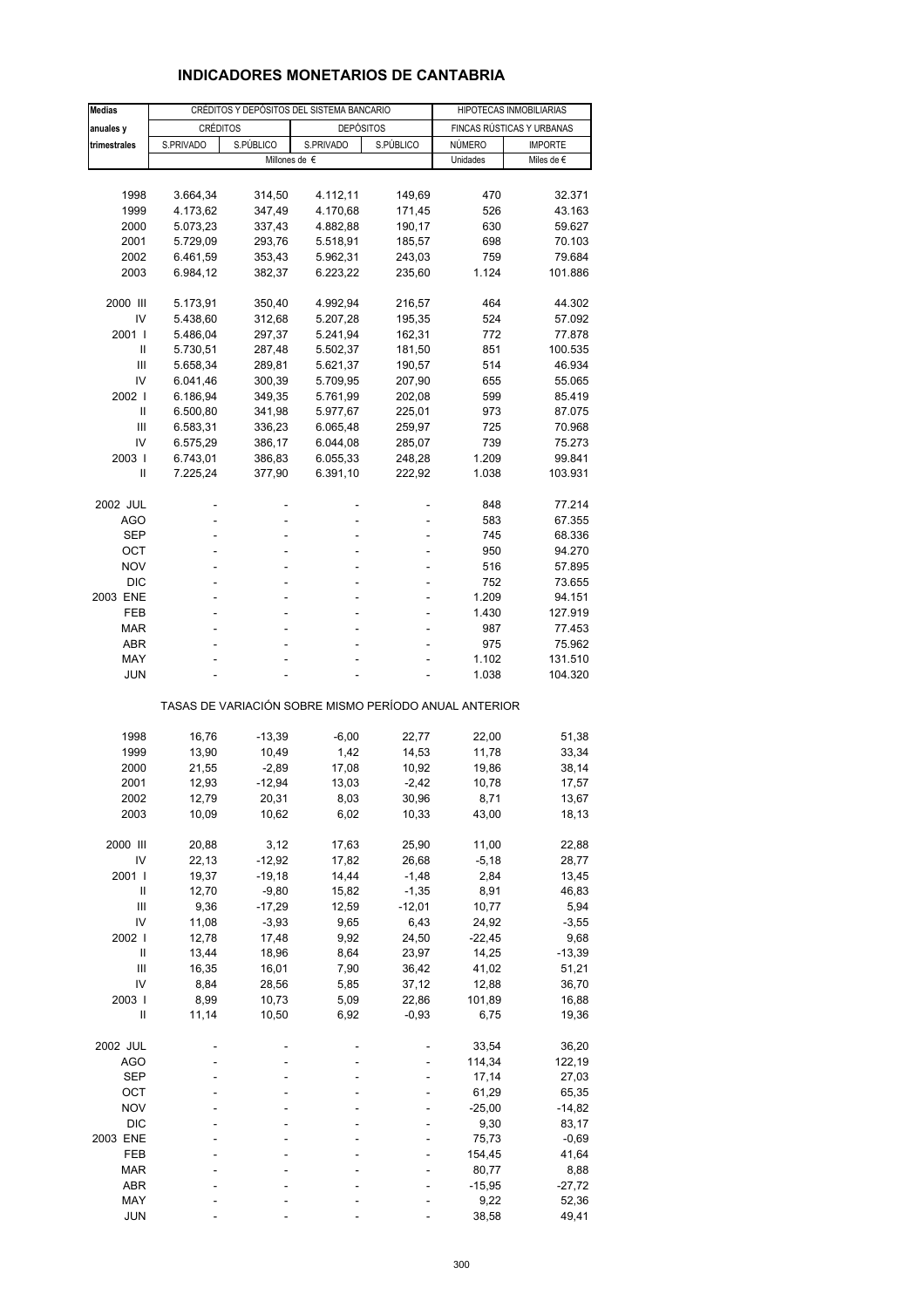# INDICADORES MONETARIOS DE CANTABRIA

| Medias anuales y trimestrales | CRÉDITOS Y DEPÓSITOS DEL SISTEMA BANCARIO | | | | HIPOTECAS INMOBILIARIAS | |
|---|---|---|---|---|---|---|
| | CRÉDITOS | | DEPÓSITOS | | FINCAS RÚSTICAS Y URBANAS | |
| | S.PRIVADO | S.PÚBLICO | S.PRIVADO | S.PÚBLICO | NÚMERO | IMPORTE |
| | Millones de € | | | | Unidades | Miles de € |
| 1998 | 3.664,34 | 314,50 | 4.112,11 | 149,69 | 470 | 32.371 |
| 1999 | 4.173,62 | 347,49 | 4.170,68 | 171,45 | 526 | 43.163 |
| 2000 | 5.073,23 | 337,43 | 4.882,88 | 190,17 | 630 | 59.627 |
| 2001 | 5.729,09 | 293,76 | 5.518,91 | 185,57 | 698 | 70.103 |
| 2002 | 6.461,59 | 353,43 | 5.962,31 | 243,03 | 759 | 79.684 |
| 2003 | 6.984,12 | 382,37 | 6.223,22 | 235,60 | 1.124 | 101.886 |
| 2000 III | 5.173,91 | 350,40 | 4.992,94 | 216,57 | 464 | 44.302 |
| IV | 5.438,60 | 312,68 | 5.207,28 | 195,35 | 524 | 57.092 |
| 2001 I | 5.486,04 | 297,37 | 5.241,94 | 162,31 | 772 | 77.878 |
| II | 5.730,51 | 287,48 | 5.502,37 | 181,50 | 851 | 100.535 |
| III | 5.658,34 | 289,81 | 5.621,37 | 190,57 | 514 | 46.934 |
| IV | 6.041,46 | 300,39 | 5.709,95 | 207,90 | 655 | 55.065 |
| 2002 I | 6.186,94 | 349,35 | 5.761,99 | 202,08 | 599 | 85.419 |
| II | 6.500,80 | 341,98 | 5.977,67 | 225,01 | 973 | 87.075 |
| III | 6.583,31 | 336,23 | 6.065,48 | 259,97 | 725 | 70.968 |
| IV | 6.575,29 | 386,17 | 6.044,08 | 285,07 | 739 | 75.273 |
| 2003 I | 6.743,01 | 386,83 | 6.055,33 | 248,28 | 1.209 | 99.841 |
| II | 7.225,24 | 377,90 | 6.391,10 | 222,92 | 1.038 | 103.931 |
| 2002 JUL | - | - | - | - | 848 | 77.214 |
| AGO | - | - | - | - | 583 | 67.355 |
| SEP | - | - | - | - | 745 | 68.336 |
| OCT | - | - | - | - | 950 | 94.270 |
| NOV | - | - | - | - | 516 | 57.895 |
| DIC | - | - | - | - | 752 | 73.655 |
| 2003 ENE | - | - | - | - | 1.209 | 94.151 |
| FEB | - | - | - | - | 1.430 | 127.919 |
| MAR | - | - | - | - | 987 | 77.453 |
| ABR | - | - | - | - | 975 | 75.962 |
| MAY | - | - | - | - | 1.102 | 131.510 |
| JUN | - | - | - | - | 1.038 | 104.320 |
| | TASAS DE VARIACIÓN SOBRE MISMO PERÍODO ANUAL ANTERIOR | | | | | |
| 1998 | 16,76 | -13,39 | -6,00 | 22,77 | 22,00 | 51,38 |
| 1999 | 13,90 | 10,49 | 1,42 | 14,53 | 11,78 | 33,34 |
| 2000 | 21,55 | -2,89 | 17,08 | 10,92 | 19,86 | 38,14 |
| 2001 | 12,93 | -12,94 | 13,03 | -2,42 | 10,78 | 17,57 |
| 2002 | 12,79 | 20,31 | 8,03 | 30,96 | 8,71 | 13,67 |
| 2003 | 10,09 | 10,62 | 6,02 | 10,33 | 43,00 | 18,13 |
| 2000 III | 20,88 | 3,12 | 17,63 | 25,90 | 11,00 | 22,88 |
| IV | 22,13 | -12,92 | 17,82 | 26,68 | -5,18 | 28,77 |
| 2001 I | 19,37 | -19,18 | 14,44 | -1,48 | 2,84 | 13,45 |
| II | 12,70 | -9,80 | 15,82 | -1,35 | 8,91 | 46,83 |
| III | 9,36 | -17,29 | 12,59 | -12,01 | 10,77 | 5,94 |
| IV | 11,08 | -3,93 | 9,65 | 6,43 | 24,92 | -3,55 |
| 2002 I | 12,78 | 17,48 | 9,92 | 24,50 | -22,45 | 9,68 |
| II | 13,44 | 18,96 | 8,64 | 23,97 | 14,25 | -13,39 |
| III | 16,35 | 16,01 | 7,90 | 36,42 | 41,02 | 51,21 |
| IV | 8,84 | 28,56 | 5,85 | 37,12 | 12,88 | 36,70 |
| 2003 I | 8,99 | 10,73 | 5,09 | 22,86 | 101,89 | 16,88 |
| II | 11,14 | 10,50 | 6,92 | -0,93 | 6,75 | 19,36 |
| 2002 JUL | - | - | - | - | 33,54 | 36,20 |
| AGO | - | - | - | - | 114,34 | 122,19 |
| SEP | - | - | - | - | 17,14 | 27,03 |
| OCT | - | - | - | - | 61,29 | 65,35 |
| NOV | - | - | - | - | -25,00 | -14,82 |
| DIC | - | - | - | - | 9,30 | 83,17 |
| 2003 ENE | - | - | - | - | 75,73 | -0,69 |
| FEB | - | - | - | - | 154,45 | 41,64 |
| MAR | - | - | - | - | 80,77 | 8,88 |
| ABR | - | - | - | - | -15,95 | -27,72 |
| MAY | - | - | - | - | 9,22 | 52,36 |
| JUN | - | - | - | - | 38,58 | 49,41 |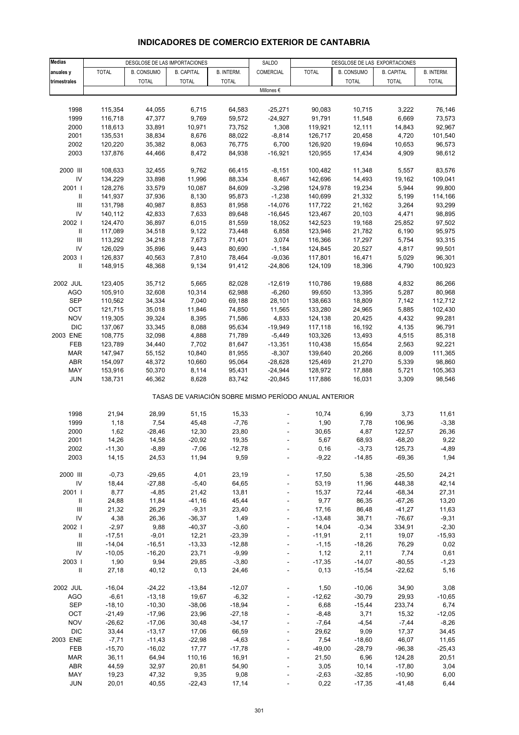# INDICADORES DE COMERCIO EXTERIOR DE CANTABRIA

| Medias anuales y trimestrales | DESGLOSE DE LAS IMPORTACIONES | | | | SALDO | DESGLOSE DE LAS EXPORTACIONES | | | |
|---|---|---|---|---|---|---|---|---|---|
| | TOTAL | B. CONSUMO TOTAL | B. CAPITAL TOTAL | B. INTERM. TOTAL | COMERCIAL | TOTAL | B. CONSUMO TOTAL | B. CAPITAL TOTAL | B. INTERM. TOTAL |
| | | | | | Millones € | | | | |
| 1998 | 115,354 | 44,055 | 6,715 | 64,583 | -25,271 | 90,083 | 10,715 | 3,222 | 76,146 |
| 1999 | 116,718 | 47,377 | 9,769 | 59,572 | -24,927 | 91,791 | 11,548 | 6,669 | 73,573 |
| 2000 | 118,613 | 33,891 | 10,971 | 73,752 | 1,308 | 119,921 | 12,111 | 14,843 | 92,967 |
| 2001 | 135,531 | 38,834 | 8,676 | 88,022 | -8,814 | 126,717 | 20,458 | 4,720 | 101,540 |
| 2002 | 120,220 | 35,382 | 8,063 | 76,775 | 6,700 | 126,920 | 19,694 | 10,653 | 96,573 |
| 2003 | 137,876 | 44,466 | 8,472 | 84,938 | -16,921 | 120,955 | 17,434 | 4,909 | 98,612 |
| 2000 III | 108,633 | 32,455 | 9,762 | 66,415 | -8,151 | 100,482 | 11,348 | 5,557 | 83,576 |
| IV | 134,229 | 33,898 | 11,996 | 88,334 | 8,467 | 142,696 | 14,493 | 19,162 | 109,041 |
| 2001 I | 128,276 | 33,579 | 10,087 | 84,609 | -3,298 | 124,978 | 19,234 | 5,944 | 99,800 |
| II | 141,937 | 37,936 | 8,130 | 95,873 | -1,238 | 140,699 | 21,332 | 5,199 | 114,166 |
| III | 131,798 | 40,987 | 8,853 | 81,958 | -14,076 | 117,722 | 21,162 | 3,264 | 93,299 |
| IV | 140,112 | 42,833 | 7,633 | 89,648 | -16,645 | 123,467 | 20,103 | 4,471 | 98,895 |
| 2002 I | 124,470 | 36,897 | 6,015 | 81,559 | 18,052 | 142,523 | 19,168 | 25,852 | 97,502 |
| II | 117,089 | 34,518 | 9,122 | 73,448 | 6,858 | 123,946 | 21,782 | 6,190 | 95,975 |
| III | 113,292 | 34,218 | 7,673 | 71,401 | 3,074 | 116,366 | 17,297 | 5,754 | 93,315 |
| IV | 126,029 | 35,896 | 9,443 | 80,690 | -1,184 | 124,845 | 20,527 | 4,817 | 99,501 |
| 2003 I | 126,837 | 40,563 | 7,810 | 78,464 | -9,036 | 117,801 | 16,471 | 5,029 | 96,301 |
| II | 148,915 | 48,368 | 9,134 | 91,412 | -24,806 | 124,109 | 18,396 | 4,790 | 100,923 |
| 2002 JUL | 123,405 | 35,712 | 5,665 | 82,028 | -12,619 | 110,786 | 19,688 | 4,832 | 86,266 |
| AGO | 105,910 | 32,608 | 10,314 | 62,988 | -6,260 | 99,650 | 13,395 | 5,287 | 80,968 |
| SEP | 110,562 | 34,334 | 7,040 | 69,188 | 28,101 | 138,663 | 18,809 | 7,142 | 112,712 |
| OCT | 121,715 | 35,018 | 11,846 | 74,850 | 11,565 | 133,280 | 24,965 | 5,885 | 102,430 |
| NOV | 119,305 | 39,324 | 8,395 | 71,586 | 4,833 | 124,138 | 20,425 | 4,432 | 99,281 |
| DIC | 137,067 | 33,345 | 8,088 | 95,634 | -19,949 | 117,118 | 16,192 | 4,135 | 96,791 |
| 2003 ENE | 108,775 | 32,098 | 4,888 | 71,789 | -5,449 | 103,326 | 13,493 | 4,515 | 85,318 |
| FEB | 123,789 | 34,440 | 7,702 | 81,647 | -13,351 | 110,438 | 15,654 | 2,563 | 92,221 |
| MAR | 147,947 | 55,152 | 10,840 | 81,955 | -8,307 | 139,640 | 20,266 | 8,009 | 111,365 |
| ABR | 154,097 | 48,372 | 10,660 | 95,064 | -28,628 | 125,469 | 21,270 | 5,339 | 98,860 |
| MAY | 153,916 | 50,370 | 8,114 | 95,431 | -24,944 | 128,972 | 17,888 | 5,721 | 105,363 |
| JUN | 138,731 | 46,362 | 8,628 | 83,742 | -20,845 | 117,886 | 16,031 | 3,309 | 98,546 |
| | TASAS DE VARIACIÓN SOBRE MISMO PERÍODO ANUAL ANTERIOR | | | | | | | | |
| 1998 | 21,94 | 28,99 | 51,15 | 15,33 | - | 10,74 | 6,99 | 3,73 | 11,61 |
| 1999 | 1,18 | 7,54 | 45,48 | -7,76 | - | 1,90 | 7,78 | 106,96 | -3,38 |
| 2000 | 1,62 | -28,46 | 12,30 | 23,80 | - | 30,65 | 4,87 | 122,57 | 26,36 |
| 2001 | 14,26 | 14,58 | -20,92 | 19,35 | - | 5,67 | 68,93 | -68,20 | 9,22 |
| 2002 | -11,30 | -8,89 | -7,06 | -12,78 | - | 0,16 | -3,73 | 125,73 | -4,89 |
| 2003 | 14,15 | 24,53 | 11,94 | 9,59 | - | -9,22 | -14,85 | -69,36 | 1,94 |
| 2000 III | -0,73 | -29,65 | 4,01 | 23,19 | - | 17,50 | 5,38 | -25,50 | 24,21 |
| IV | 18,44 | -27,88 | -5,40 | 64,65 | - | 53,19 | 11,96 | 448,38 | 42,14 |
| 2001 I | 8,77 | -4,85 | 21,42 | 13,81 | - | 15,37 | 72,44 | -68,34 | 27,31 |
| II | 24,88 | 11,84 | -41,16 | 45,44 | - | 9,77 | 86,35 | -67,26 | 13,20 |
| III | 21,32 | 26,29 | -9,31 | 23,40 | - | 17,16 | 86,48 | -41,27 | 11,63 |
| IV | 4,38 | 26,36 | -36,37 | 1,49 | - | -13,48 | 38,71 | -76,67 | -9,31 |
| 2002 I | -2,97 | 9,88 | -40,37 | -3,60 | - | 14,04 | -0,34 | 334,91 | -2,30 |
| II | -17,51 | -9,01 | 12,21 | -23,39 | - | -11,91 | 2,11 | 19,07 | -15,93 |
| III | -14,04 | -16,51 | -13,33 | -12,88 | - | -1,15 | -18,26 | 76,29 | 0,02 |
| IV | -10,05 | -16,20 | 23,71 | -9,99 | - | 1,12 | 2,11 | 7,74 | 0,61 |
| 2003 I | 1,90 | 9,94 | 29,85 | -3,80 | - | -17,35 | -14,07 | -80,55 | -1,23 |
| II | 27,18 | 40,12 | 0,13 | 24,46 | - | 0,13 | -15,54 | -22,62 | 5,16 |
| 2002 JUL | -16,04 | -24,22 | -13,84 | -12,07 | - | 1,50 | -10,06 | 34,90 | 3,08 |
| AGO | -6,61 | -13,18 | 19,67 | -6,32 | - | -12,62 | -30,79 | 29,93 | -10,65 |
| SEP | -18,10 | -10,30 | -38,06 | -18,94 | - | 6,68 | -15,44 | 233,74 | 6,74 |
| OCT | -21,49 | -17,96 | 23,96 | -27,18 | - | -8,48 | 3,71 | 15,32 | -12,05 |
| NOV | -26,62 | -17,06 | 30,48 | -34,17 | - | -7,64 | -4,54 | -7,44 | -8,26 |
| DIC | 33,44 | -13,17 | 17,06 | 66,59 | - | 29,62 | 9,09 | 17,37 | 34,45 |
| 2003 ENE | -7,71 | -11,43 | -22,98 | -4,63 | - | 7,54 | -18,60 | 46,07 | 11,65 |
| FEB | -15,70 | -16,02 | 17,77 | -17,78 | - | -49,00 | -28,79 | -96,38 | -25,43 |
| MAR | 36,11 | 64,94 | 110,16 | 16,91 | - | 21,50 | 6,96 | 124,28 | 20,51 |
| ABR | 44,59 | 32,97 | 20,81 | 54,90 | - | 3,05 | 10,14 | -17,80 | 3,04 |
| MAY | 19,23 | 47,32 | 9,35 | 9,08 | - | -2,63 | -32,85 | -10,90 | 6,00 |
| JUN | 20,01 | 40,55 | -22,43 | 17,14 | - | 0,22 | -17,35 | -41,48 | 6,44 |